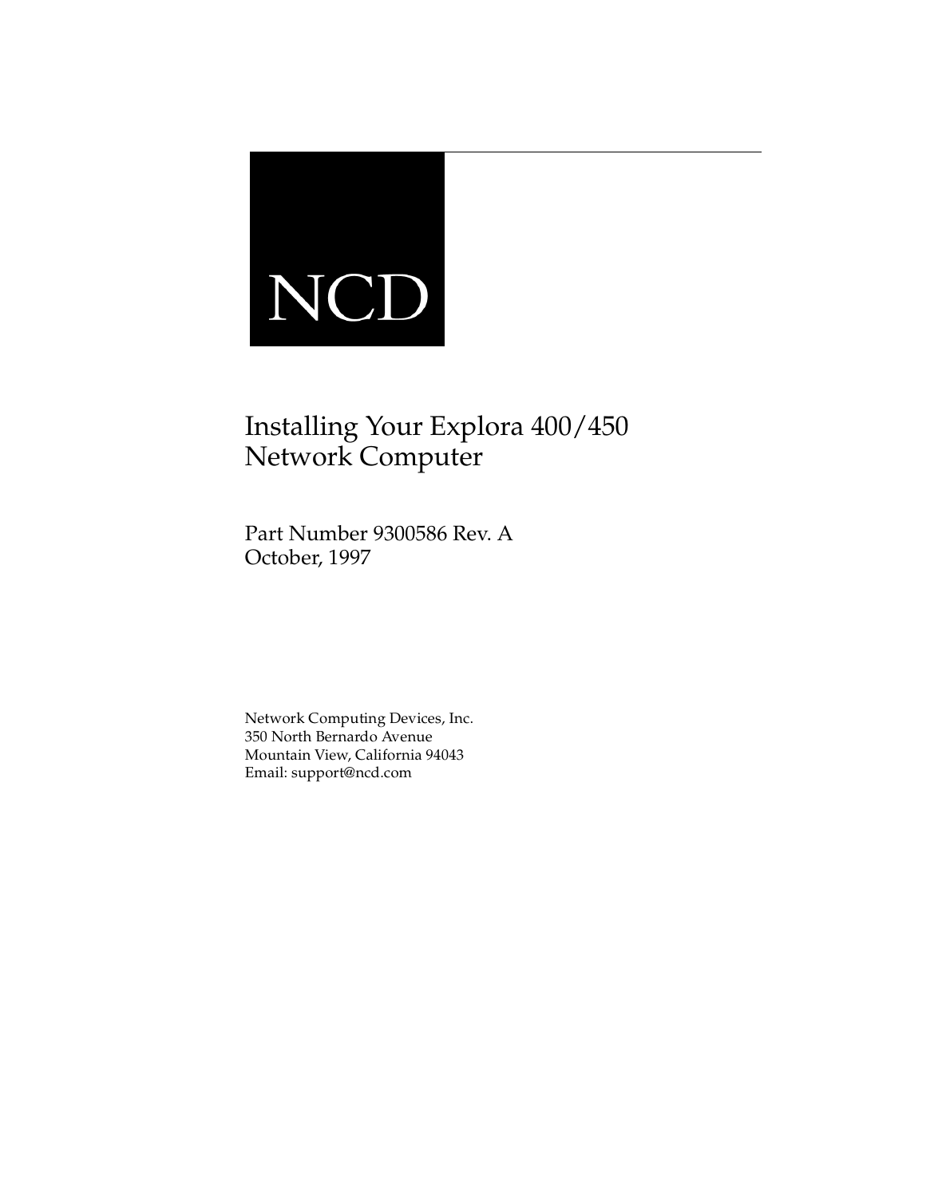NCD

# Installing Your Explora 400/450 Network Computer

Part Number 9300586 Rev. A
October, 1997

Network Computing Devices, Inc.
350 North Bernardo Avenue
Mountain View, California 94043
Email: support@ncd.com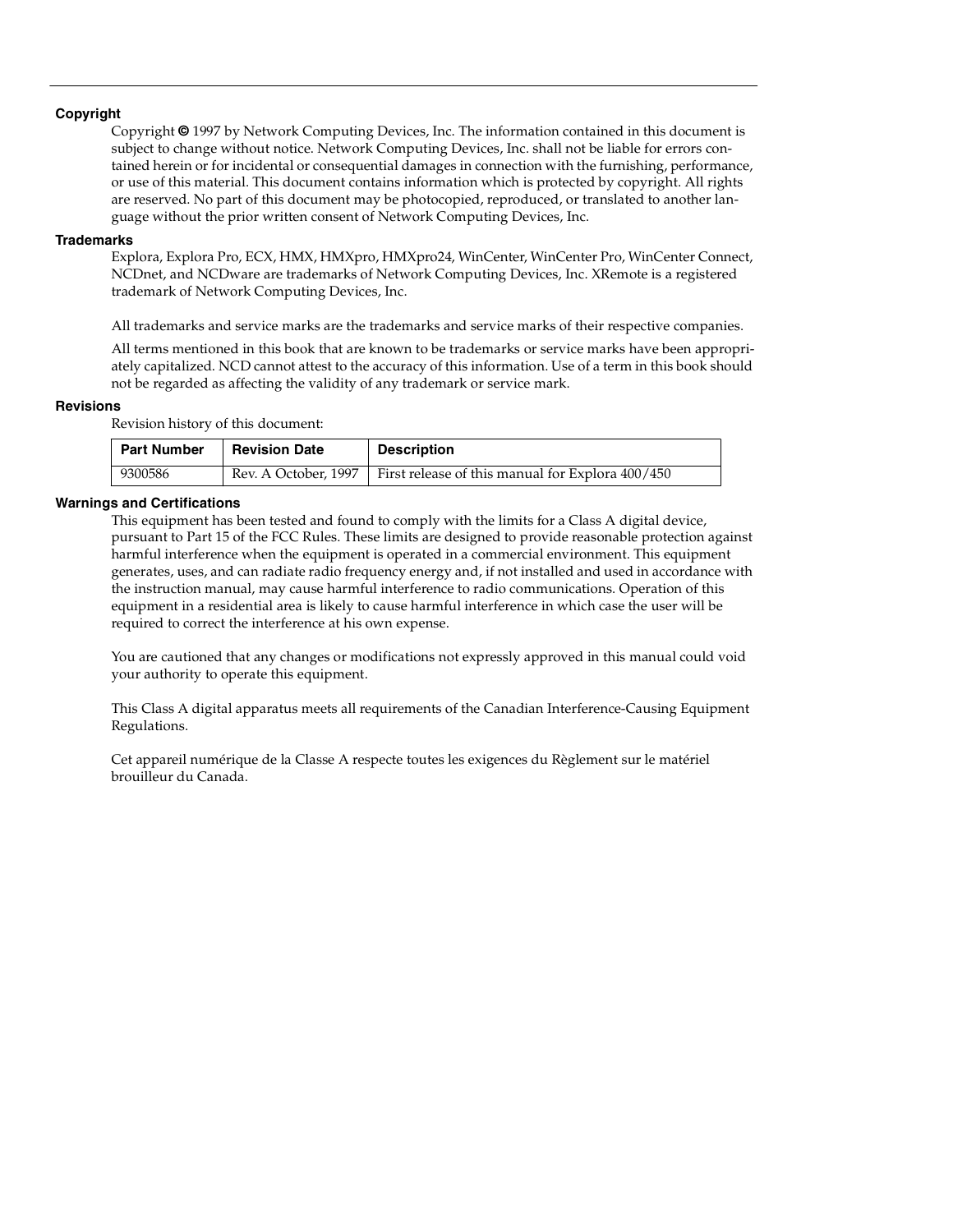## Copyright

Copyright © 1997 by Network Computing Devices, Inc. The information contained in this document is subject to change without notice. Network Computing Devices, Inc. shall not be liable for errors contained herein or for incidental or consequential damages in connection with the furnishing, performance, or use of this material. This document contains information which is protected by copyright. All rights are reserved. No part of this document may be photocopied, reproduced, or translated to another language without the prior written consent of Network Computing Devices, Inc.

## Trademarks

Explora, Explora Pro, ECX, HMX, HMXpro, HMXpro24, WinCenter, WinCenter Pro, WinCenter Connect, NCDnet, and NCDware are trademarks of Network Computing Devices, Inc. XRemote is a registered trademark of Network Computing Devices, Inc.

All trademarks and service marks are the trademarks and service marks of their respective companies.

All terms mentioned in this book that are known to be trademarks or service marks have been appropriately capitalized. NCD cannot attest to the accuracy of this information. Use of a term in this book should not be regarded as affecting the validity of any trademark or service mark.

## Revisions

Revision history of this document:

| Part Number | Revision Date | Description |
|---|---|---|
| 9300586 | Rev. A October, 1997 | First release of this manual for Explora 400/450 |

## Warnings and Certifications

This equipment has been tested and found to comply with the limits for a Class A digital device, pursuant to Part 15 of the FCC Rules. These limits are designed to provide reasonable protection against harmful interference when the equipment is operated in a commercial environment. This equipment generates, uses, and can radiate radio frequency energy and, if not installed and used in accordance with the instruction manual, may cause harmful interference to radio communications. Operation of this equipment in a residential area is likely to cause harmful interference in which case the user will be required to correct the interference at his own expense.

You are cautioned that any changes or modifications not expressly approved in this manual could void your authority to operate this equipment.

This Class A digital apparatus meets all requirements of the Canadian Interference-Causing Equipment Regulations.

Cet appareil numérique de la Classe A respecte toutes les exigences du Règlement sur le matériel brouilleur du Canada.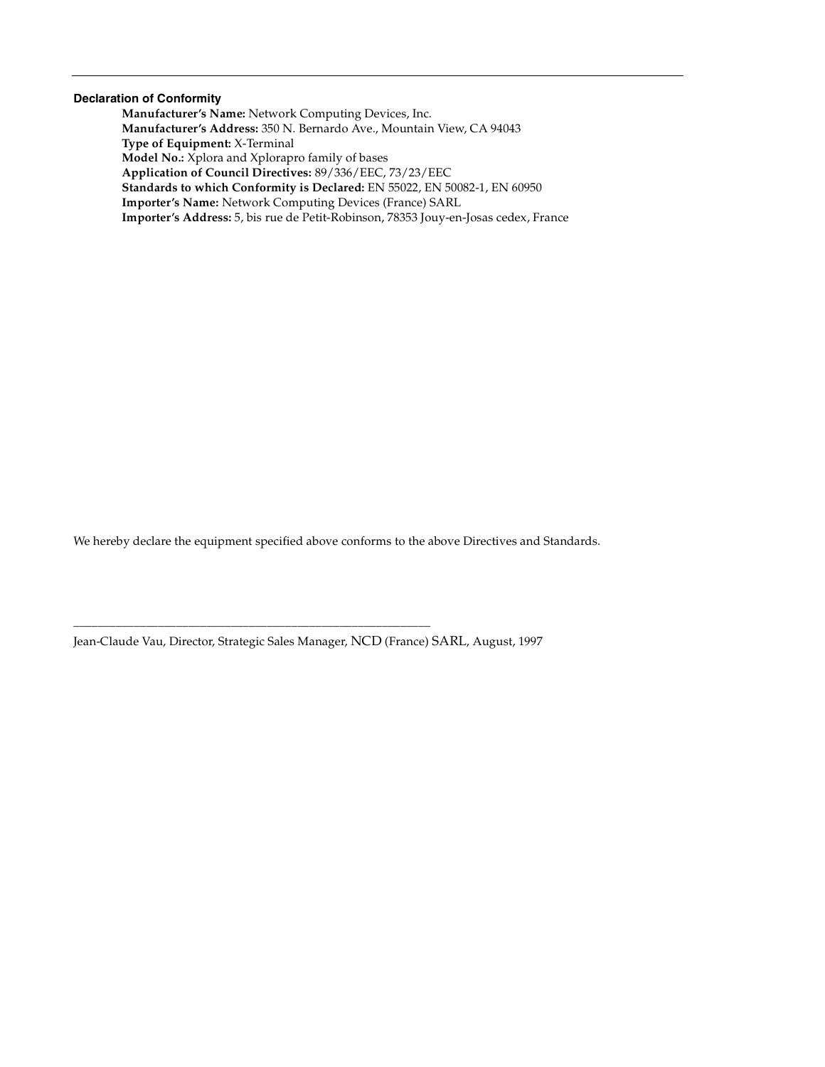### Declaration of Conformity

**Manufacturer's Name:** Network Computing Devices, Inc.
**Manufacturer's Address:** 350 N. Bernardo Ave., Mountain View, CA 94043
**Type of Equipment:** X-Terminal
**Model No.:** Xplora and Xplorapro family of bases
**Application of Council Directives:** 89/336/EEC, 73/23/EEC
**Standards to which Conformity is Declared:** EN 55022, EN 50082-1, EN 60950
**Importer's Name:** Network Computing Devices (France) SARL
**Importer's Address:** 5, bis rue de Petit-Robinson, 78353 Jouy-en-Josas cedex, France

We hereby declare the equipment specified above conforms to the above Directives and Standards.

\_\_\_\_\_\_\_\_\_\_\_\_\_\_\_\_\_\_\_\_\_\_\_\_\_\_\_\_\_\_\_\_\_\_\_\_\_\_\_\_\_\_\_\_\_\_\_\_\_\_\_\_\_\_\_\_

Jean-Claude Vau, Director, Strategic Sales Manager, NCD (France) SARL, August, 1997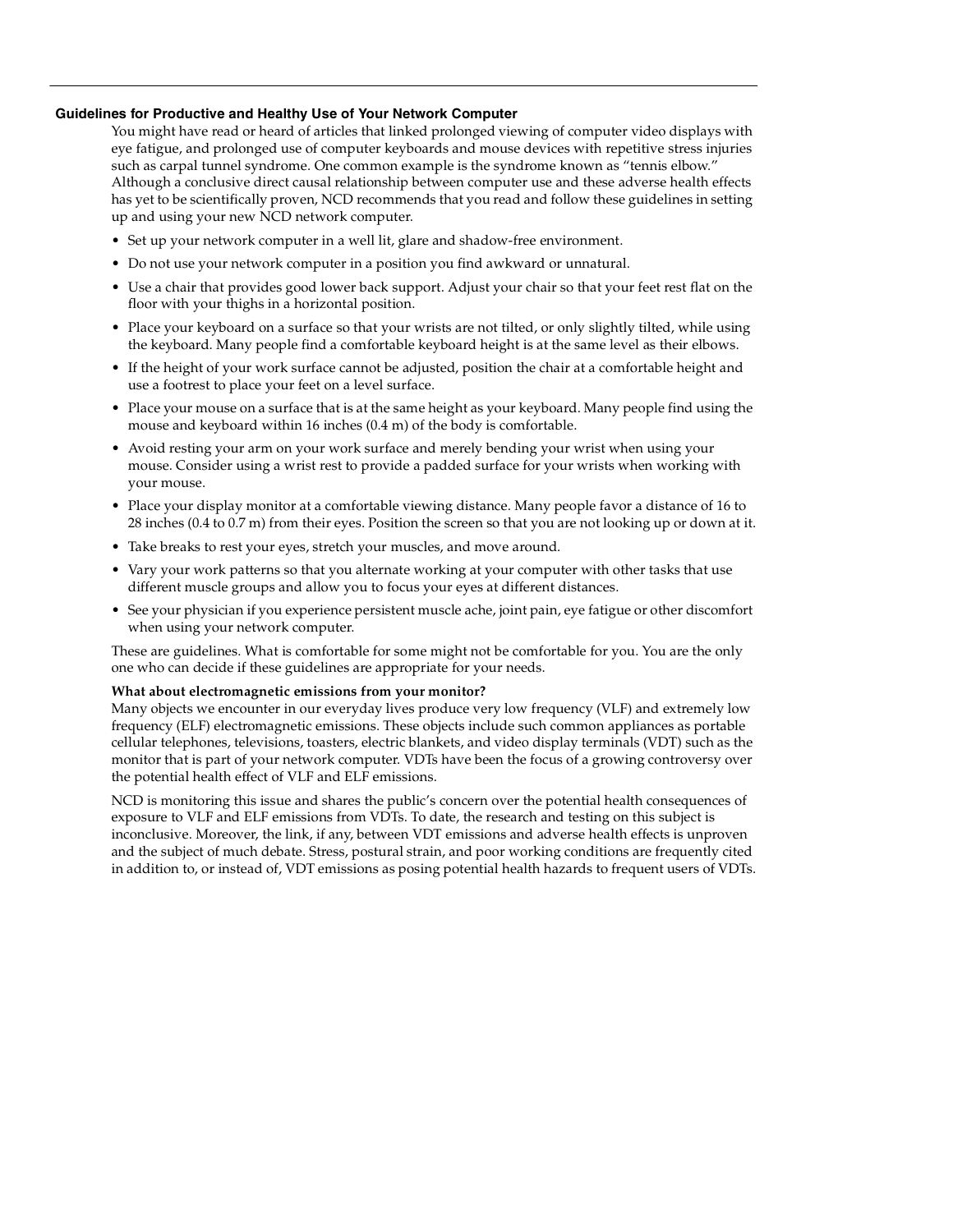## Guidelines for Productive and Healthy Use of Your Network Computer

You might have read or heard of articles that linked prolonged viewing of computer video displays with eye fatigue, and prolonged use of computer keyboards and mouse devices with repetitive stress injuries such as carpal tunnel syndrome. One common example is the syndrome known as "tennis elbow." Although a conclusive direct causal relationship between computer use and these adverse health effects has yet to be scientifically proven, NCD recommends that you read and follow these guidelines in setting up and using your new NCD network computer.

- Set up your network computer in a well lit, glare and shadow-free environment.
- Do not use your network computer in a position you find awkward or unnatural.
- Use a chair that provides good lower back support. Adjust your chair so that your feet rest flat on the floor with your thighs in a horizontal position.
- Place your keyboard on a surface so that your wrists are not tilted, or only slightly tilted, while using the keyboard. Many people find a comfortable keyboard height is at the same level as their elbows.
- If the height of your work surface cannot be adjusted, position the chair at a comfortable height and use a footrest to place your feet on a level surface.
- Place your mouse on a surface that is at the same height as your keyboard. Many people find using the mouse and keyboard within 16 inches (0.4 m) of the body is comfortable.
- Avoid resting your arm on your work surface and merely bending your wrist when using your mouse. Consider using a wrist rest to provide a padded surface for your wrists when working with your mouse.
- Place your display monitor at a comfortable viewing distance. Many people favor a distance of 16 to 28 inches (0.4 to 0.7 m) from their eyes. Position the screen so that you are not looking up or down at it.
- Take breaks to rest your eyes, stretch your muscles, and move around.
- Vary your work patterns so that you alternate working at your computer with other tasks that use different muscle groups and allow you to focus your eyes at different distances.
- See your physician if you experience persistent muscle ache, joint pain, eye fatigue or other discomfort when using your network computer.

These are guidelines. What is comfortable for some might not be comfortable for you. You are the only one who can decide if these guidelines are appropriate for your needs.

**What about electromagnetic emissions from your monitor?**

Many objects we encounter in our everyday lives produce very low frequency (VLF) and extremely low frequency (ELF) electromagnetic emissions. These objects include such common appliances as portable cellular telephones, televisions, toasters, electric blankets, and video display terminals (VDT) such as the monitor that is part of your network computer. VDTs have been the focus of a growing controversy over the potential health effect of VLF and ELF emissions.

NCD is monitoring this issue and shares the public's concern over the potential health consequences of exposure to VLF and ELF emissions from VDTs. To date, the research and testing on this subject is inconclusive. Moreover, the link, if any, between VDT emissions and adverse health effects is unproven and the subject of much debate. Stress, postural strain, and poor working conditions are frequently cited in addition to, or instead of, VDT emissions as posing potential health hazards to frequent users of VDTs.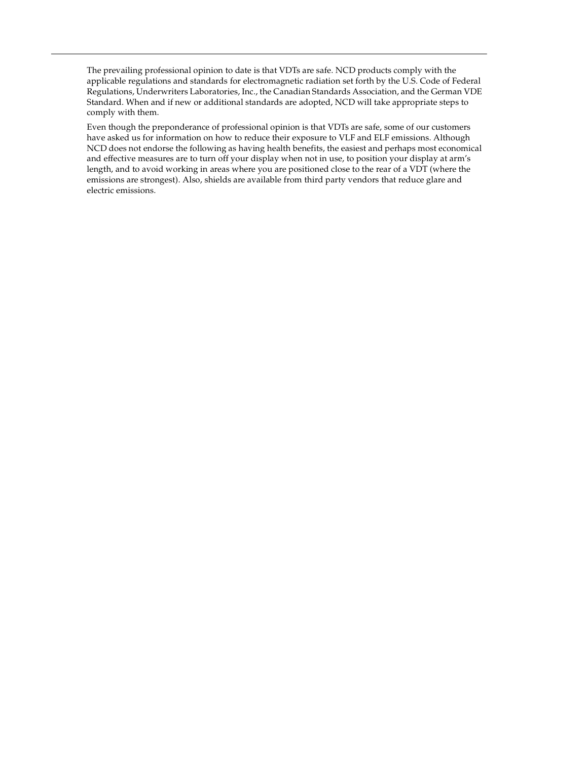The prevailing professional opinion to date is that VDTs are safe. NCD products comply with the applicable regulations and standards for electromagnetic radiation set forth by the U.S. Code of Federal Regulations, Underwriters Laboratories, Inc., the Canadian Standards Association, and the German VDE Standard. When and if new or additional standards are adopted, NCD will take appropriate steps to comply with them.

Even though the preponderance of professional opinion is that VDTs are safe, some of our customers have asked us for information on how to reduce their exposure to VLF and ELF emissions. Although NCD does not endorse the following as having health benefits, the easiest and perhaps most economical and effective measures are to turn off your display when not in use, to position your display at arm's length, and to avoid working in areas where you are positioned close to the rear of a VDT (where the emissions are strongest). Also, shields are available from third party vendors that reduce glare and electric emissions.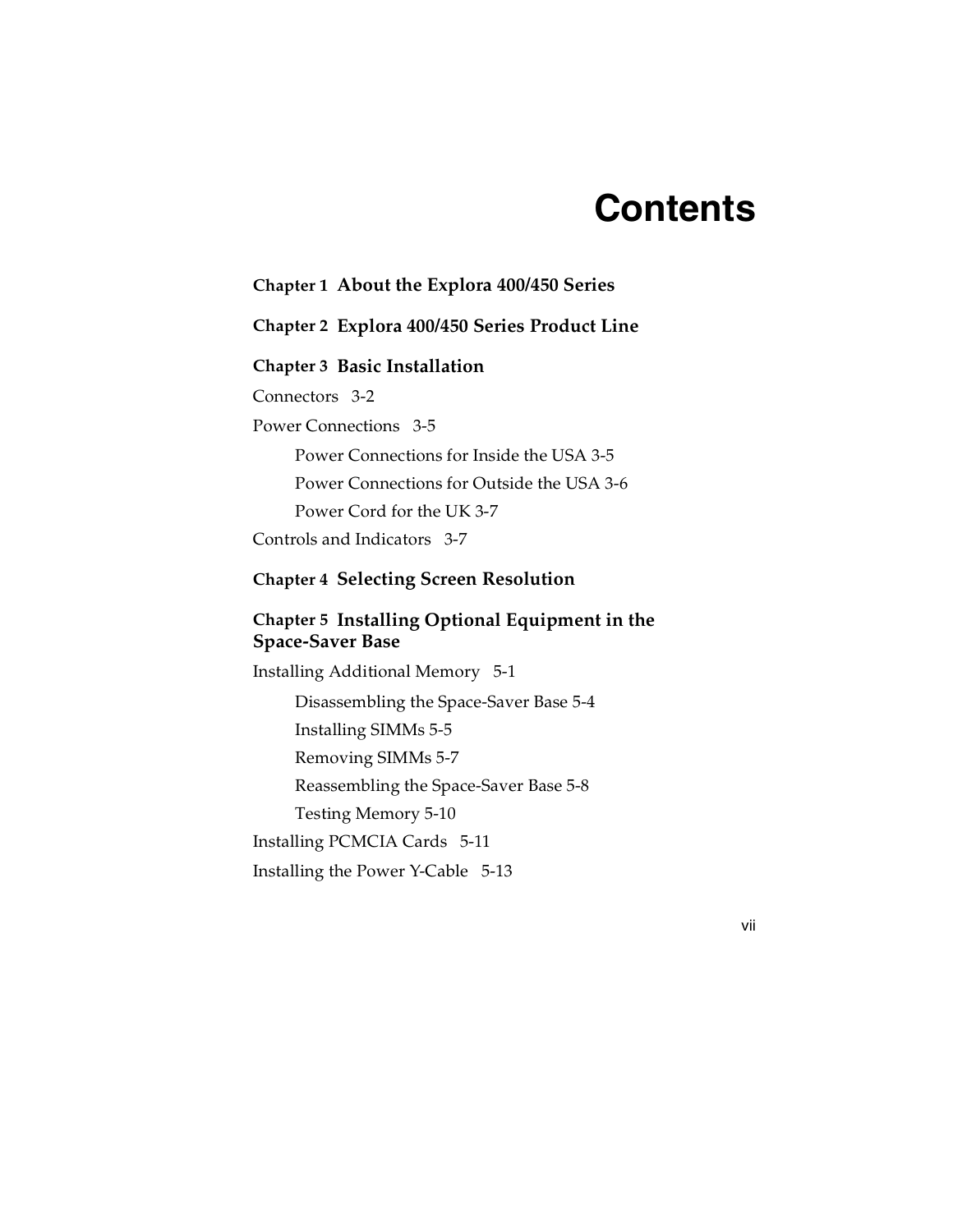# Contents

**Chapter 1 About the Explora 400/450 Series**

**Chapter 2 Explora 400/450 Series Product Line**

**Chapter 3 Basic Installation**

Connectors 3-2

Power Connections 3-5

- Power Connections for Inside the USA 3-5
- Power Connections for Outside the USA 3-6
- Power Cord for the UK 3-7

Controls and Indicators 3-7

**Chapter 4 Selecting Screen Resolution**

**Chapter 5 Installing Optional Equipment in the Space-Saver Base**

Installing Additional Memory 5-1

- Disassembling the Space-Saver Base 5-4
- Installing SIMMs 5-5
- Removing SIMMs 5-7
- Reassembling the Space-Saver Base 5-8
- Testing Memory 5-10

Installing PCMCIA Cards 5-11

Installing the Power Y-Cable 5-13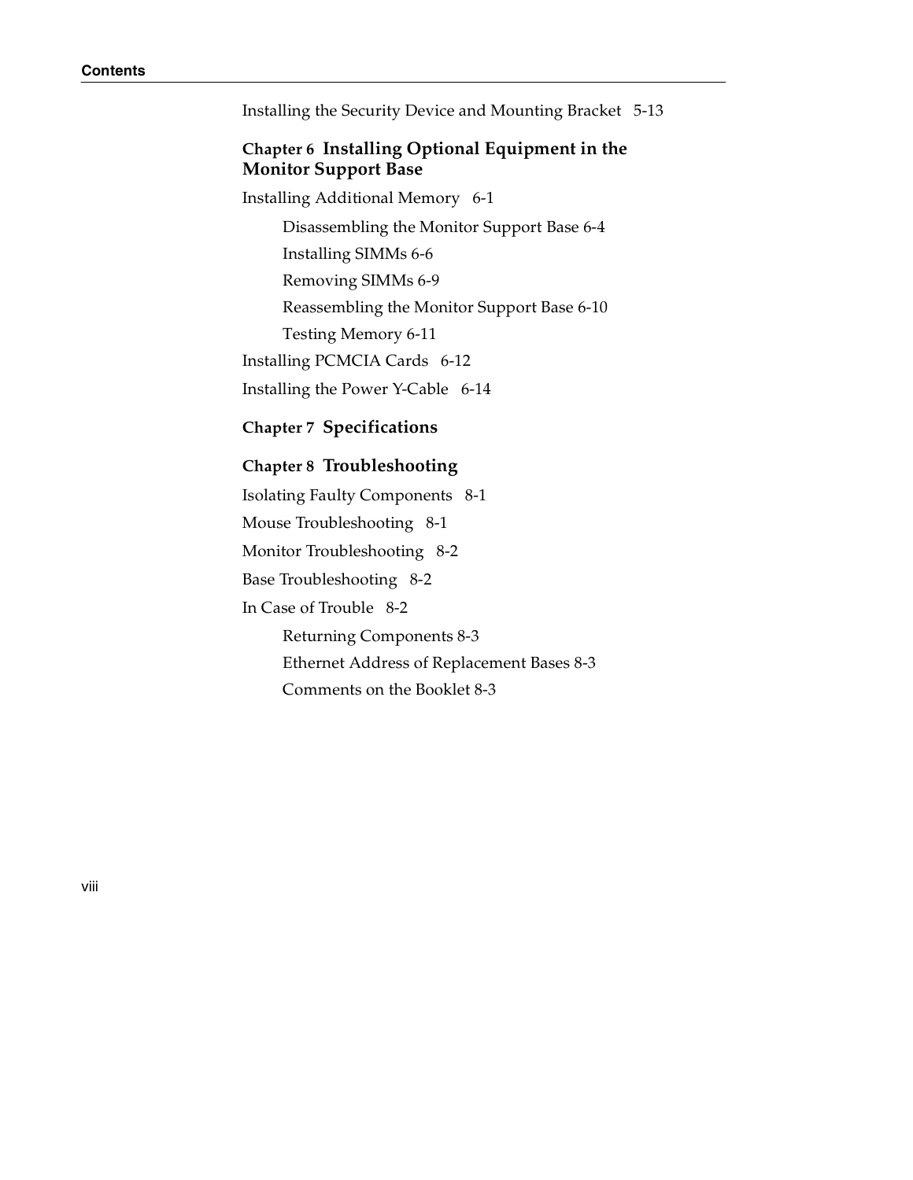Installing the Security Device and Mounting Bracket 5-13

## Chapter 6 Installing Optional Equipment in the Monitor Support Base

Installing Additional Memory 6-1

- Disassembling the Monitor Support Base 6-4
- Installing SIMMs 6-6
- Removing SIMMs 6-9
- Reassembling the Monitor Support Base 6-10
- Testing Memory 6-11

Installing PCMCIA Cards 6-12

Installing the Power Y-Cable 6-14

## Chapter 7 Specifications

## Chapter 8 Troubleshooting

Isolating Faulty Components 8-1

Mouse Troubleshooting 8-1

Monitor Troubleshooting 8-2

Base Troubleshooting 8-2

In Case of Trouble 8-2

- Returning Components 8-3
- Ethernet Address of Replacement Bases 8-3
- Comments on the Booklet 8-3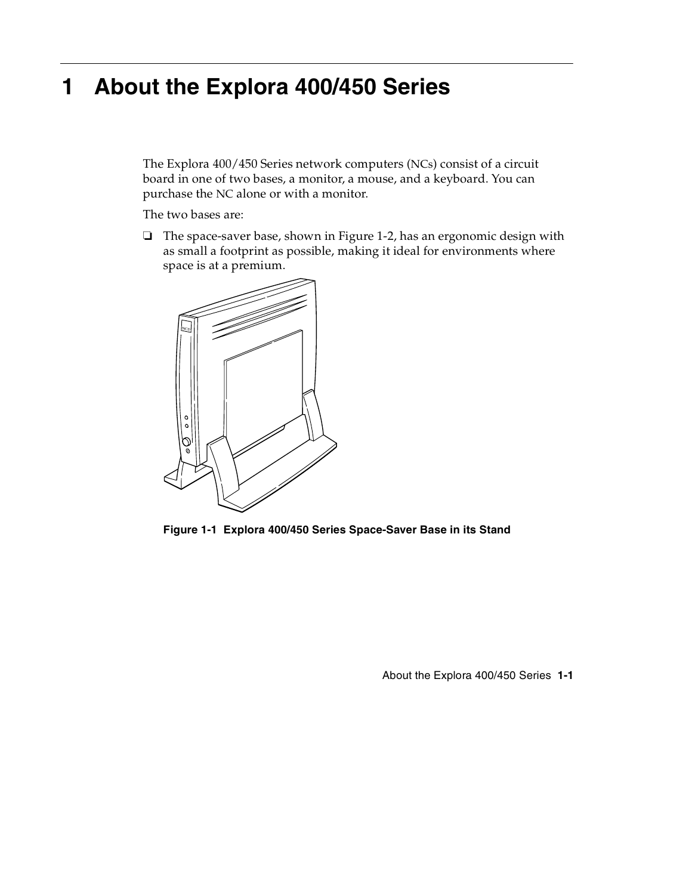# 1 About the Explora 400/450 Series

The Explora 400/450 Series network computers (NCs) consist of a circuit board in one of two bases, a monitor, a mouse, and a keyboard. You can purchase the NC alone or with a monitor.

The two bases are:

- The space-saver base, shown in Figure 1-2, has an ergonomic design with as small a footprint as possible, making it ideal for environments where space is at a premium.

**Figure 1-1 Explora 400/450 Series Space-Saver Base in its Stand**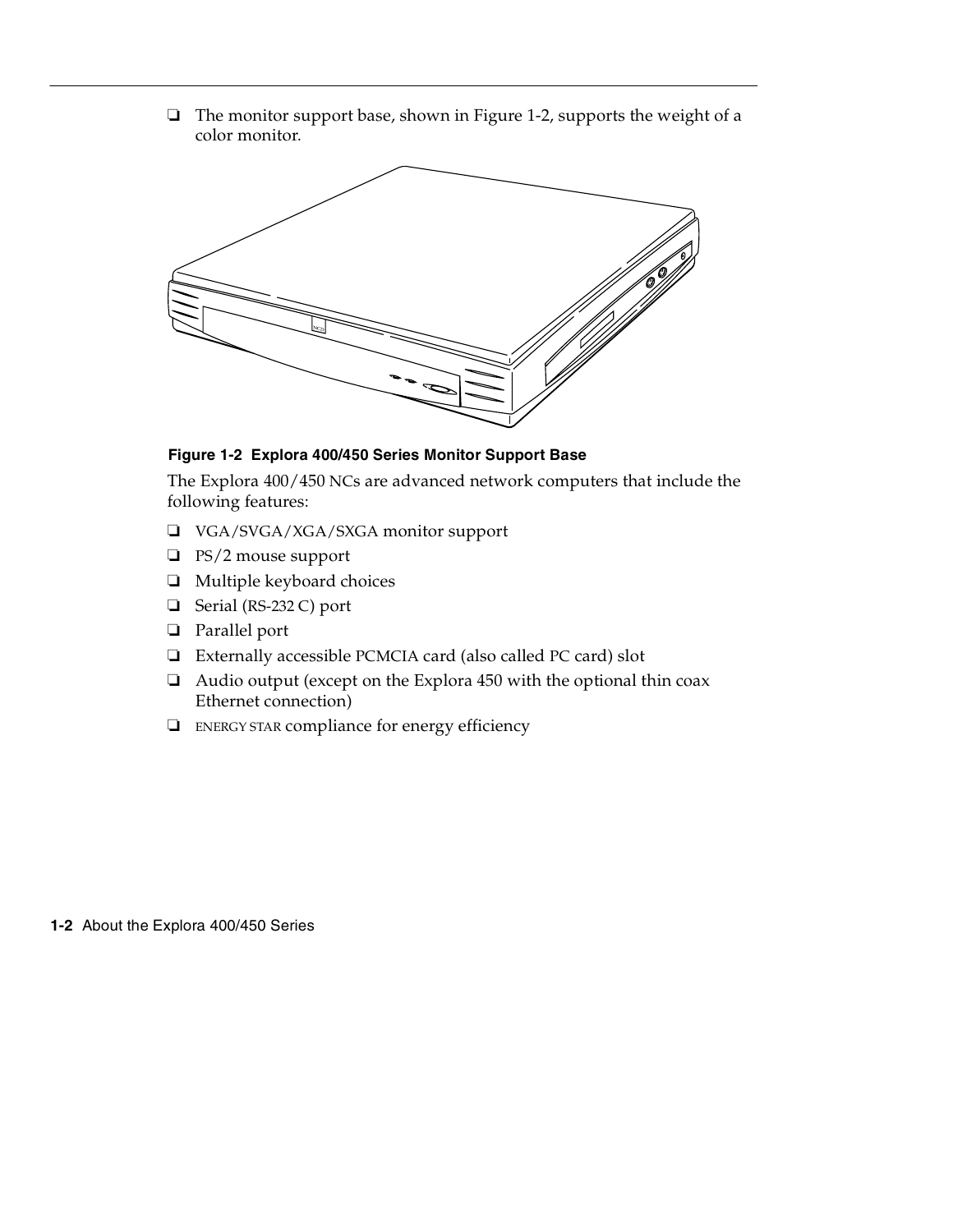- The monitor support base, shown in Figure 1-2, supports the weight of a color monitor.

**Figure 1-2 Explora 400/450 Series Monitor Support Base**

The Explora 400/450 NCs are advanced network computers that include the following features:

- VGA/SVGA/XGA/SXGA monitor support
- PS/2 mouse support
- Multiple keyboard choices
- Serial (RS-232 C) port
- Parallel port
- Externally accessible PCMCIA card (also called PC card) slot
- Audio output (except on the Explora 450 with the optional thin coax Ethernet connection)
- ENERGY STAR compliance for energy efficiency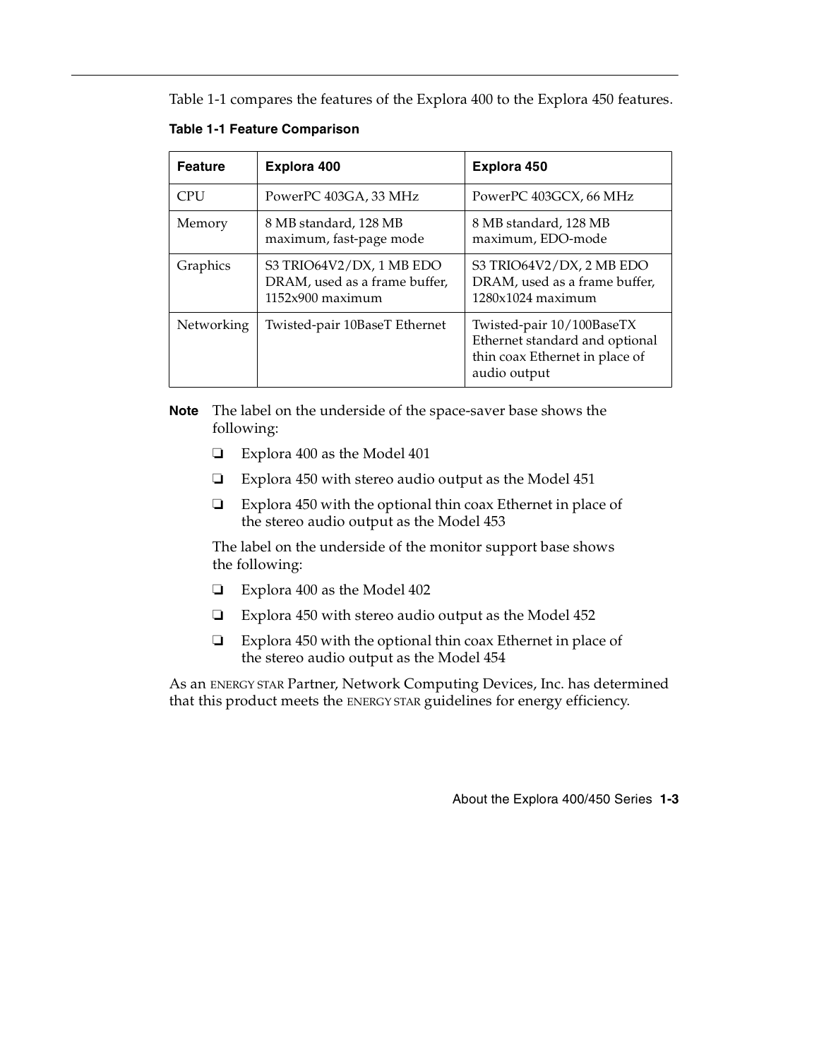Table 1-1 compares the features of the Explora 400 to the Explora 450 features.

**Table 1-1 Feature Comparison**

| Feature | Explora 400 | Explora 450 |
|---|---|---|
| CPU | PowerPC 403GA, 33 MHz | PowerPC 403GCX, 66 MHz |
| Memory | 8 MB standard, 128 MB maximum, fast-page mode | 8 MB standard, 128 MB maximum, EDO-mode |
| Graphics | S3 TRIO64V2/DX, 1 MB EDO DRAM, used as a frame buffer, 1152x900 maximum | S3 TRIO64V2/DX, 2 MB EDO DRAM, used as a frame buffer, 1280x1024 maximum |
| Networking | Twisted-pair 10BaseT Ethernet | Twisted-pair 10/100BaseTX Ethernet standard and optional thin coax Ethernet in place of audio output |

**Note** The label on the underside of the space-saver base shows the following:

- ❏ Explora 400 as the Model 401
- ❏ Explora 450 with stereo audio output as the Model 451
- ❏ Explora 450 with the optional thin coax Ethernet in place of the stereo audio output as the Model 453

The label on the underside of the monitor support base shows the following:

- ❏ Explora 400 as the Model 402
- ❏ Explora 450 with stereo audio output as the Model 452
- ❏ Explora 450 with the optional thin coax Ethernet in place of the stereo audio output as the Model 454

As an ENERGY STAR Partner, Network Computing Devices, Inc. has determined that this product meets the ENERGY STAR guidelines for energy efficiency.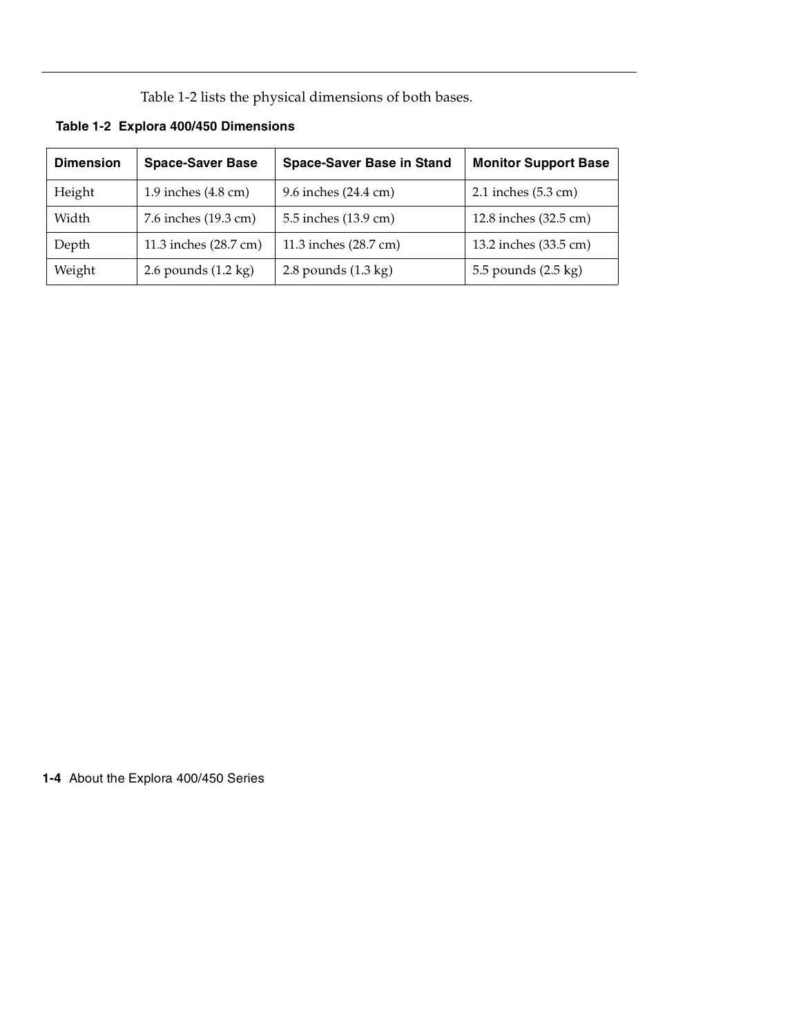Table 1-2 lists the physical dimensions of both bases.

**Table 1-2 Explora 400/450 Dimensions**

| Dimension | Space-Saver Base | Space-Saver Base in Stand | Monitor Support Base |
|---|---|---|---|
| Height | 1.9 inches (4.8 cm) | 9.6 inches (24.4 cm) | 2.1 inches (5.3 cm) |
| Width | 7.6 inches (19.3 cm) | 5.5 inches (13.9 cm) | 12.8 inches (32.5 cm) |
| Depth | 11.3 inches (28.7 cm) | 11.3 inches (28.7 cm) | 13.2 inches (33.5 cm) |
| Weight | 2.6 pounds (1.2 kg) | 2.8 pounds (1.3 kg) | 5.5 pounds (2.5 kg) |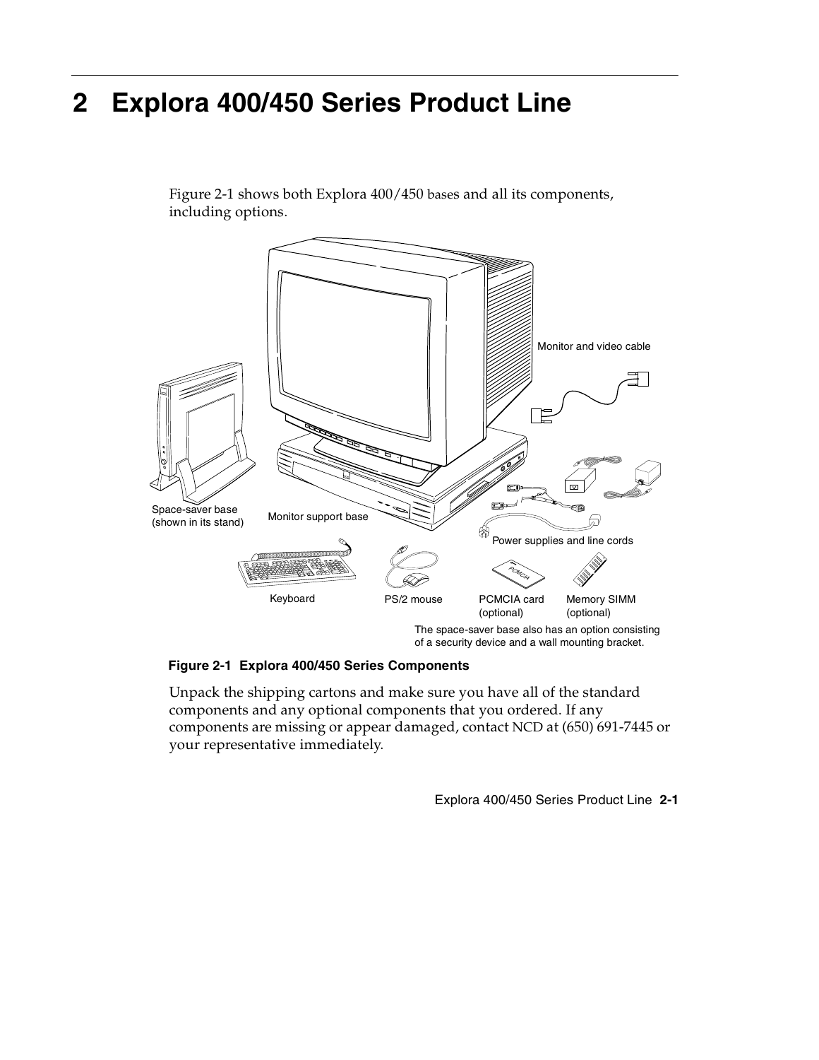# 2 Explora 400/450 Series Product Line

Figure 2-1 shows both Explora 400/450 bases and all its components, including options.

Monitor and video cable

Space-saver base (shown in its stand)

Monitor support base

Power supplies and line cords

Keyboard

PS/2 mouse

PCMCIA card (optional)

Memory SIMM (optional)

The space-saver base also has an option consisting of a security device and a wall mounting bracket.

**Figure 2-1 Explora 400/450 Series Components**

Unpack the shipping cartons and make sure you have all of the standard components and any optional components that you ordered. If any components are missing or appear damaged, contact NCD at (650) 691-7445 or your representative immediately.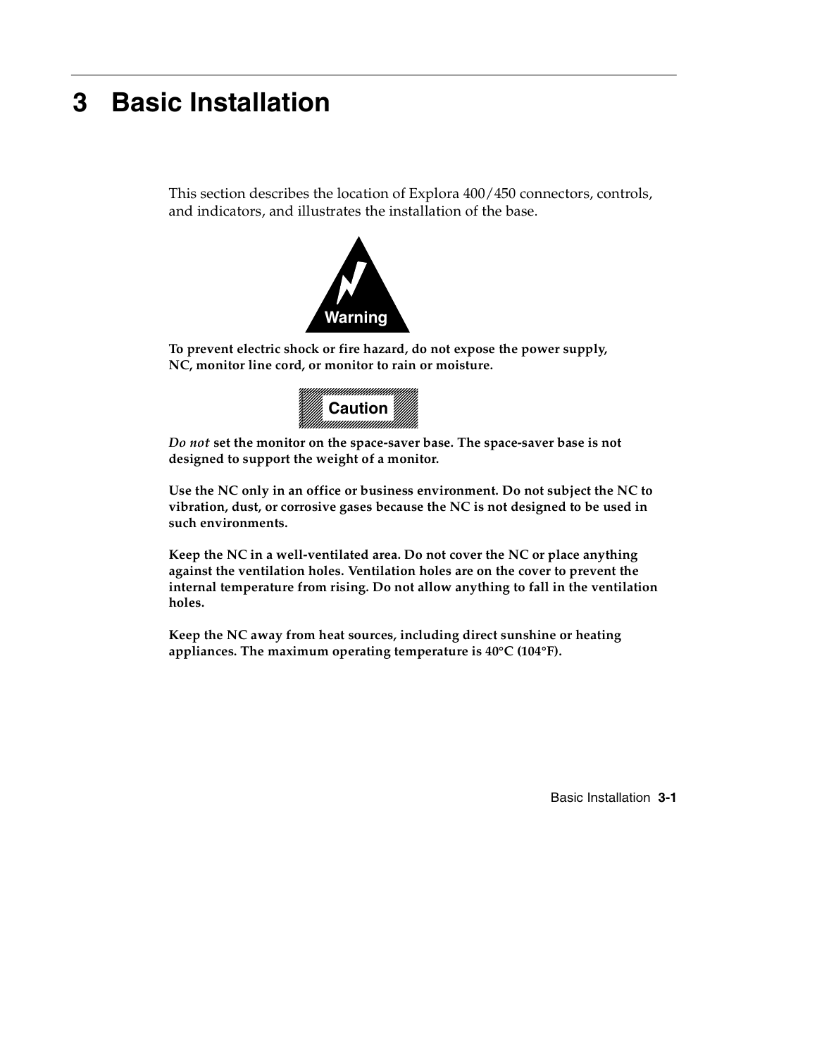# 3 Basic Installation

This section describes the location of Explora 400/450 connectors, controls, and indicators, and illustrates the installation of the base.

Warning

**To prevent electric shock or fire hazard, do not expose the power supply, NC, monitor line cord, or monitor to rain or moisture.**

Caution

***Do not*** **set the monitor on the space-saver base. The space-saver base is not designed to support the weight of a monitor.**

**Use the NC only in an office or business environment. Do not subject the NC to vibration, dust, or corrosive gases because the NC is not designed to be used in such environments.**

**Keep the NC in a well-ventilated area. Do not cover the NC or place anything against the ventilation holes. Ventilation holes are on the cover to prevent the internal temperature from rising. Do not allow anything to fall in the ventilation holes.**

**Keep the NC away from heat sources, including direct sunshine or heating appliances. The maximum operating temperature is 40°C (104°F).**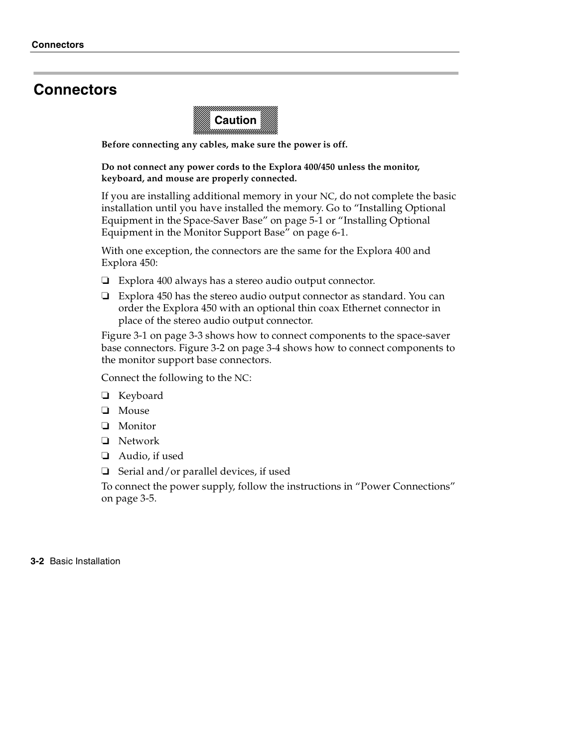# Connectors

**Caution**

**Before connecting any cables, make sure the power is off.**

**Do not connect any power cords to the Explora 400/450 unless the monitor, keyboard, and mouse are properly connected.**

If you are installing additional memory in your NC, do not complete the basic installation until you have installed the memory. Go to “Installing Optional Equipment in the Space-Saver Base” on page 5-1 or “Installing Optional Equipment in the Monitor Support Base” on page 6-1.

With one exception, the connectors are the same for the Explora 400 and Explora 450:

- Explora 400 always has a stereo audio output connector.
- Explora 450 has the stereo audio output connector as standard. You can order the Explora 450 with an optional thin coax Ethernet connector in place of the stereo audio output connector.

Figure 3-1 on page 3-3 shows how to connect components to the space-saver base connectors. Figure 3-2 on page 3-4 shows how to connect components to the monitor support base connectors.

Connect the following to the NC:

- Keyboard
- Mouse
- Monitor
- Network
- Audio, if used
- Serial and/or parallel devices, if used

To connect the power supply, follow the instructions in “Power Connections” on page 3-5.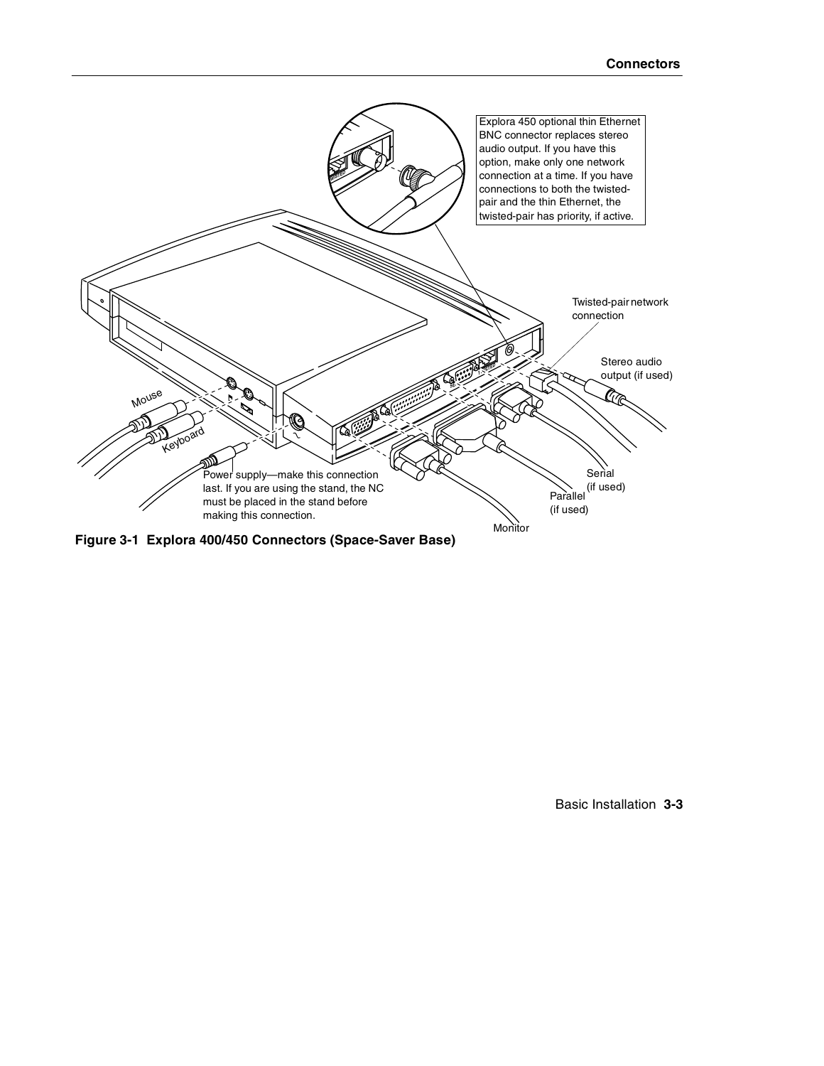Explora 450 optional thin Ethernet BNC connector replaces stereo audio output. If you have this option, make only one network connection at a time. If you have connections to both the twisted-pair and the thin Ethernet, the twisted-pair has priority, if active.

Twisted-pair network connection

Stereo audio output (if used)

Mouse

Keyboard

Power supply—make this connection last. If you are using the stand, the NC must be placed in the stand before making this connection.

Serial (if used)

Parallel (if used)

Monitor

**Figure 3-1 Explora 400/450 Connectors (Space-Saver Base)**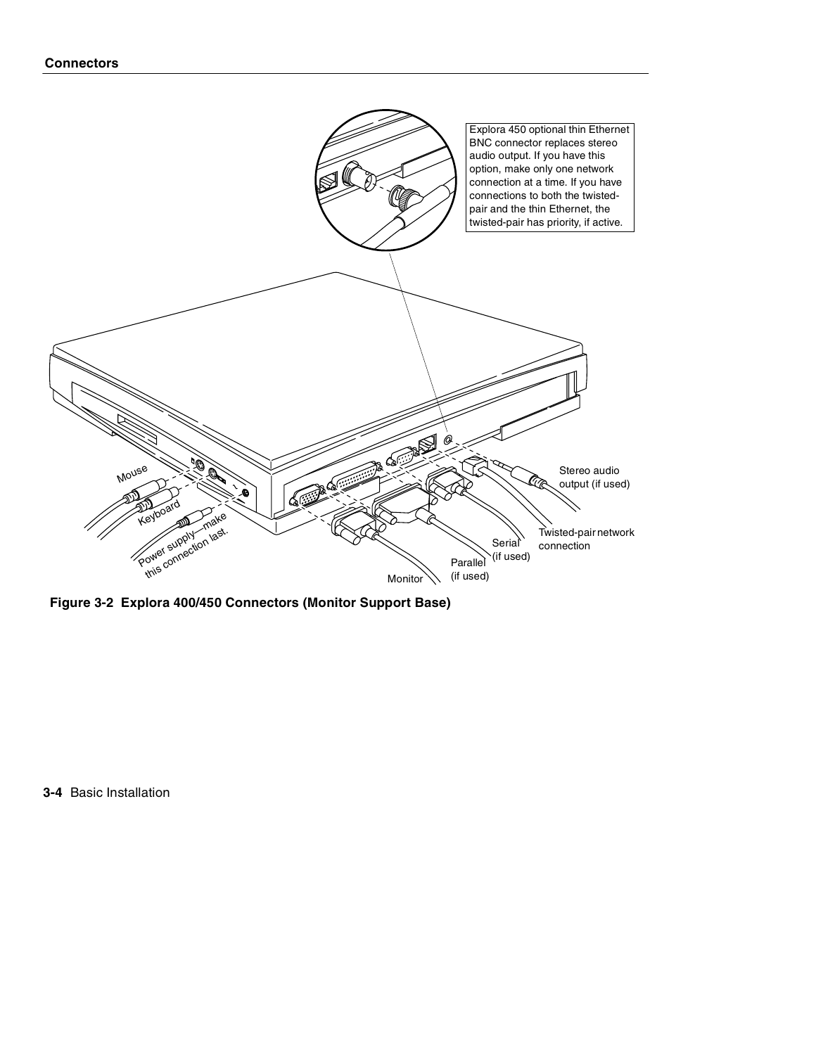Explora 450 optional thin Ethernet BNC connector replaces stereo audio output. If you have this option, make only one network connection at a time. If you have connections to both the twisted-pair and the thin Ethernet, the twisted-pair has priority, if active.

Mouse

Keyboard

Power supply—make this connection last.

Monitor

Parallel (if used)

Serial (if used)

Twisted-pair network connection

Stereo audio output (if used)

**Figure 3-2 Explora 400/450 Connectors (Monitor Support Base)**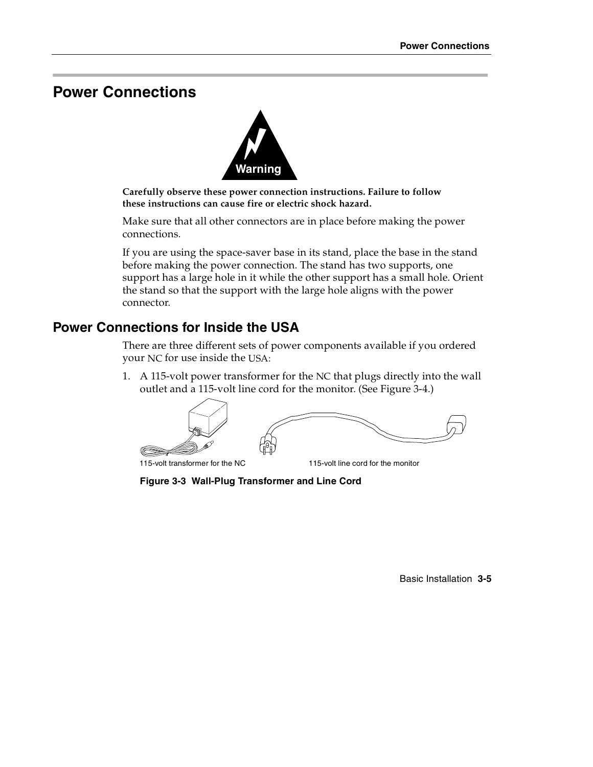# Power Connections

Warning

**Carefully observe these power connection instructions. Failure to follow these instructions can cause fire or electric shock hazard.**

Make sure that all other connectors are in place before making the power connections.

If you are using the space-saver base in its stand, place the base in the stand before making the power connection. The stand has two supports, one support has a large hole in it while the other support has a small hole. Orient the stand so that the support with the large hole aligns with the power connector.

## Power Connections for Inside the USA

There are three different sets of power components available if you ordered your NC for use inside the USA:

1. A 115-volt power transformer for the NC that plugs directly into the wall outlet and a 115-volt line cord for the monitor. (See Figure 3-4.)

115-volt transformer for the NC

115-volt line cord for the monitor

**Figure 3-3 Wall-Plug Transformer and Line Cord**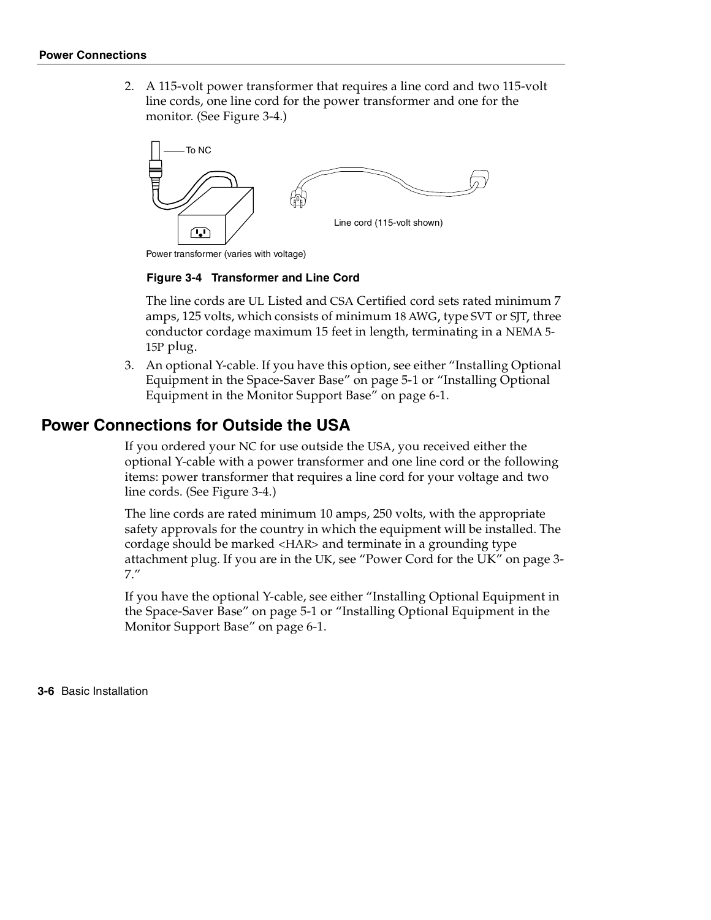2. A 115-volt power transformer that requires a line cord and two 115-volt line cords, one line cord for the power transformer and one for the monitor. (See Figure 3-4.)

To NC

Line cord (115-volt shown)

Power transformer (varies with voltage)

**Figure 3-4 Transformer and Line Cord**

The line cords are UL Listed and CSA Certified cord sets rated minimum 7 amps, 125 volts, which consists of minimum 18 AWG, type SVT or SJT, three conductor cordage maximum 15 feet in length, terminating in a NEMA 5-15P plug.

3. An optional Y-cable. If you have this option, see either "Installing Optional Equipment in the Space-Saver Base" on page 5-1 or "Installing Optional Equipment in the Monitor Support Base" on page 6-1.

## Power Connections for Outside the USA

If you ordered your NC for use outside the USA, you received either the optional Y-cable with a power transformer and one line cord or the following items: power transformer that requires a line cord for your voltage and two line cords. (See Figure 3-4.)

The line cords are rated minimum 10 amps, 250 volts, with the appropriate safety approvals for the country in which the equipment will be installed. The cordage should be marked <HAR> and terminate in a grounding type attachment plug. If you are in the UK, see "Power Cord for the UK" on page 3-7."

If you have the optional Y-cable, see either "Installing Optional Equipment in the Space-Saver Base" on page 5-1 or "Installing Optional Equipment in the Monitor Support Base" on page 6-1.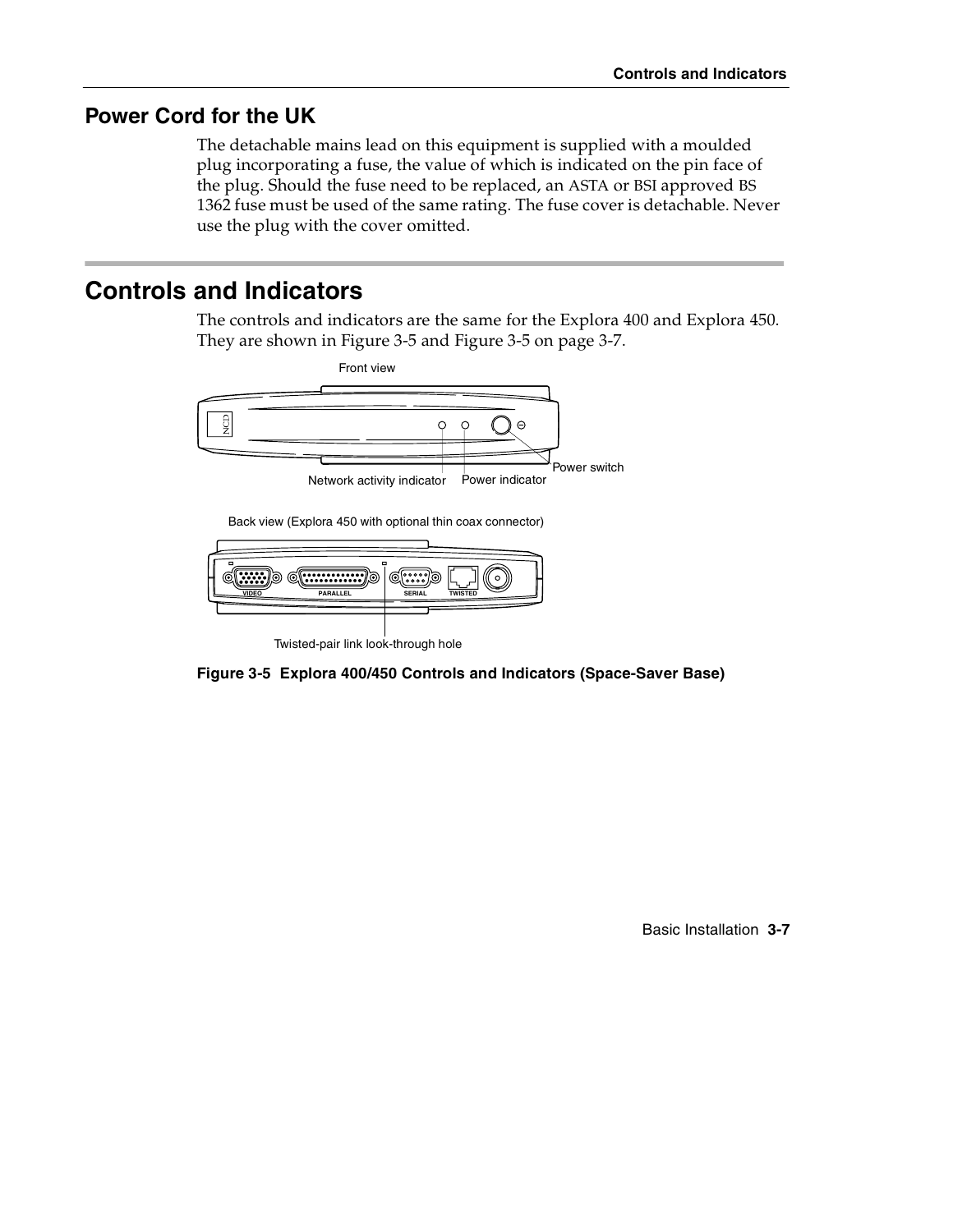## Power Cord for the UK

The detachable mains lead on this equipment is supplied with a moulded plug incorporating a fuse, the value of which is indicated on the pin face of the plug. Should the fuse need to be replaced, an ASTA or BSI approved BS 1362 fuse must be used of the same rating. The fuse cover is detachable. Never use the plug with the cover omitted.

# Controls and Indicators

The controls and indicators are the same for the Explora 400 and Explora 450. They are shown in Figure 3-5 and Figure 3-5 on page 3-7.

Front view

Network activity indicator

Power indicator

Power switch

Back view (Explora 450 with optional thin coax connector)

VIDEO PARALLEL SERIAL TWISTED

Twisted-pair link look-through hole

**Figure 3-5 Explora 400/450 Controls and Indicators (Space-Saver Base)**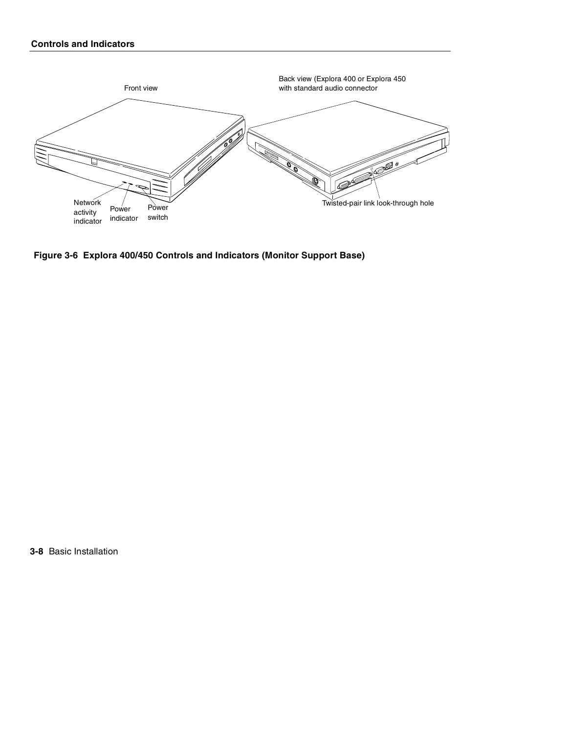## Controls and Indicators

Front view

Back view (Explora 400 or Explora 450 with standard audio connector

Network activity indicator

Power indicator

Power switch

Twisted-pair link look-through hole

**Figure 3-6 Explora 400/450 Controls and Indicators (Monitor Support Base)**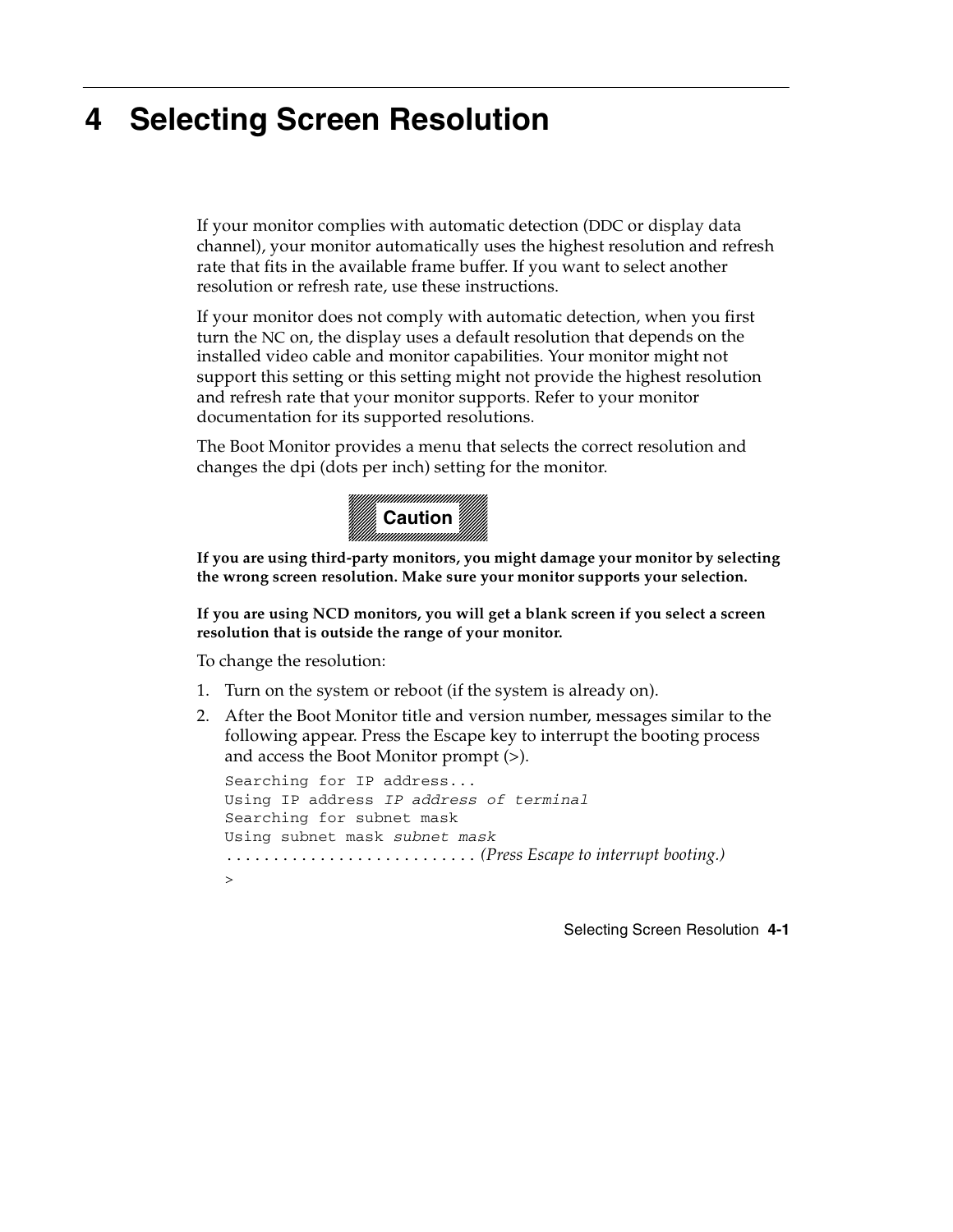# 4 Selecting Screen Resolution

If your monitor complies with automatic detection (DDC or display data channel), your monitor automatically uses the highest resolution and refresh rate that fits in the available frame buffer. If you want to select another resolution or refresh rate, use these instructions.

If your monitor does not comply with automatic detection, when you first turn the NC on, the display uses a default resolution that depends on the installed video cable and monitor capabilities. Your monitor might not support this setting or this setting might not provide the highest resolution and refresh rate that your monitor supports. Refer to your monitor documentation for its supported resolutions.

The Boot Monitor provides a menu that selects the correct resolution and changes the dpi (dots per inch) setting for the monitor.

**Caution**

**If you are using third-party monitors, you might damage your monitor by selecting the wrong screen resolution. Make sure your monitor supports your selection.**

**If you are using NCD monitors, you will get a blank screen if you select a screen resolution that is outside the range of your monitor.**

To change the resolution:

1. Turn on the system or reboot (if the system is already on).
2. After the Boot Monitor title and version number, messages similar to the following appear. Press the Escape key to interrupt the booting process and access the Boot Monitor prompt (>).

```
Searching for IP address...
Using IP address IP address of terminal
Searching for subnet mask
Using subnet mask subnet mask
........................... (Press Escape to interrupt booting.)
>
```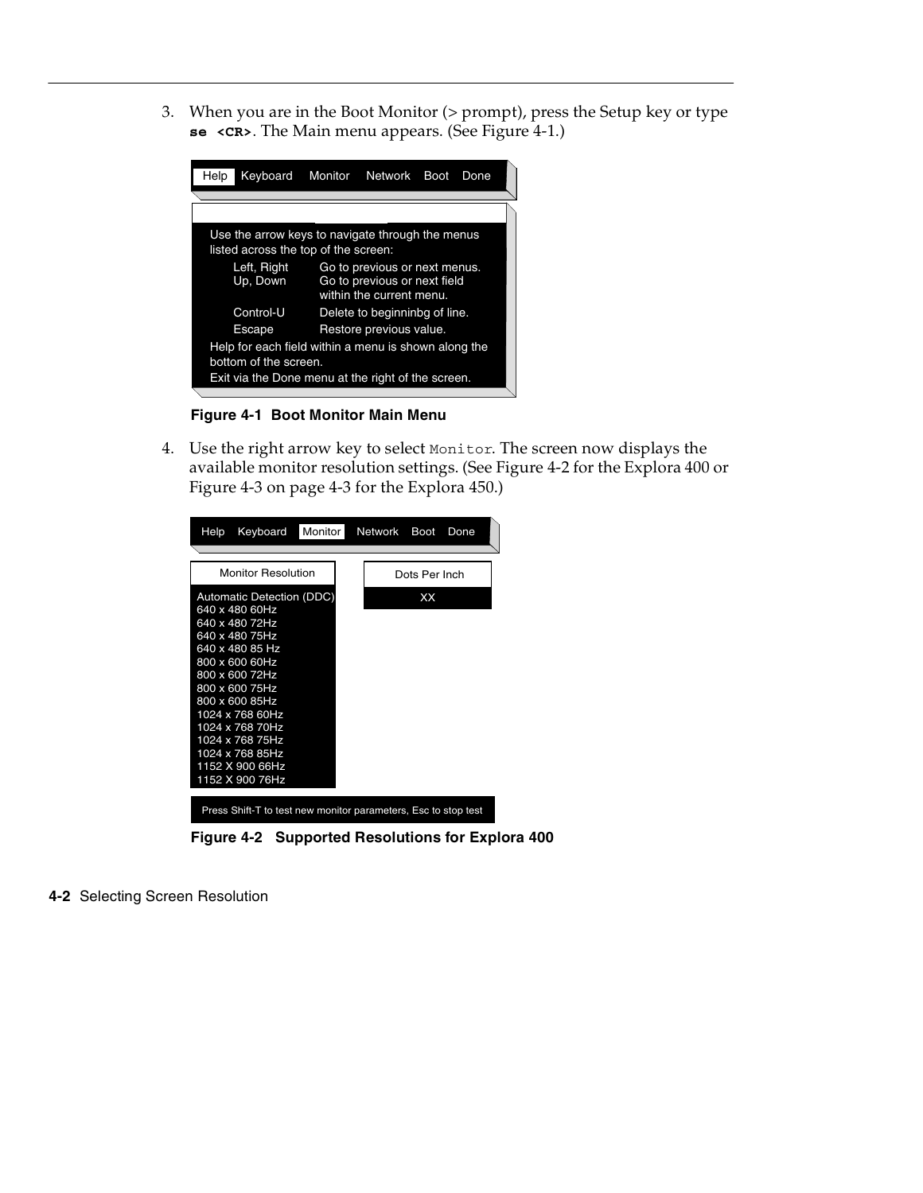3. When you are in the Boot Monitor (> prompt), press the Setup key or type **se <CR>**. The Main menu appears. (See Figure 4-1.)

```
Help   Keyboard   Monitor   Network   Boot   Done

Use the arrow keys to navigate through the menus
listed across the top of the screen:
    Left, Right     Go to previous or next menus.
    Up, Down        Go to previous or next field
                    within the current menu.
    Control-U       Delete to beginninbg of line.
    Escape          Restore previous value.
Help for each field within a menu is shown along the
bottom of the screen.
Exit via the Done menu at the right of the screen.
```

**Figure 4-1 Boot Monitor Main Menu**

4. Use the right arrow key to select `Monitor`. The screen now displays the available monitor resolution settings. (See Figure 4-2 for the Explora 400 or Figure 4-3 on page 4-3 for the Explora 450.)

```
Help   Keyboard   Monitor   Network   Boot   Done

Monitor Resolution              Dots Per Inch
Automatic Detection (DDC)       XX
640 x 480 60Hz
640 x 480 72Hz
640 x 480 75Hz
640 x 480 85 Hz
800 x 600 60Hz
800 x 600 72Hz
800 x 600 75Hz
800 x 600 85Hz
1024 x 768 60Hz
1024 x 768 70Hz
1024 x 768 75Hz
1024 x 768 85Hz
1152 X 900 66Hz
1152 X 900 76Hz

Press Shift-T to test new monitor parameters, Esc to stop test
```

**Figure 4-2 Supported Resolutions for Explora 400**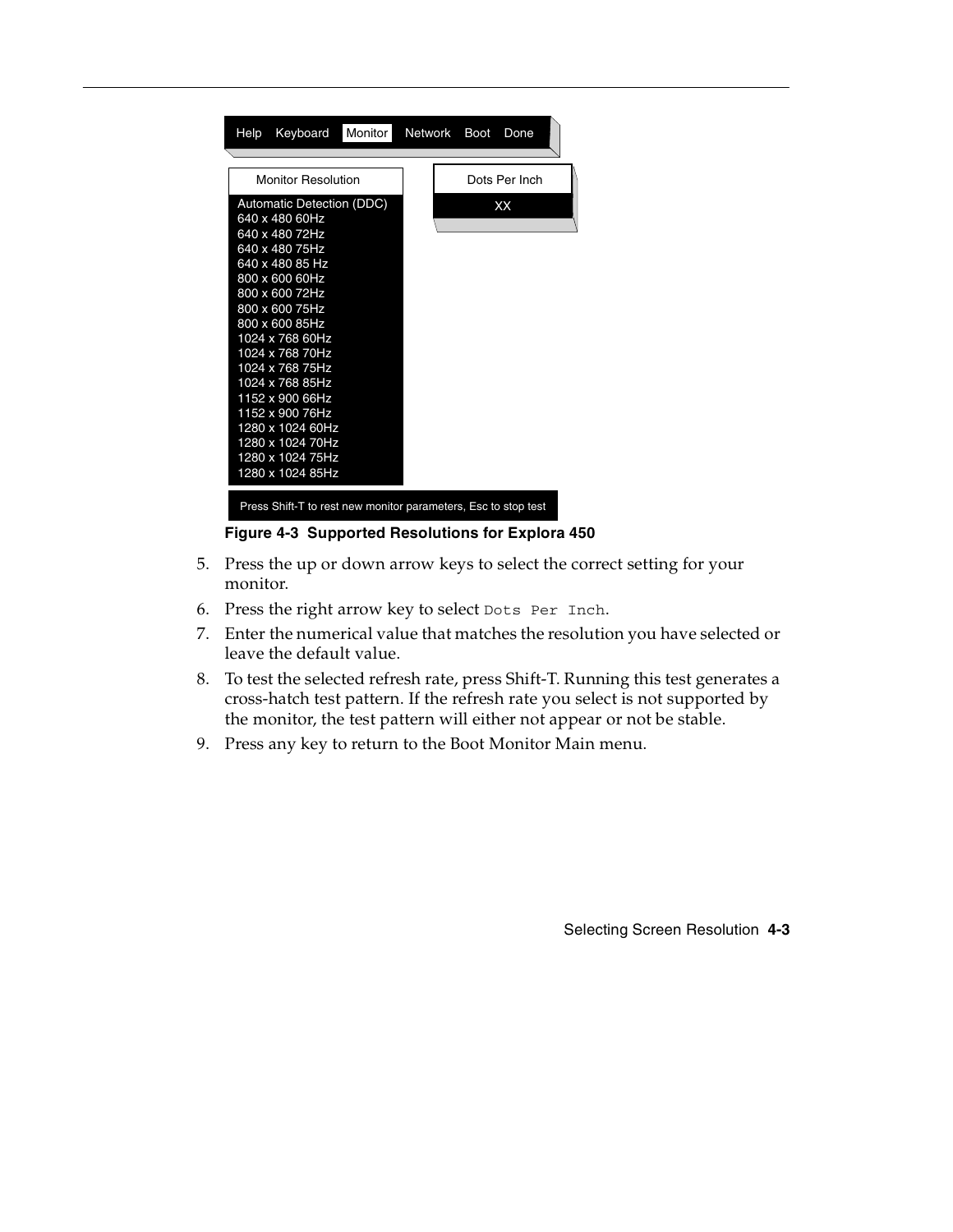Help Keyboard **Monitor** Network Boot Done

| Monitor Resolution |
|---|
| Automatic Detection (DDC) |
| 640 x 480 60Hz |
| 640 x 480 72Hz |
| 640 x 480 75Hz |
| 640 x 480 85 Hz |
| 800 x 600 60Hz |
| 800 x 600 72Hz |
| 800 x 600 75Hz |
| 800 x 600 85Hz |
| 1024 x 768 60Hz |
| 1024 x 768 70Hz |
| 1024 x 768 75Hz |
| 1024 x 768 85Hz |
| 1152 x 900 66Hz |
| 1152 x 900 76Hz |
| 1280 x 1024 60Hz |
| 1280 x 1024 70Hz |
| 1280 x 1024 75Hz |
| 1280 x 1024 85Hz |

| Dots Per Inch |
|---|
| XX |

Press Shift-T to rest new monitor parameters, Esc to stop test

**Figure 4-3 Supported Resolutions for Explora 450**

5. Press the up or down arrow keys to select the correct setting for your monitor.
6. Press the right arrow key to select `Dots Per Inch`.
7. Enter the numerical value that matches the resolution you have selected or leave the default value.
8. To test the selected refresh rate, press Shift-T. Running this test generates a cross-hatch test pattern. If the refresh rate you select is not supported by the monitor, the test pattern will either not appear or not be stable.
9. Press any key to return to the Boot Monitor Main menu.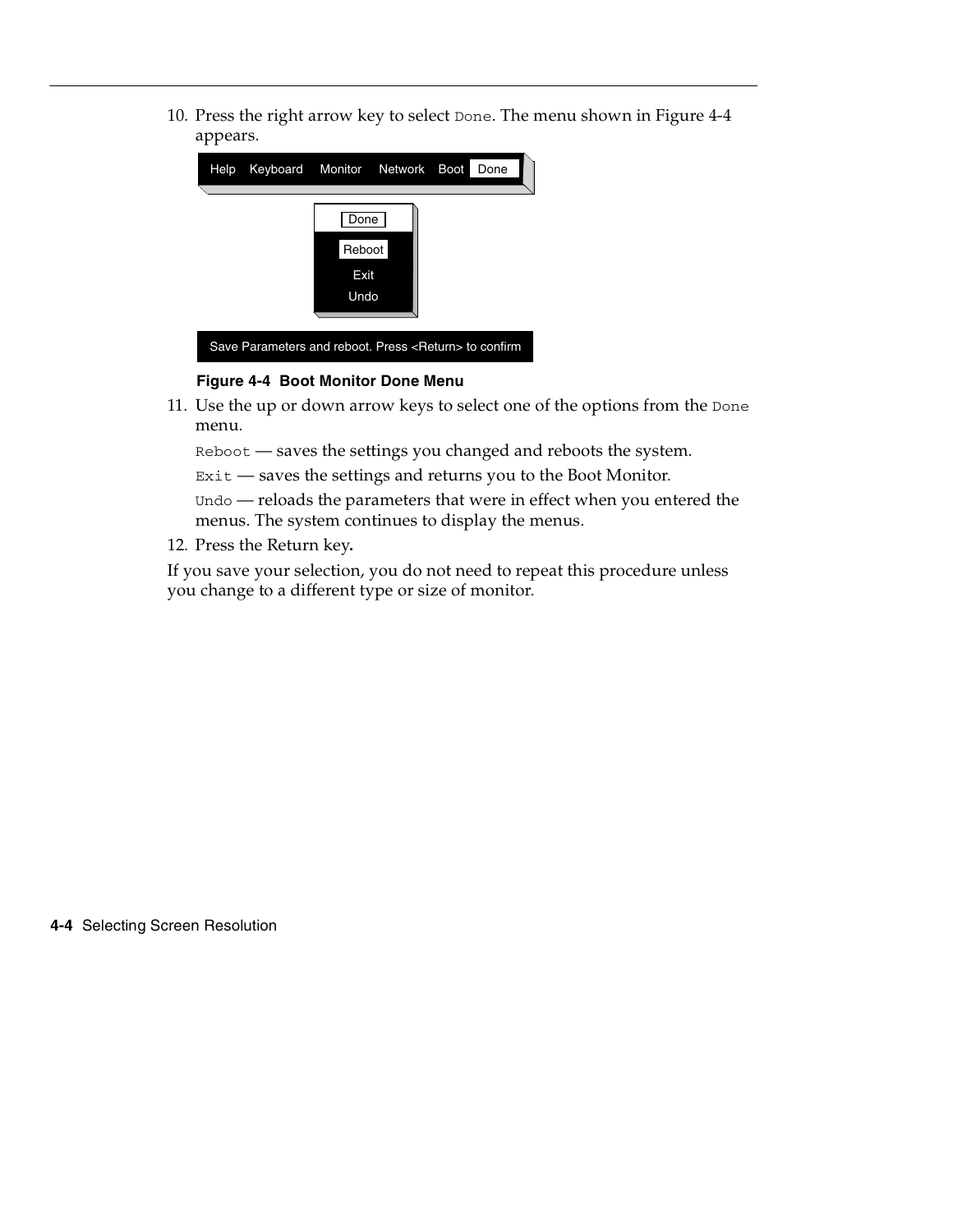10. Press the right arrow key to select `Done`. The menu shown in Figure 4-4 appears.

Help Keyboard Monitor Network Boot Done

Done

Reboot

Exit

Undo

Save Parameters and reboot. Press <Return> to confirm

**Figure 4-4 Boot Monitor Done Menu**

11. Use the up or down arrow keys to select one of the options from the `Done` menu.

    `Reboot` — saves the settings you changed and reboots the system.

    `Exit` — saves the settings and returns you to the Boot Monitor.

    `Undo` — reloads the parameters that were in effect when you entered the menus. The system continues to display the menus.

12. Press the Return key.

If you save your selection, you do not need to repeat this procedure unless you change to a different type or size of monitor.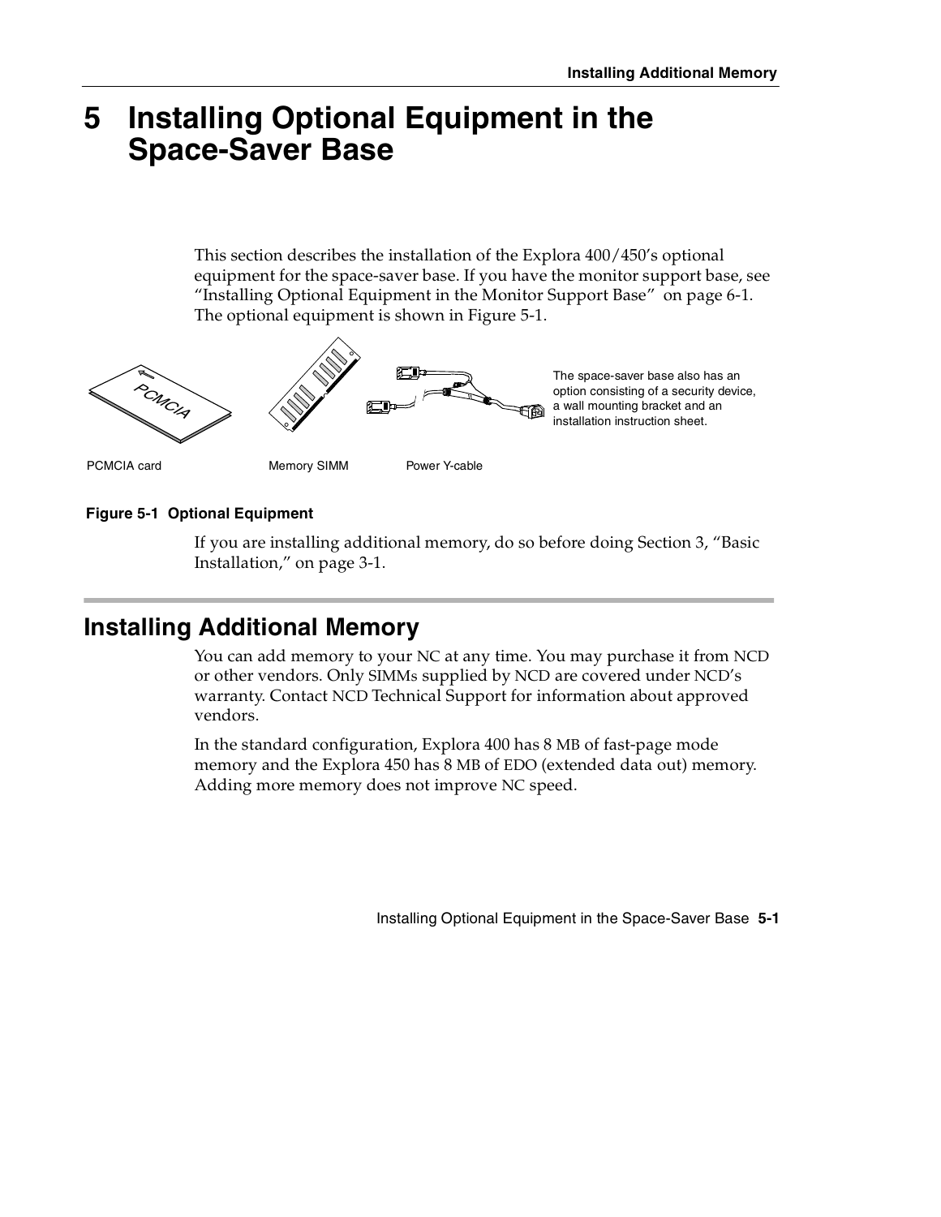# 5 Installing Optional Equipment in the Space-Saver Base

This section describes the installation of the Explora 400/450's optional equipment for the space-saver base. If you have the monitor support base, see "Installing Optional Equipment in the Monitor Support Base" on page 6-1. The optional equipment is shown in Figure 5-1.

The space-saver base also has an option consisting of a security device, a wall mounting bracket and an installation instruction sheet.

PCMCIA card    Memory SIMM    Power Y-cable

**Figure 5-1 Optional Equipment**

If you are installing additional memory, do so before doing Section 3, "Basic Installation," on page 3-1.

## Installing Additional Memory

You can add memory to your NC at any time. You may purchase it from NCD or other vendors. Only SIMMs supplied by NCD are covered under NCD's warranty. Contact NCD Technical Support for information about approved vendors.

In the standard configuration, Explora 400 has 8 MB of fast-page mode memory and the Explora 450 has 8 MB of EDO (extended data out) memory. Adding more memory does not improve NC speed.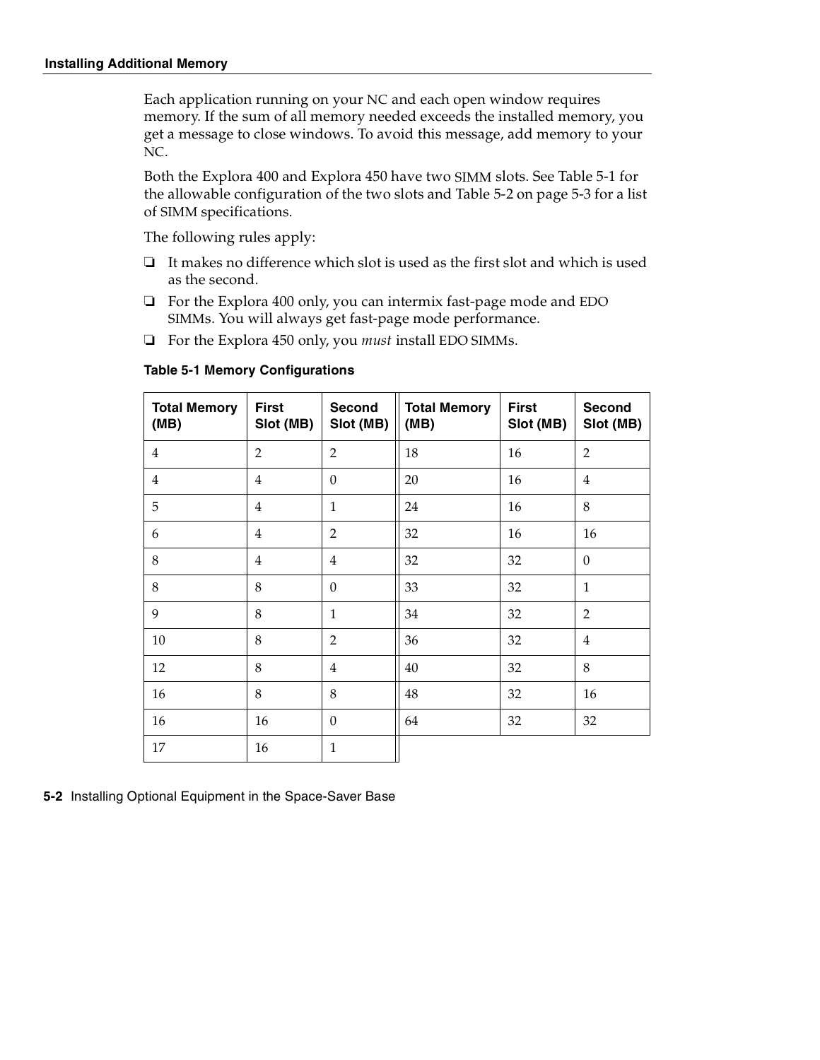Each application running on your NC and each open window requires memory. If the sum of all memory needed exceeds the installed memory, you get a message to close windows. To avoid this message, add memory to your NC.

Both the Explora 400 and Explora 450 have two SIMM slots. See Table 5-1 for the allowable configuration of the two slots and Table 5-2 on page 5-3 for a list of SIMM specifications.

The following rules apply:

- It makes no difference which slot is used as the first slot and which is used as the second.
- For the Explora 400 only, you can intermix fast-page mode and EDO SIMMs. You will always get fast-page mode performance.
- For the Explora 450 only, you *must* install EDO SIMMs.

**Table 5-1 Memory Configurations**

| Total Memory (MB) | First Slot (MB) | Second Slot (MB) | Total Memory (MB) | First Slot (MB) | Second Slot (MB) |
|---|---|---|---|---|---|
| 4 | 2 | 2 | 18 | 16 | 2 |
| 4 | 4 | 0 | 20 | 16 | 4 |
| 5 | 4 | 1 | 24 | 16 | 8 |
| 6 | 4 | 2 | 32 | 16 | 16 |
| 8 | 4 | 4 | 32 | 32 | 0 |
| 8 | 8 | 0 | 33 | 32 | 1 |
| 9 | 8 | 1 | 34 | 32 | 2 |
| 10 | 8 | 2 | 36 | 32 | 4 |
| 12 | 8 | 4 | 40 | 32 | 8 |
| 16 | 8 | 8 | 48 | 32 | 16 |
| 16 | 16 | 0 | 64 | 32 | 32 |
| 17 | 16 | 1 | | | |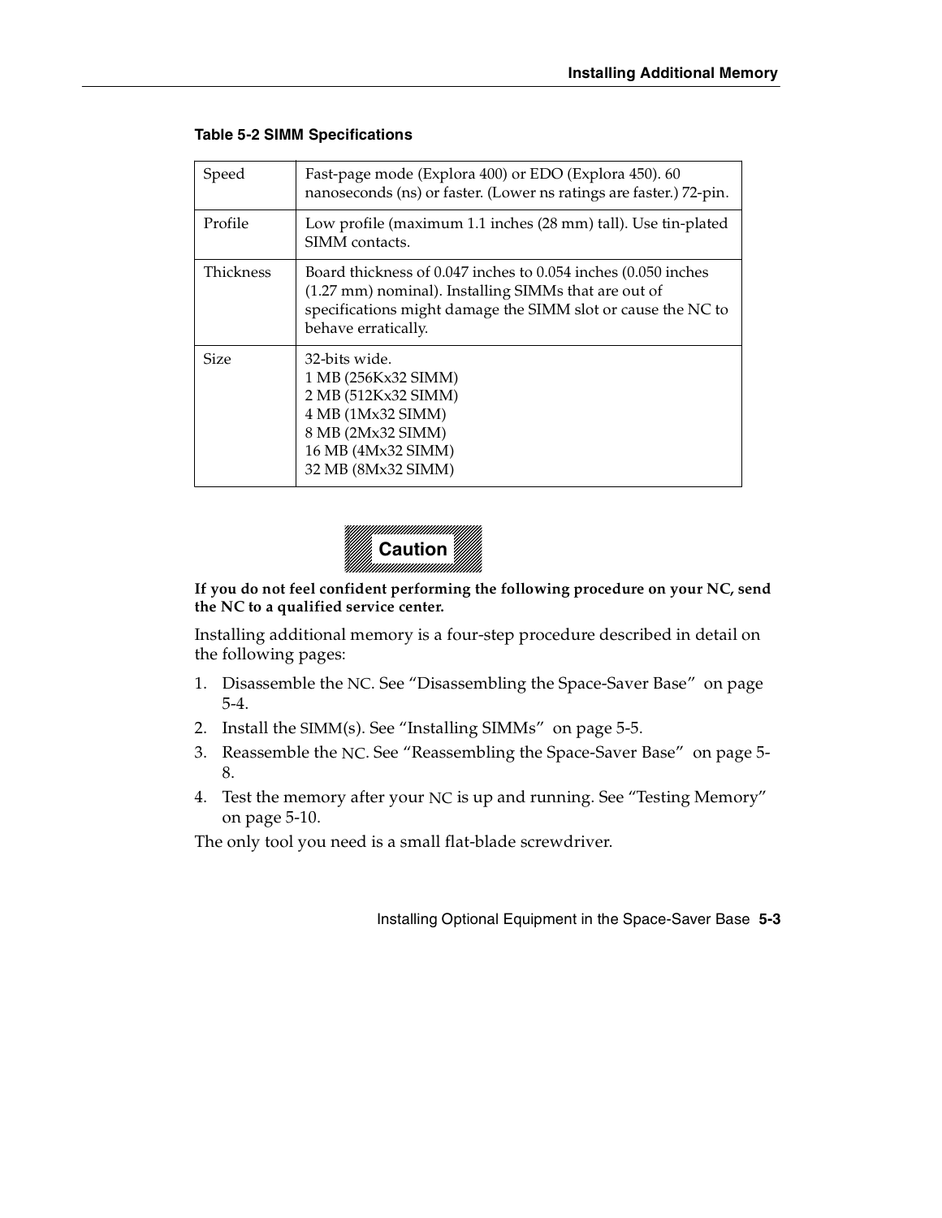**Table 5-2 SIMM Specifications**

| | |
|---|---|
| Speed | Fast-page mode (Explora 400) or EDO (Explora 450). 60 nanoseconds (ns) or faster. (Lower ns ratings are faster.) 72-pin. |
| Profile | Low profile (maximum 1.1 inches (28 mm) tall). Use tin-plated SIMM contacts. |
| Thickness | Board thickness of 0.047 inches to 0.054 inches (0.050 inches (1.27 mm) nominal). Installing SIMMs that are out of specifications might damage the SIMM slot or cause the NC to behave erratically. |
| Size | 32-bits wide.<br>1 MB (256Kx32 SIMM)<br>2 MB (512Kx32 SIMM)<br>4 MB (1Mx32 SIMM)<br>8 MB (2Mx32 SIMM)<br>16 MB (4Mx32 SIMM)<br>32 MB (8Mx32 SIMM) |

**Caution**

**If you do not feel confident performing the following procedure on your NC, send the NC to a qualified service center.**

Installing additional memory is a four-step procedure described in detail on the following pages:

1. Disassemble the NC. See “Disassembling the Space-Saver Base” on page 5-4.
2. Install the SIMM(s). See “Installing SIMMs” on page 5-5.
3. Reassemble the NC. See “Reassembling the Space-Saver Base” on page 5-8.
4. Test the memory after your NC is up and running. See “Testing Memory” on page 5-10.

The only tool you need is a small flat-blade screwdriver.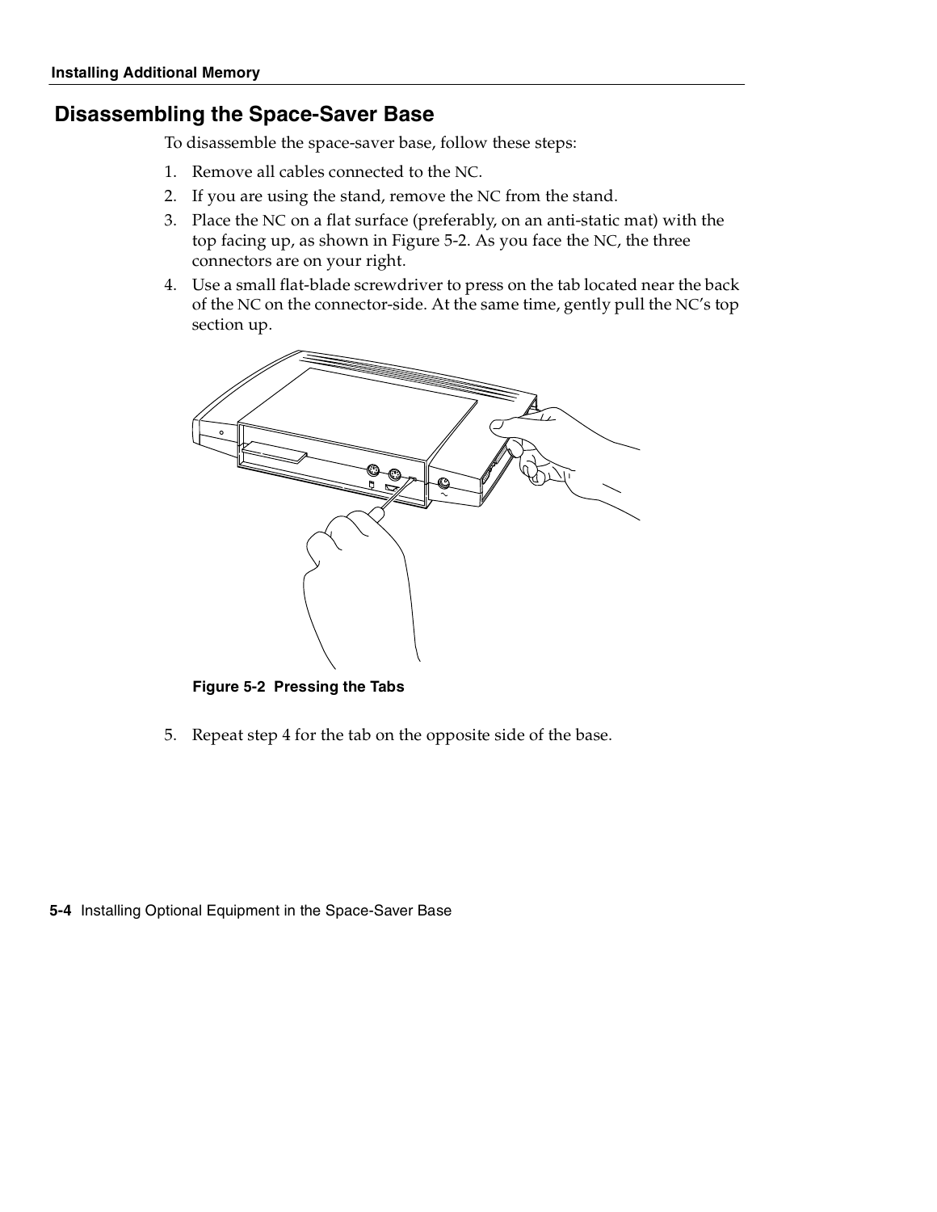## Disassembling the Space-Saver Base

To disassemble the space-saver base, follow these steps:

1. Remove all cables connected to the NC.
2. If you are using the stand, remove the NC from the stand.
3. Place the NC on a flat surface (preferably, on an anti-static mat) with the top facing up, as shown in Figure 5-2. As you face the NC, the three connectors are on your right.
4. Use a small flat-blade screwdriver to press on the tab located near the back of the NC on the connector-side. At the same time, gently pull the NC's top section up.

**Figure 5-2 Pressing the Tabs**

5. Repeat step 4 for the tab on the opposite side of the base.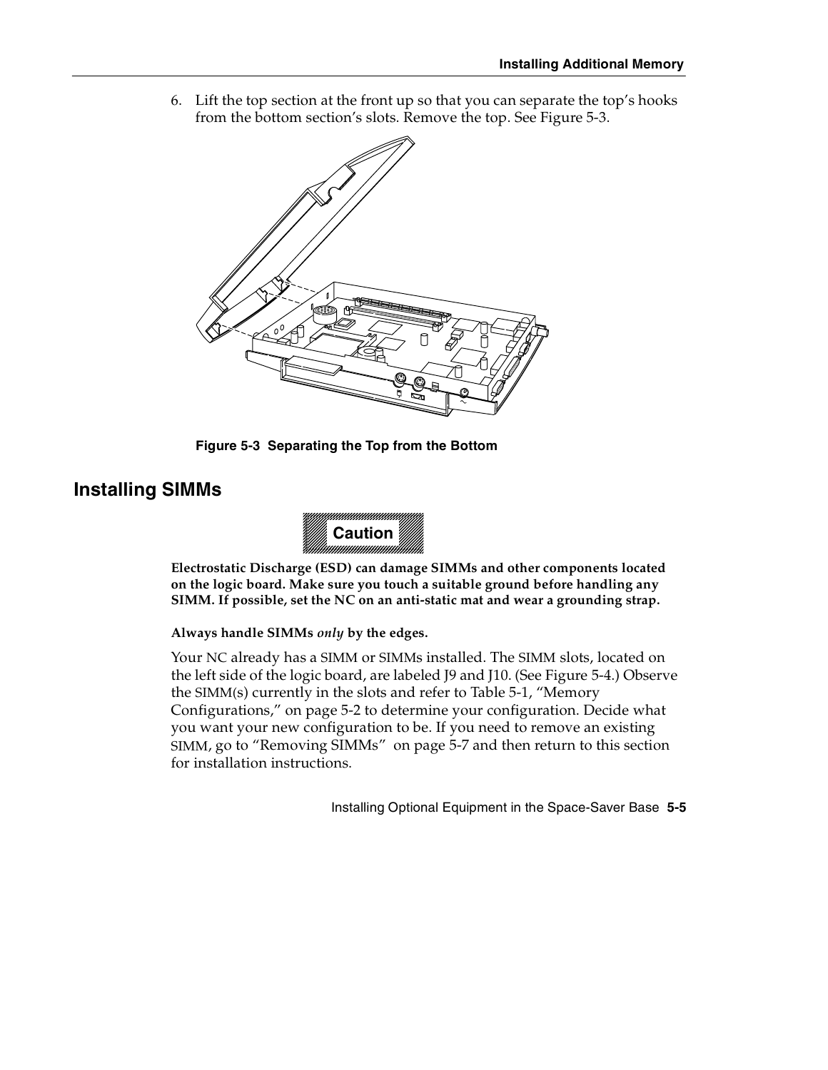6. Lift the top section at the front up so that you can separate the top's hooks from the bottom section's slots. Remove the top. See Figure 5-3.

**Figure 5-3 Separating the Top from the Bottom**

## Installing SIMMs

**Caution**

**Electrostatic Discharge (ESD) can damage SIMMs and other components located on the logic board. Make sure you touch a suitable ground before handling any SIMM. If possible, set the NC on an anti-static mat and wear a grounding strap.**

**Always handle SIMMs *only* by the edges.**

Your NC already has a SIMM or SIMMs installed. The SIMM slots, located on the left side of the logic board, are labeled J9 and J10. (See Figure 5-4.) Observe the SIMM(s) currently in the slots and refer to Table 5-1, "Memory Configurations," on page 5-2 to determine your configuration. Decide what you want your new configuration to be. If you need to remove an existing SIMM, go to "Removing SIMMs" on page 5-7 and then return to this section for installation instructions.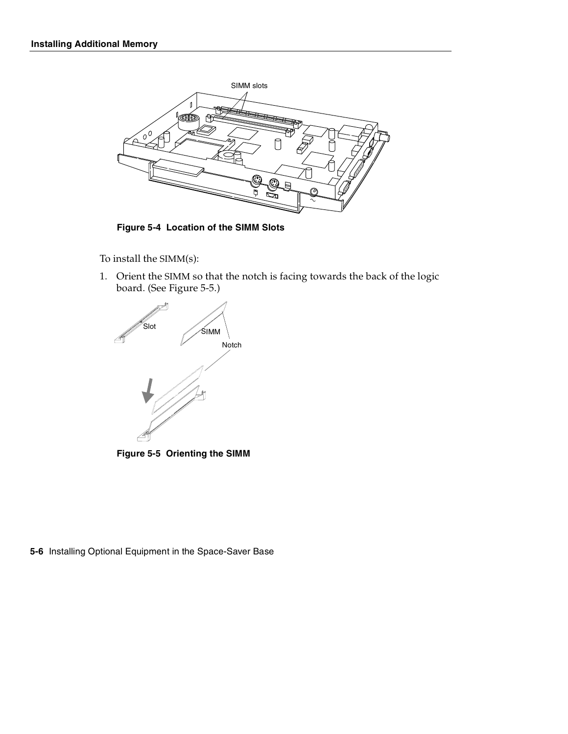Figure 5-4 Location of the SIMM Slots

To install the SIMM(s):

1. Orient the SIMM so that the notch is facing towards the back of the logic board. (See Figure 5-5.)

Figure 5-5 Orienting the SIMM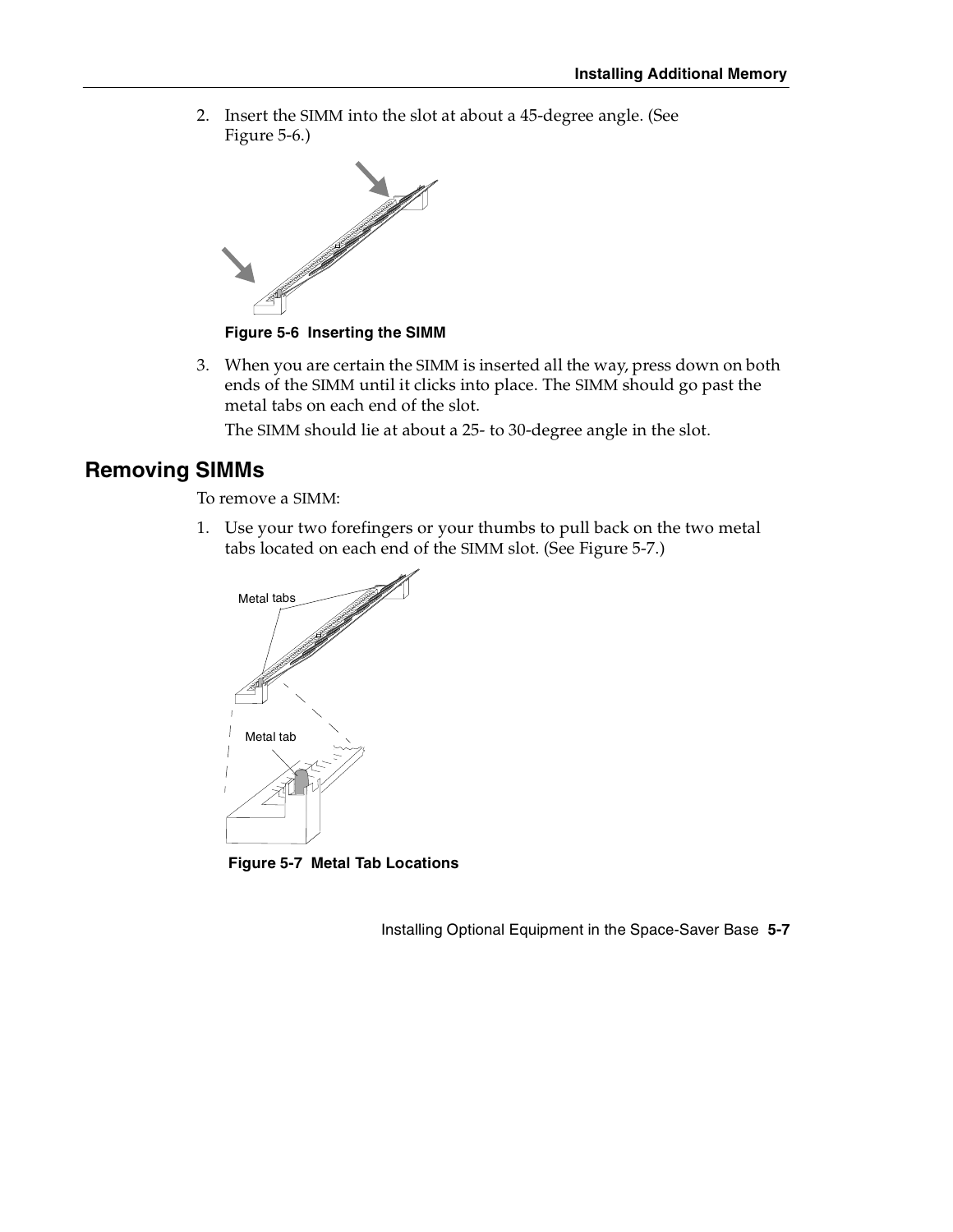2. Insert the SIMM into the slot at about a 45-degree angle. (See Figure 5-6.)

**Figure 5-6 Inserting the SIMM**

3. When you are certain the SIMM is inserted all the way, press down on both ends of the SIMM until it clicks into place. The SIMM should go past the metal tabs on each end of the slot.

   The SIMM should lie at about a 25- to 30-degree angle in the slot.

## Removing SIMMs

To remove a SIMM:

1. Use your two forefingers or your thumbs to pull back on the two metal tabs located on each end of the SIMM slot. (See Figure 5-7.)

Metal tabs

Metal tab

**Figure 5-7 Metal Tab Locations**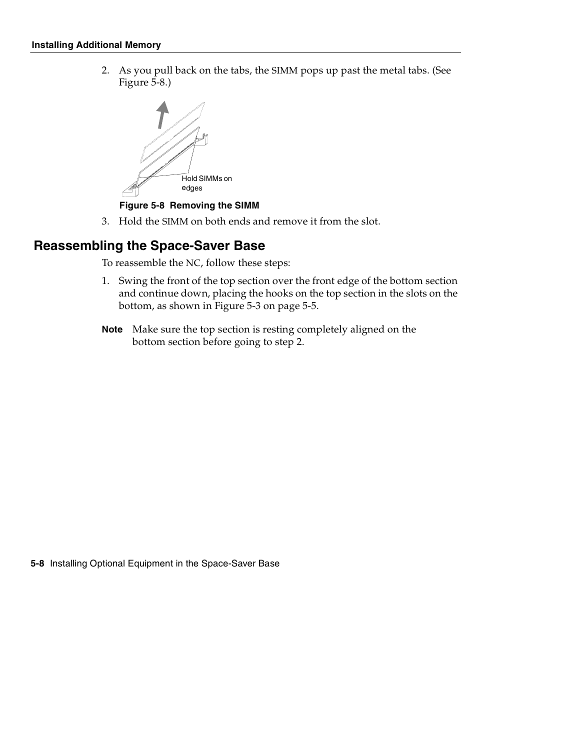2. As you pull back on the tabs, the SIMM pops up past the metal tabs. (See Figure 5-8.)

Hold SIMMs on edges

**Figure 5-8 Removing the SIMM**

3. Hold the SIMM on both ends and remove it from the slot.

## Reassembling the Space-Saver Base

To reassemble the NC, follow these steps:

1. Swing the front of the top section over the front edge of the bottom section and continue down, placing the hooks on the top section in the slots on the bottom, as shown in Figure 5-3 on page 5-5.

**Note** Make sure the top section is resting completely aligned on the bottom section before going to step 2.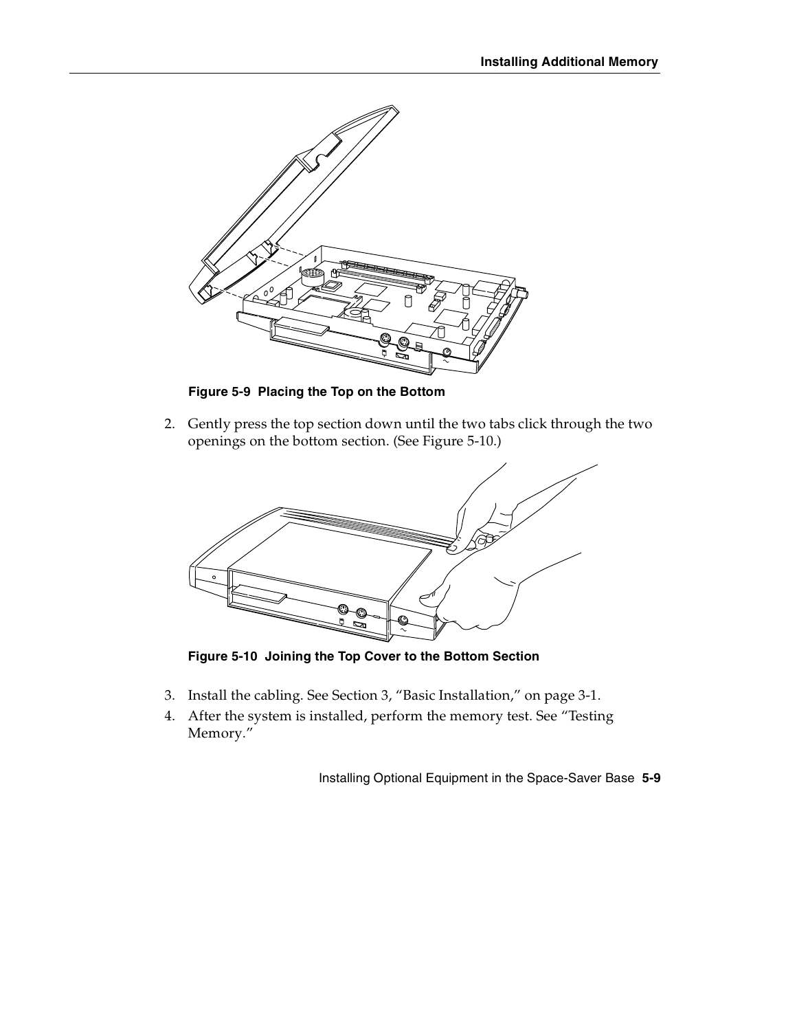**Figure 5-9 Placing the Top on the Bottom**

2. Gently press the top section down until the two tabs click through the two openings on the bottom section. (See Figure 5-10.)

**Figure 5-10 Joining the Top Cover to the Bottom Section**

3. Install the cabling. See Section 3, “Basic Installation,” on page 3-1.
4. After the system is installed, perform the memory test. See “Testing Memory.”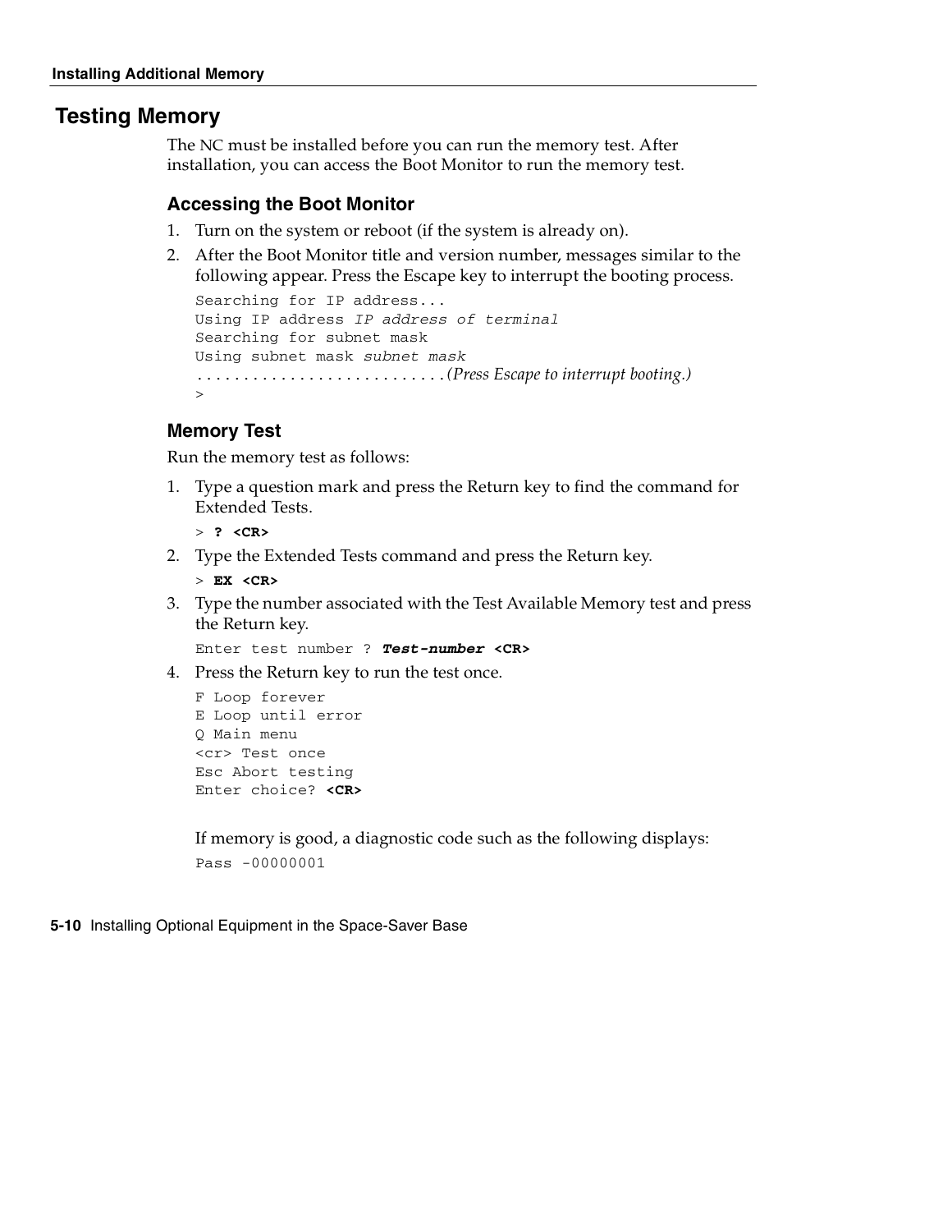## Testing Memory

The NC must be installed before you can run the memory test. After installation, you can access the Boot Monitor to run the memory test.

### Accessing the Boot Monitor

1. Turn on the system or reboot (if the system is already on).
2. After the Boot Monitor title and version number, messages similar to the following appear. Press the Escape key to interrupt the booting process.

```
Searching for IP address...
Using IP address IP address of terminal
Searching for subnet mask
Using subnet mask subnet mask
..........................(Press Escape to interrupt booting.)
>
```

### Memory Test

Run the memory test as follows:

1. Type a question mark and press the Return key to find the command for Extended Tests.

```
> ? <CR>
```

2. Type the Extended Tests command and press the Return key.

```
> EX <CR>
```

3. Type the number associated with the Test Available Memory test and press the Return key.

```
Enter test number ? Test-number <CR>
```

4. Press the Return key to run the test once.

```
F Loop forever
E Loop until error
Q Main menu
<cr> Test once
Esc Abort testing
Enter choice? <CR>
```

If memory is good, a diagnostic code such as the following displays:

```
Pass -00000001
```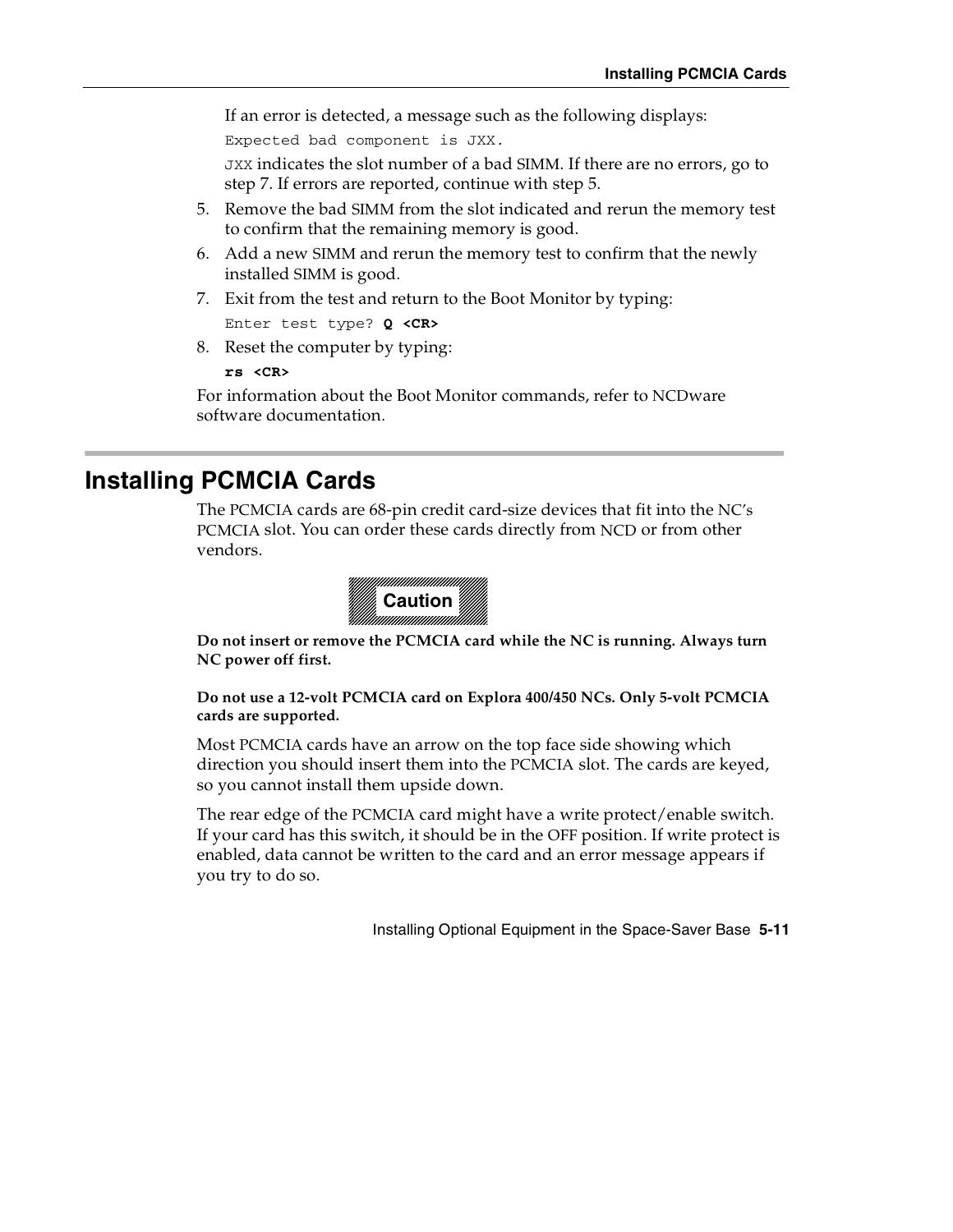If an error is detected, a message such as the following displays:

```
Expected bad component is JXX.
```

JXX indicates the slot number of a bad SIMM. If there are no errors, go to step 7. If errors are reported, continue with step 5.

5. Remove the bad SIMM from the slot indicated and rerun the memory test to confirm that the remaining memory is good.
6. Add a new SIMM and rerun the memory test to confirm that the newly installed SIMM is good.
7. Exit from the test and return to the Boot Monitor by typing:

   ```
   Enter test type? Q <CR>
   ```

8. Reset the computer by typing:

   ```
   rs <CR>
   ```

For information about the Boot Monitor commands, refer to NCDware software documentation.

## Installing PCMCIA Cards

The PCMCIA cards are 68-pin credit card-size devices that fit into the NC's PCMCIA slot. You can order these cards directly from NCD or from other vendors.

**Caution**

**Do not insert or remove the PCMCIA card while the NC is running. Always turn NC power off first.**

**Do not use a 12-volt PCMCIA card on Explora 400/450 NCs. Only 5-volt PCMCIA cards are supported.**

Most PCMCIA cards have an arrow on the top face side showing which direction you should insert them into the PCMCIA slot. The cards are keyed, so you cannot install them upside down.

The rear edge of the PCMCIA card might have a write protect/enable switch. If your card has this switch, it should be in the OFF position. If write protect is enabled, data cannot be written to the card and an error message appears if you try to do so.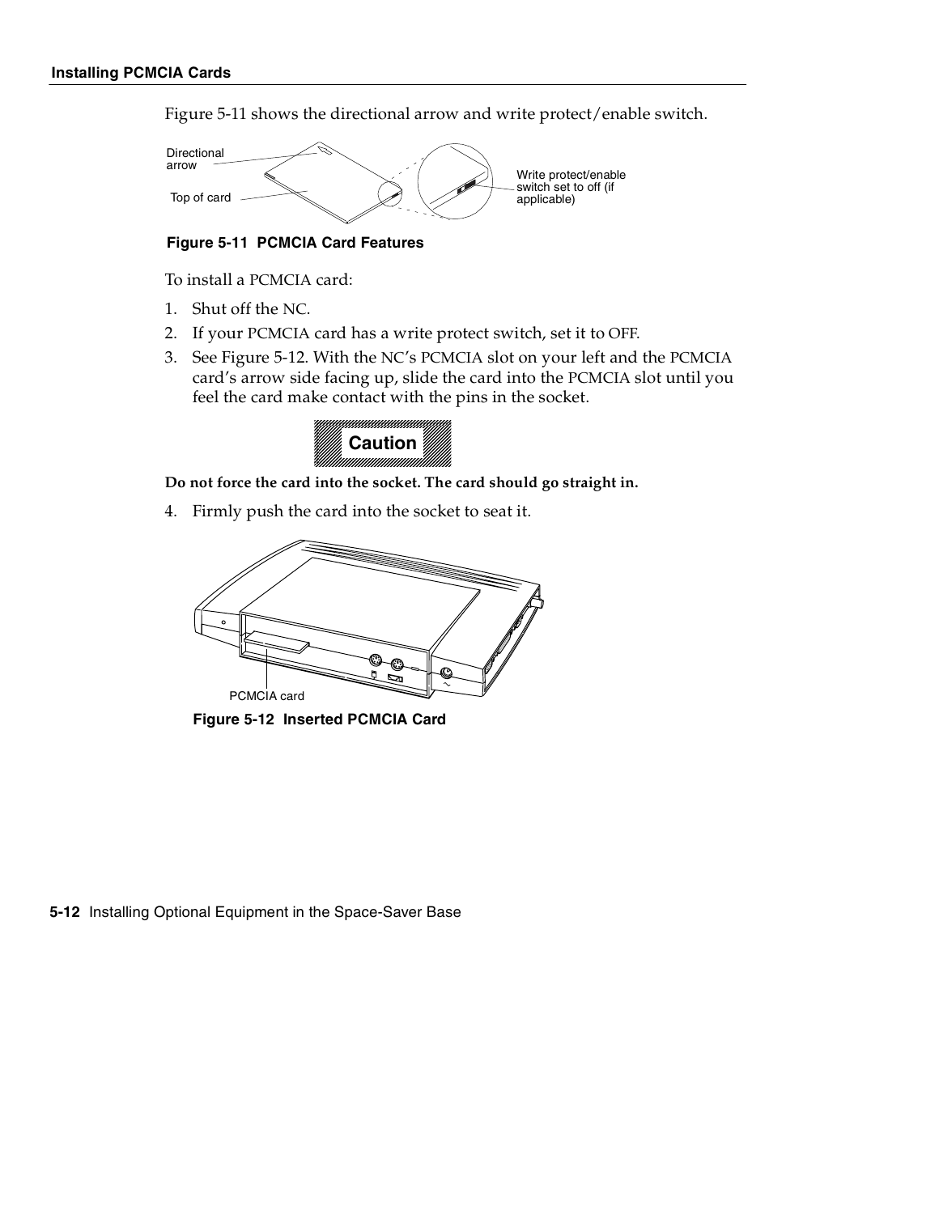Figure 5-11 shows the directional arrow and write protect/enable switch.

Directional arrow

Top of card

Write protect/enable switch set to off (if applicable)

**Figure 5-11 PCMCIA Card Features**

To install a PCMCIA card:

1. Shut off the NC.
2. If your PCMCIA card has a write protect switch, set it to OFF.
3. See Figure 5-12. With the NC's PCMCIA slot on your left and the PCMCIA card's arrow side facing up, slide the card into the PCMCIA slot until you feel the card make contact with the pins in the socket.

**Caution**

**Do not force the card into the socket. The card should go straight in.**

4. Firmly push the card into the socket to seat it.

PCMCIA card

**Figure 5-12 Inserted PCMCIA Card**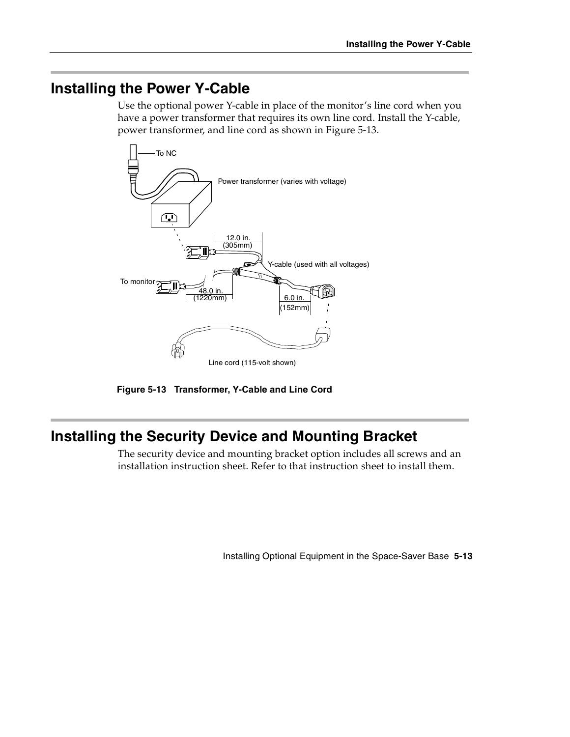# Installing the Power Y-Cable

Use the optional power Y-cable in place of the monitor's line cord when you have a power transformer that requires its own line cord. Install the Y-cable, power transformer, and line cord as shown in Figure 5-13.

**Figure 5-13 Transformer, Y-Cable and Line Cord**

# Installing the Security Device and Mounting Bracket

The security device and mounting bracket option includes all screws and an installation instruction sheet. Refer to that instruction sheet to install them.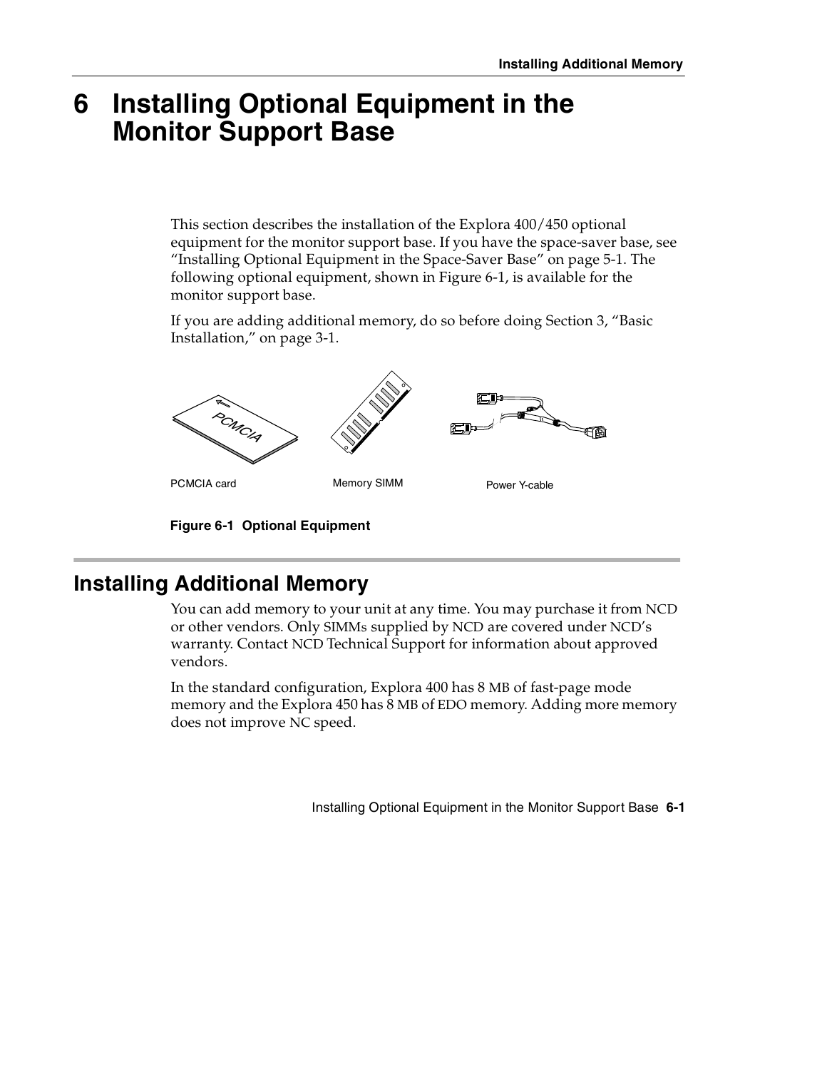# 6 Installing Optional Equipment in the Monitor Support Base

This section describes the installation of the Explora 400/450 optional equipment for the monitor support base. If you have the space-saver base, see "Installing Optional Equipment in the Space-Saver Base" on page 5-1. The following optional equipment, shown in Figure 6-1, is available for the monitor support base.

If you are adding additional memory, do so before doing Section 3, "Basic Installation," on page 3-1.

PCMCIA card    Memory SIMM    Power Y-cable

**Figure 6-1 Optional Equipment**

## Installing Additional Memory

You can add memory to your unit at any time. You may purchase it from NCD or other vendors. Only SIMMs supplied by NCD are covered under NCD's warranty. Contact NCD Technical Support for information about approved vendors.

In the standard configuration, Explora 400 has 8 MB of fast-page mode memory and the Explora 450 has 8 MB of EDO memory. Adding more memory does not improve NC speed.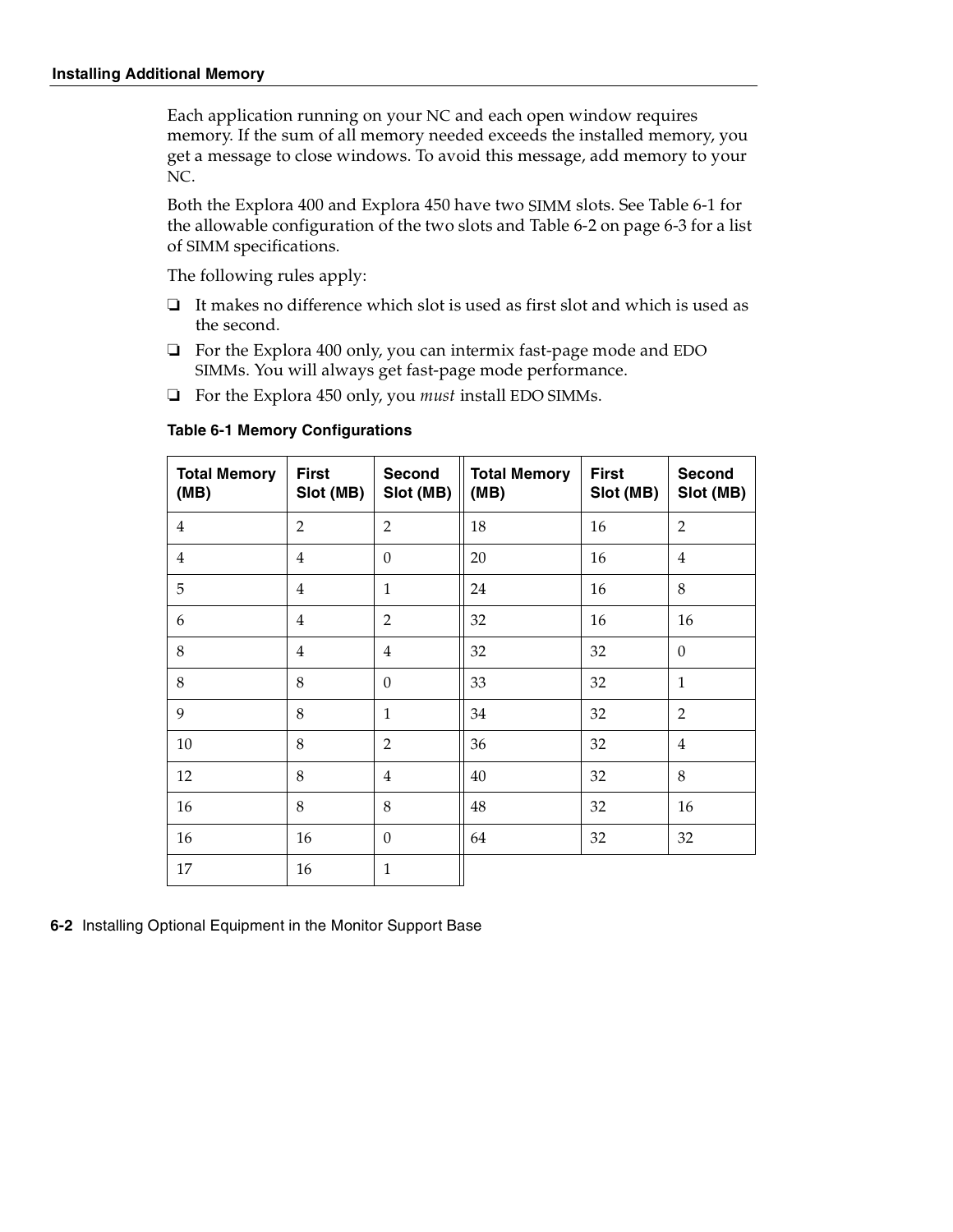Each application running on your NC and each open window requires memory. If the sum of all memory needed exceeds the installed memory, you get a message to close windows. To avoid this message, add memory to your NC.

Both the Explora 400 and Explora 450 have two SIMM slots. See Table 6-1 for the allowable configuration of the two slots and Table 6-2 on page 6-3 for a list of SIMM specifications.

The following rules apply:

- ❏ It makes no difference which slot is used as first slot and which is used as the second.
- ❏ For the Explora 400 only, you can intermix fast-page mode and EDO SIMMs. You will always get fast-page mode performance.
- ❏ For the Explora 450 only, you *must* install EDO SIMMs.

**Table 6-1 Memory Configurations**

| Total Memory (MB) | First Slot (MB) | Second Slot (MB) | Total Memory (MB) | First Slot (MB) | Second Slot (MB) |
|---|---|---|---|---|---|
| 4 | 2 | 2 | 18 | 16 | 2 |
| 4 | 4 | 0 | 20 | 16 | 4 |
| 5 | 4 | 1 | 24 | 16 | 8 |
| 6 | 4 | 2 | 32 | 16 | 16 |
| 8 | 4 | 4 | 32 | 32 | 0 |
| 8 | 8 | 0 | 33 | 32 | 1 |
| 9 | 8 | 1 | 34 | 32 | 2 |
| 10 | 8 | 2 | 36 | 32 | 4 |
| 12 | 8 | 4 | 40 | 32 | 8 |
| 16 | 8 | 8 | 48 | 32 | 16 |
| 16 | 16 | 0 | 64 | 32 | 32 |
| 17 | 16 | 1 | | | |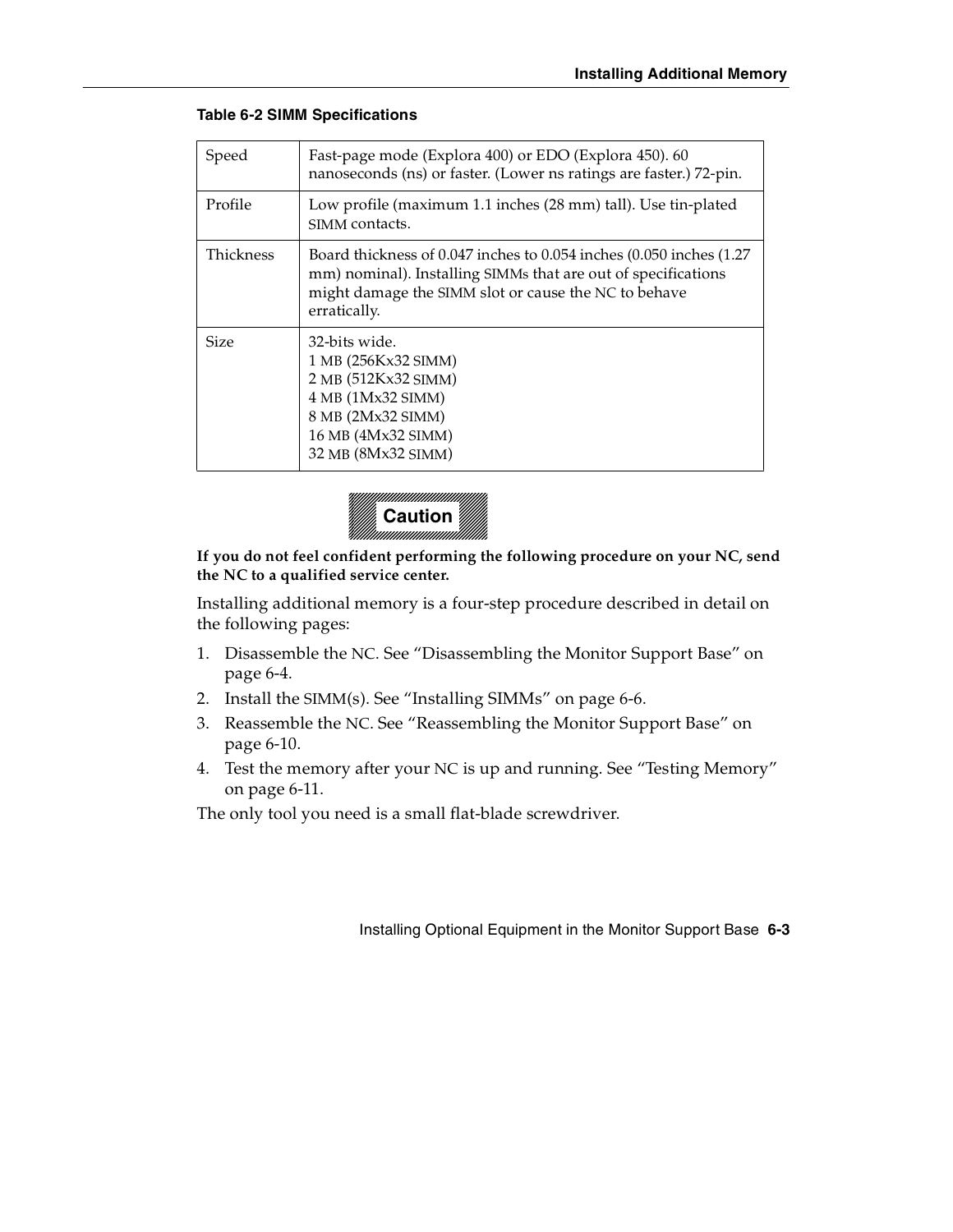**Table 6-2 SIMM Specifications**

| | |
|---|---|
| Speed | Fast-page mode (Explora 400) or EDO (Explora 450). 60 nanoseconds (ns) or faster. (Lower ns ratings are faster.) 72-pin. |
| Profile | Low profile (maximum 1.1 inches (28 mm) tall). Use tin-plated SIMM contacts. |
| Thickness | Board thickness of 0.047 inches to 0.054 inches (0.050 inches (1.27 mm) nominal). Installing SIMMs that are out of specifications might damage the SIMM slot or cause the NC to behave erratically. |
| Size | 32-bits wide.<br>1 MB (256Kx32 SIMM)<br>2 MB (512Kx32 SIMM)<br>4 MB (1Mx32 SIMM)<br>8 MB (2Mx32 SIMM)<br>16 MB (4Mx32 SIMM)<br>32 MB (8Mx32 SIMM) |

**Caution**

**If you do not feel confident performing the following procedure on your NC, send the NC to a qualified service center.**

Installing additional memory is a four-step procedure described in detail on the following pages:

1. Disassemble the NC. See “Disassembling the Monitor Support Base” on page 6-4.
2. Install the SIMM(s). See “Installing SIMMs” on page 6-6.
3. Reassemble the NC. See “Reassembling the Monitor Support Base” on page 6-10.
4. Test the memory after your NC is up and running. See “Testing Memory” on page 6-11.

The only tool you need is a small flat-blade screwdriver.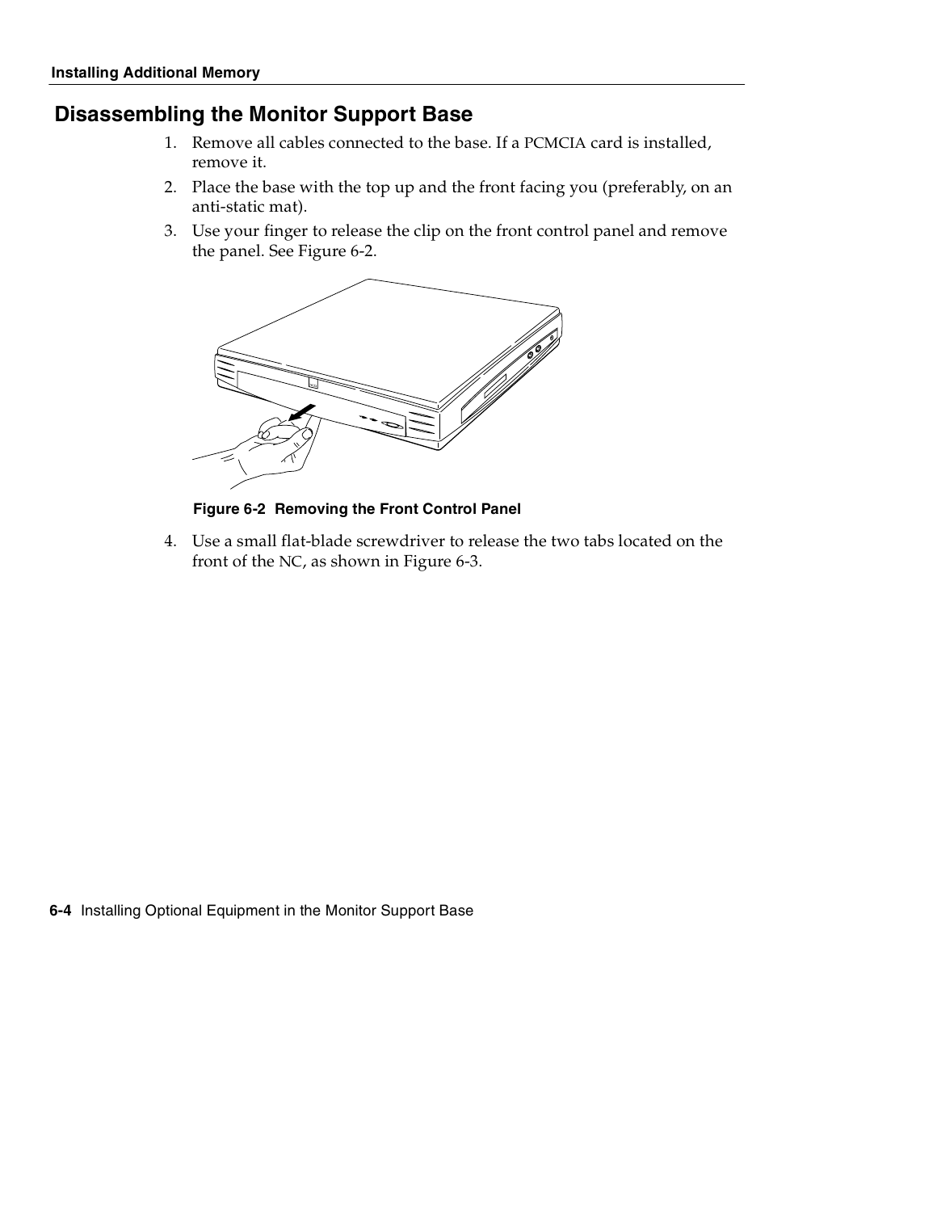## Disassembling the Monitor Support Base

1. Remove all cables connected to the base. If a PCMCIA card is installed, remove it.
2. Place the base with the top up and the front facing you (preferably, on an anti-static mat).
3. Use your finger to release the clip on the front control panel and remove the panel. See Figure 6-2.

**Figure 6-2 Removing the Front Control Panel**

4. Use a small flat-blade screwdriver to release the two tabs located on the front of the NC, as shown in Figure 6-3.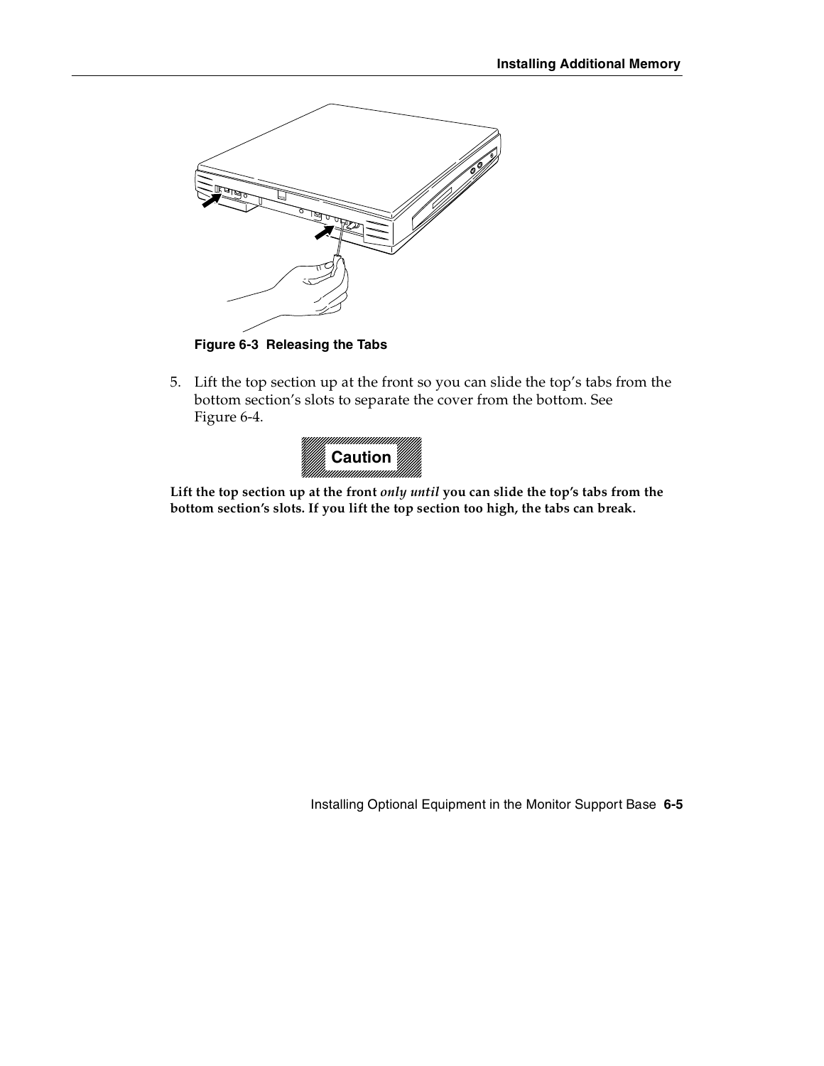**Figure 6-3 Releasing the Tabs**

5. Lift the top section up at the front so you can slide the top's tabs from the bottom section's slots to separate the cover from the bottom. See Figure 6-4.

**Caution**

**Lift the top section up at the front *only until* you can slide the top's tabs from the bottom section's slots. If you lift the top section too high, the tabs can break.**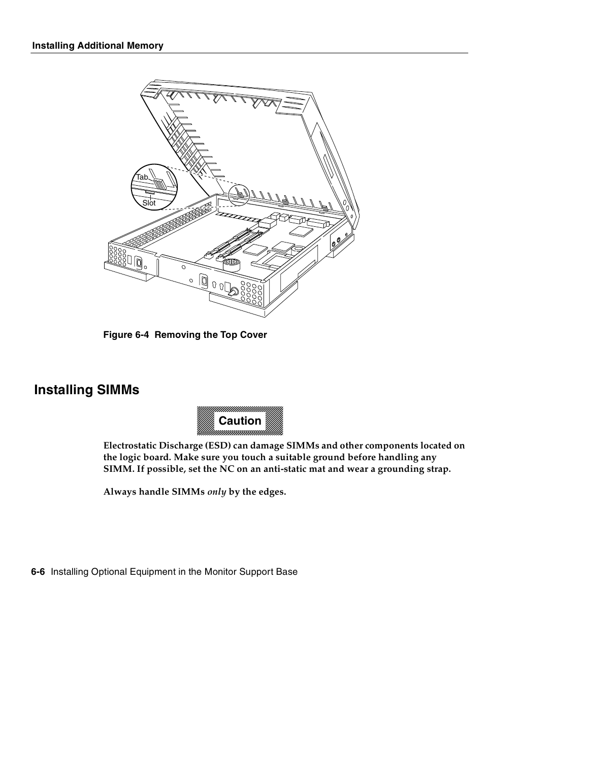Figure 6-4 Removing the Top Cover

## Installing SIMMs

**Caution**

**Electrostatic Discharge (ESD) can damage SIMMs and other components located on the logic board. Make sure you touch a suitable ground before handling any SIMM. If possible, set the NC on an anti-static mat and wear a grounding strap.**

**Always handle SIMMs *only* by the edges.**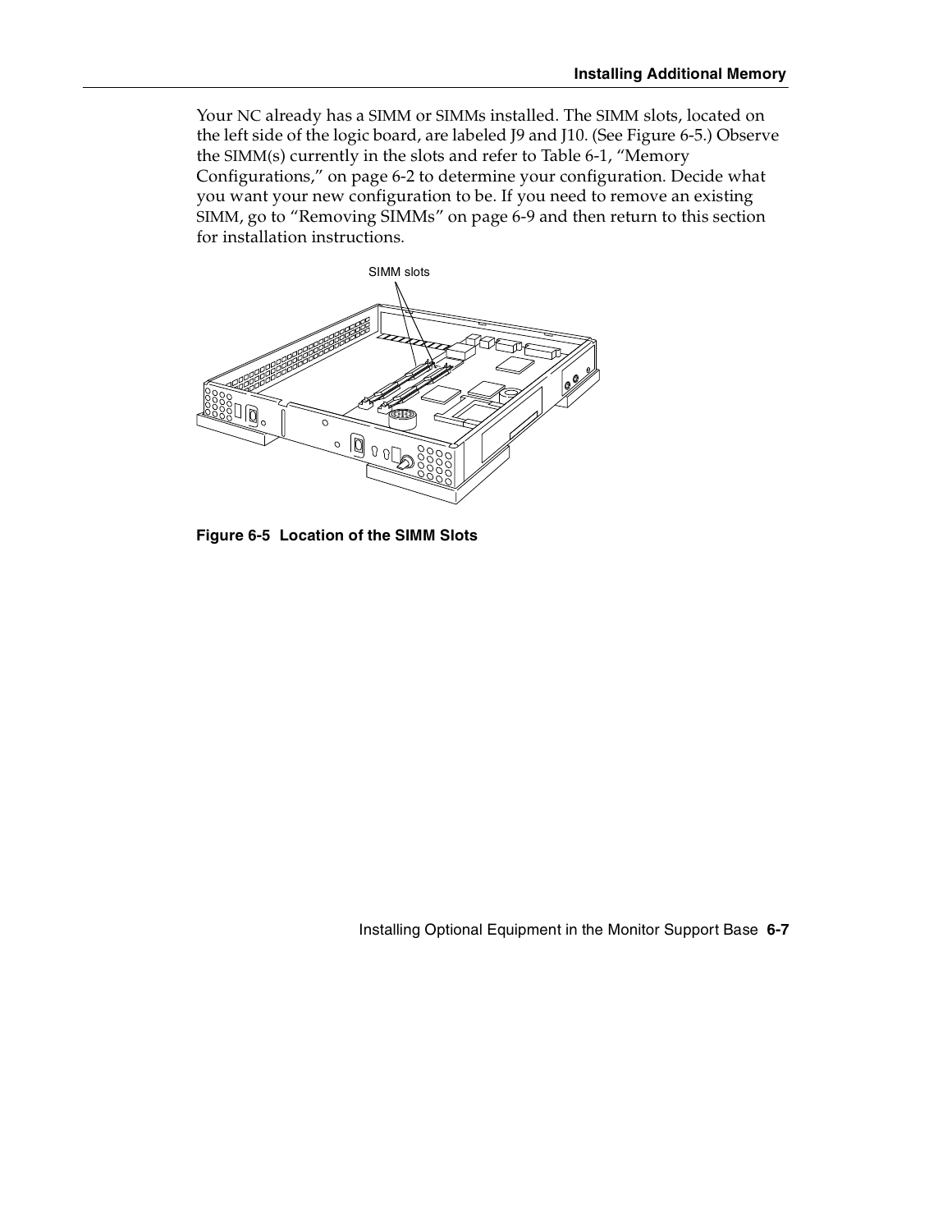Your NC already has a SIMM or SIMMs installed. The SIMM slots, located on the left side of the logic board, are labeled J9 and J10. (See Figure 6-5.) Observe the SIMM(s) currently in the slots and refer to Table 6-1, "Memory Configurations," on page 6-2 to determine your configuration. Decide what you want your new configuration to be. If you need to remove an existing SIMM, go to "Removing SIMMs" on page 6-9 and then return to this section for installation instructions.

SIMM slots

**Figure 6-5 Location of the SIMM Slots**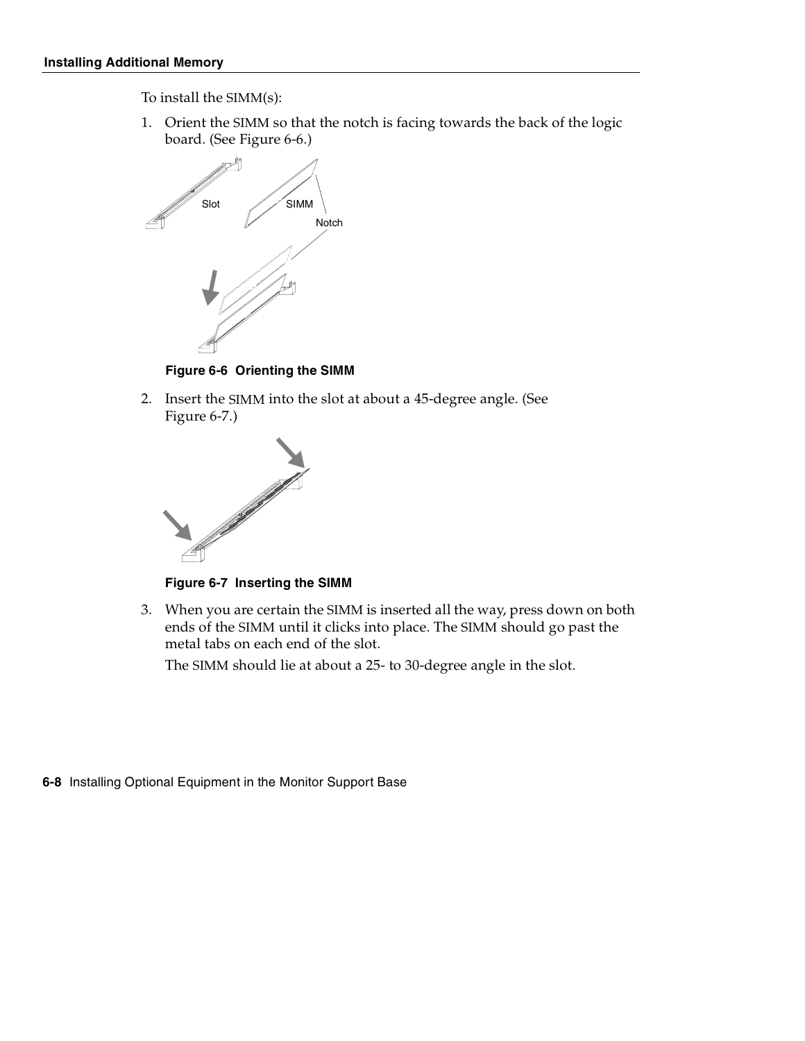To install the SIMM(s):

1. Orient the SIMM so that the notch is facing towards the back of the logic board. (See Figure 6-6.)

Figure 6-6 Orienting the SIMM

2. Insert the SIMM into the slot at about a 45-degree angle. (See Figure 6-7.)

Figure 6-7 Inserting the SIMM

3. When you are certain the SIMM is inserted all the way, press down on both ends of the SIMM until it clicks into place. The SIMM should go past the metal tabs on each end of the slot.

   The SIMM should lie at about a 25- to 30-degree angle in the slot.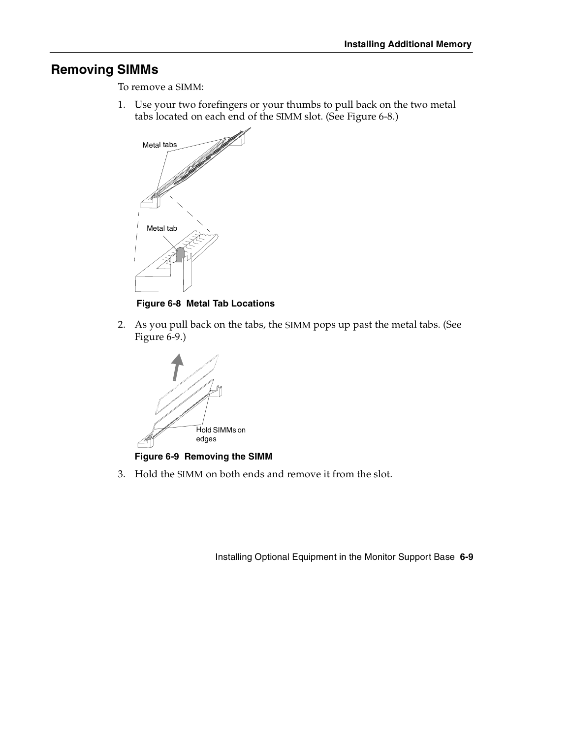## Removing SIMMs

To remove a SIMM:

1. Use your two forefingers or your thumbs to pull back on the two metal tabs located on each end of the SIMM slot. (See Figure 6-8.)

Figure 6-8 Metal Tab Locations

2. As you pull back on the tabs, the SIMM pops up past the metal tabs. (See Figure 6-9.)

Figure 6-9 Removing the SIMM

3. Hold the SIMM on both ends and remove it from the slot.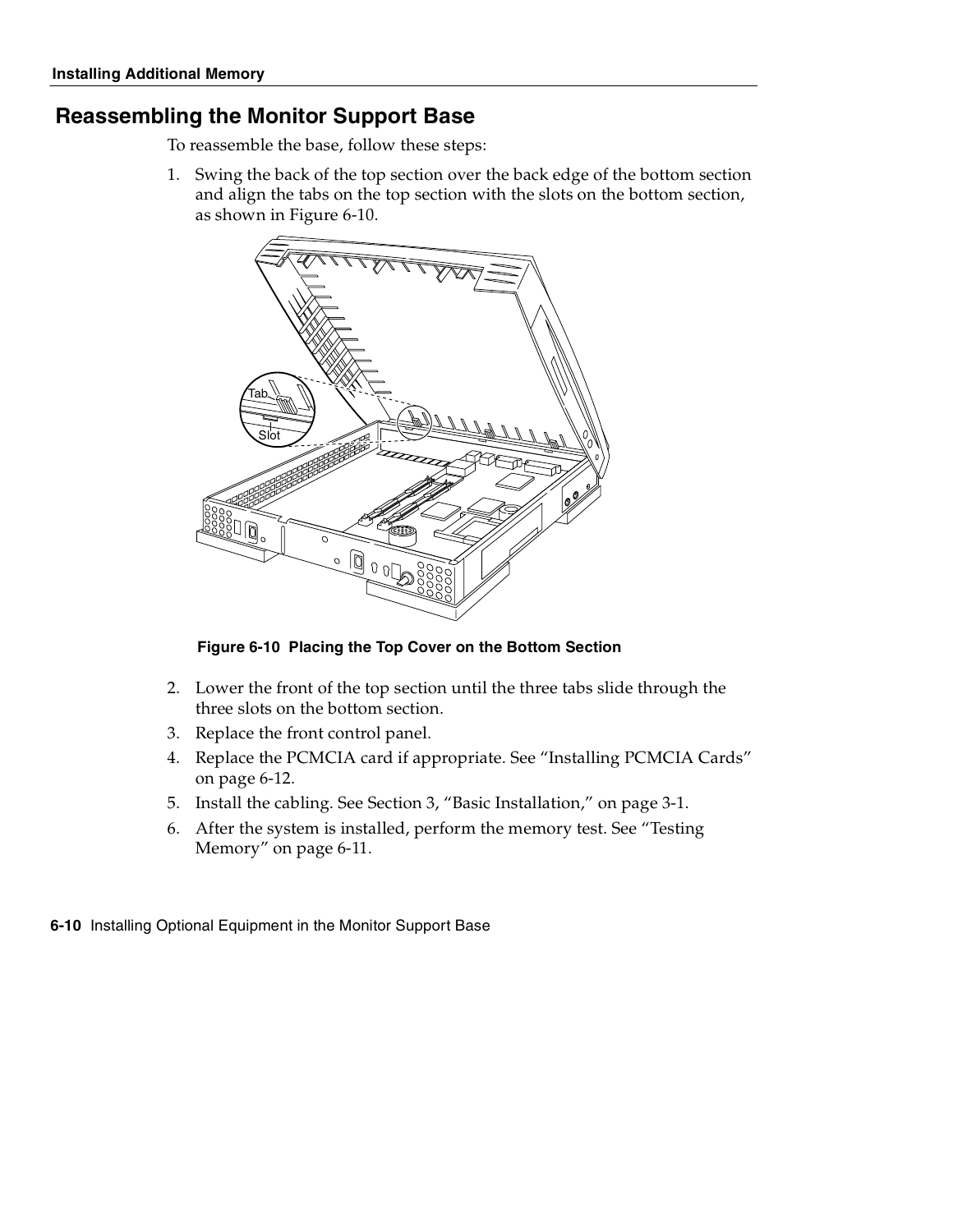## Reassembling the Monitor Support Base

To reassemble the base, follow these steps:

1. Swing the back of the top section over the back edge of the bottom section and align the tabs on the top section with the slots on the bottom section, as shown in Figure 6-10.

**Figure 6-10 Placing the Top Cover on the Bottom Section**

2. Lower the front of the top section until the three tabs slide through the three slots on the bottom section.
3. Replace the front control panel.
4. Replace the PCMCIA card if appropriate. See “Installing PCMCIA Cards” on page 6-12.
5. Install the cabling. See Section 3, “Basic Installation,” on page 3-1.
6. After the system is installed, perform the memory test. See “Testing Memory” on page 6-11.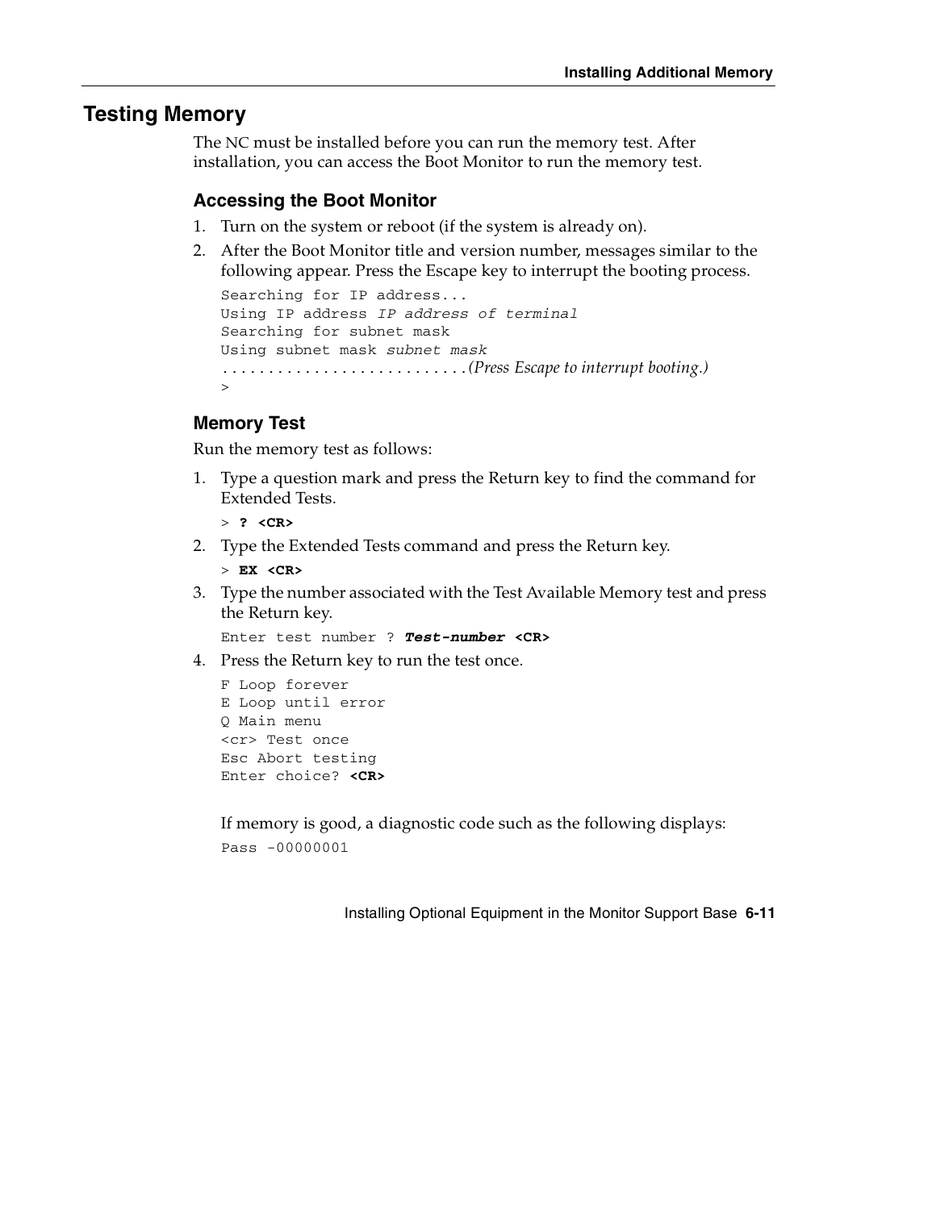## Testing Memory

The NC must be installed before you can run the memory test. After installation, you can access the Boot Monitor to run the memory test.

### Accessing the Boot Monitor

1. Turn on the system or reboot (if the system is already on).
2. After the Boot Monitor title and version number, messages similar to the following appear. Press the Escape key to interrupt the booting process.

```
Searching for IP address...
Using IP address IP address of terminal
Searching for subnet mask
Using subnet mask subnet mask
..........................(Press Escape to interrupt booting.)
>
```

### Memory Test

Run the memory test as follows:

1. Type a question mark and press the Return key to find the command for Extended Tests.

```
> ? <CR>
```

2. Type the Extended Tests command and press the Return key.

```
> EX <CR>
```

3. Type the number associated with the Test Available Memory test and press the Return key.

```
Enter test number ? Test-number <CR>
```

4. Press the Return key to run the test once.

```
F Loop forever
E Loop until error
Q Main menu
<cr> Test once
Esc Abort testing
Enter choice? <CR>
```

If memory is good, a diagnostic code such as the following displays:

```
Pass -00000001
```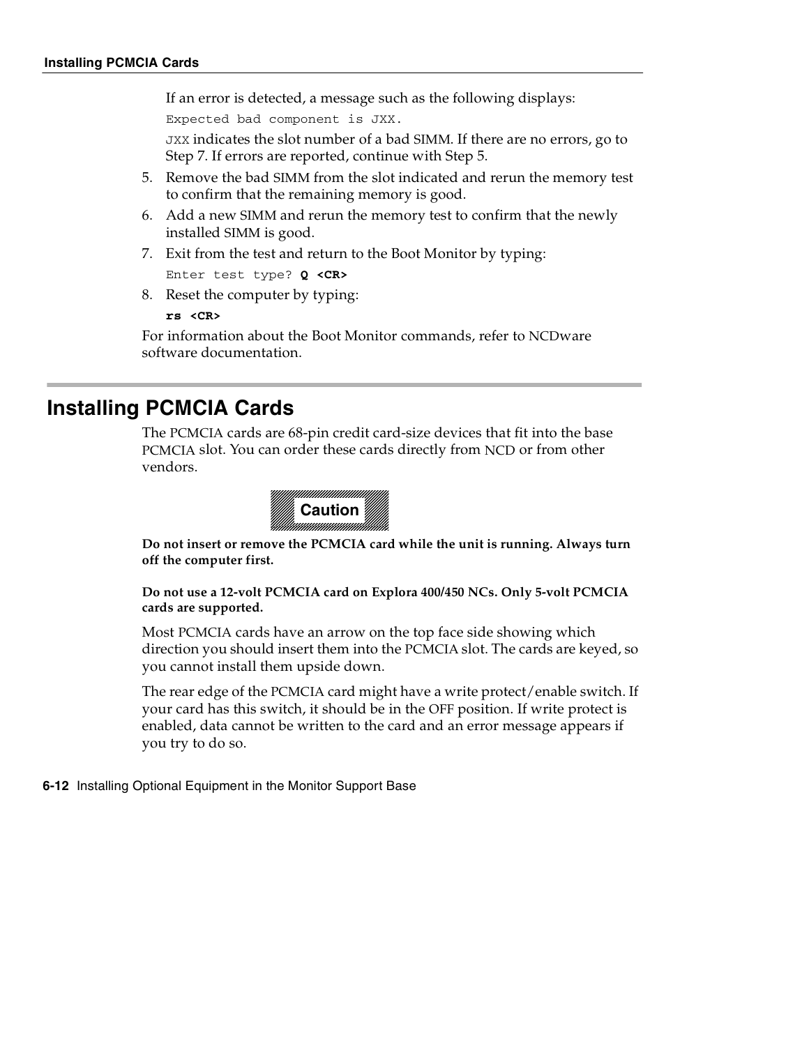If an error is detected, a message such as the following displays:

```
Expected bad component is JXX.
```

`JXX` indicates the slot number of a bad SIMM. If there are no errors, go to Step 7. If errors are reported, continue with Step 5.

5. Remove the bad SIMM from the slot indicated and rerun the memory test to confirm that the remaining memory is good.
6. Add a new SIMM and rerun the memory test to confirm that the newly installed SIMM is good.
7. Exit from the test and return to the Boot Monitor by typing:

   ```
   Enter test type? Q <CR>
   ```

8. Reset the computer by typing:

   ```
   rs <CR>
   ```

For information about the Boot Monitor commands, refer to NCDware software documentation.

## Installing PCMCIA Cards

The PCMCIA cards are 68-pin credit card-size devices that fit into the base PCMCIA slot. You can order these cards directly from NCD or from other vendors.

**Caution**

**Do not insert or remove the PCMCIA card while the unit is running. Always turn off the computer first.**

**Do not use a 12-volt PCMCIA card on Explora 400/450 NCs. Only 5-volt PCMCIA cards are supported.**

Most PCMCIA cards have an arrow on the top face side showing which direction you should insert them into the PCMCIA slot. The cards are keyed, so you cannot install them upside down.

The rear edge of the PCMCIA card might have a write protect/enable switch. If your card has this switch, it should be in the OFF position. If write protect is enabled, data cannot be written to the card and an error message appears if you try to do so.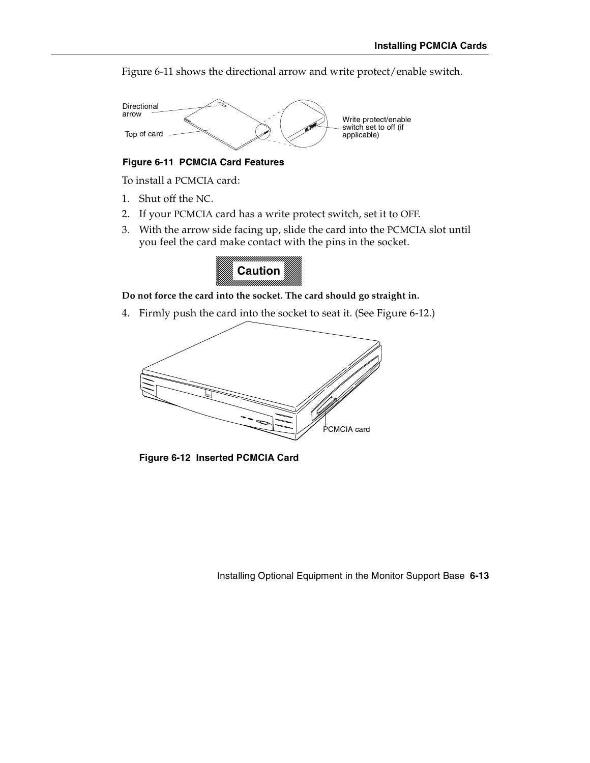Figure 6-11 shows the directional arrow and write protect/enable switch.

Directional arrow

Top of card

Write protect/enable switch set to off (if applicable)

**Figure 6-11 PCMCIA Card Features**

To install a PCMCIA card:

1. Shut off the NC.
2. If your PCMCIA card has a write protect switch, set it to OFF.
3. With the arrow side facing up, slide the card into the PCMCIA slot until you feel the card make contact with the pins in the socket.

**Caution**

**Do not force the card into the socket. The card should go straight in.**

4. Firmly push the card into the socket to seat it. (See Figure 6-12.)

PCMCIA card

**Figure 6-12 Inserted PCMCIA Card**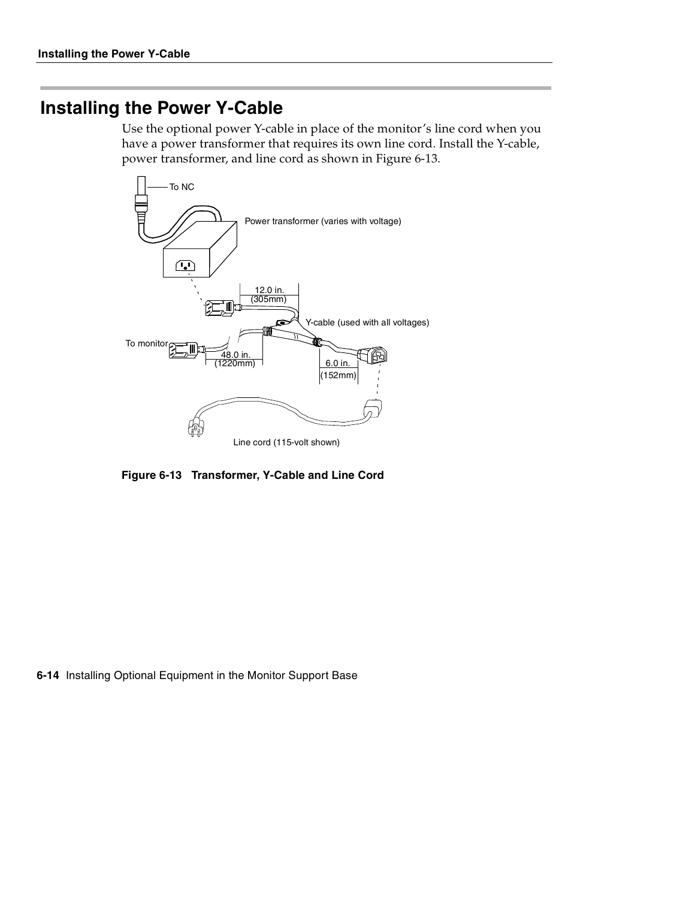## Installing the Power Y-Cable

Use the optional power Y-cable in place of the monitor's line cord when you have a power transformer that requires its own line cord. Install the Y-cable, power transformer, and line cord as shown in Figure 6-13.

**Figure 6-13 Transformer, Y-Cable and Line Cord**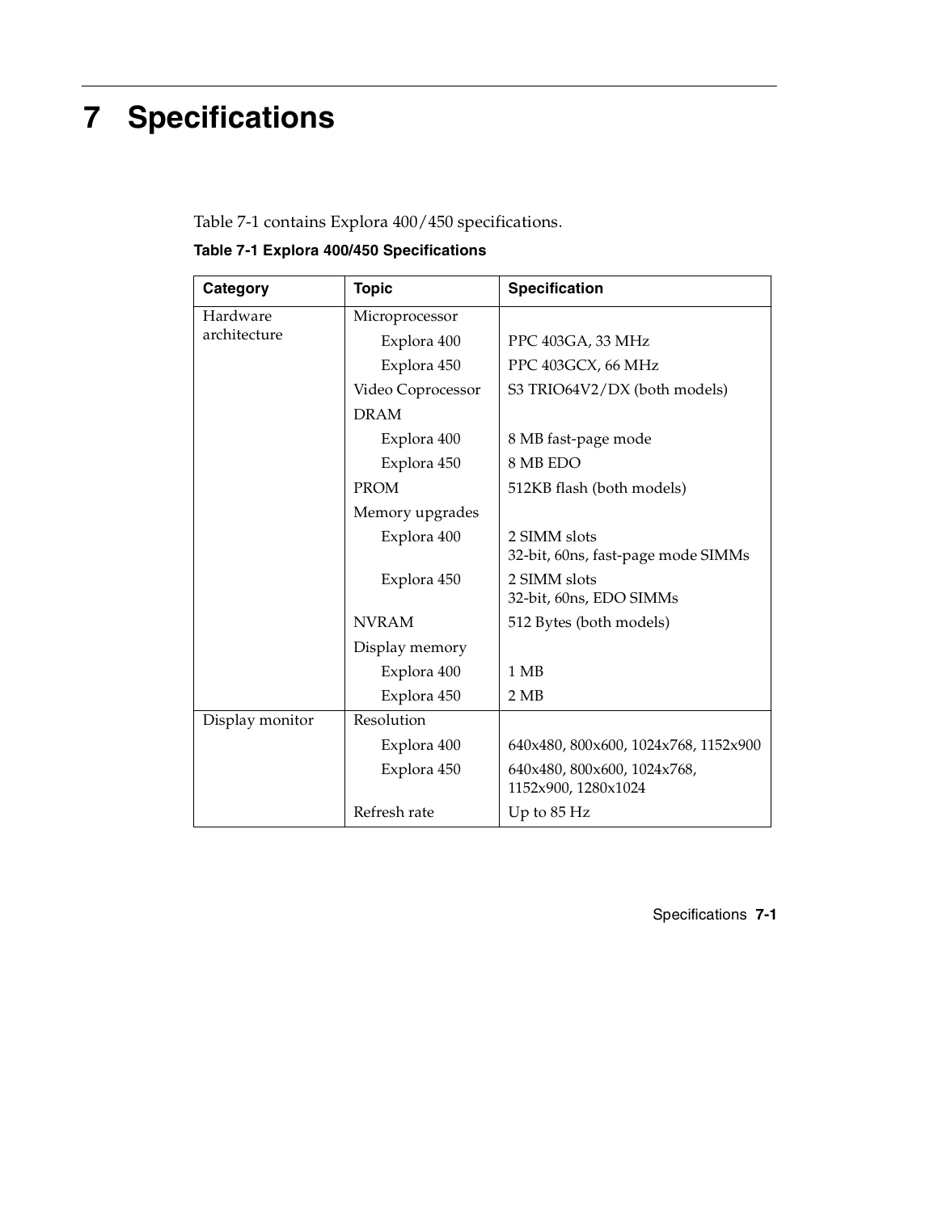# 7 Specifications

Table 7-1 contains Explora 400/450 specifications.

**Table 7-1 Explora 400/450 Specifications**

| Category | Topic | Specification |
|---|---|---|
| Hardware architecture | Microprocessor | |
| | Explora 400 | PPC 403GA, 33 MHz |
| | Explora 450 | PPC 403GCX, 66 MHz |
| | Video Coprocessor | S3 TRIO64V2/DX (both models) |
| | DRAM | |
| | Explora 400 | 8 MB fast-page mode |
| | Explora 450 | 8 MB EDO |
| | PROM | 512KB flash (both models) |
| | Memory upgrades | |
| | Explora 400 | 2 SIMM slots<br>32-bit, 60ns, fast-page mode SIMMs |
| | Explora 450 | 2 SIMM slots<br>32-bit, 60ns, EDO SIMMs |
| | NVRAM | 512 Bytes (both models) |
| | Display memory | |
| | Explora 400 | 1 MB |
| | Explora 450 | 2 MB |
| Display monitor | Resolution | |
| | Explora 400 | 640x480, 800x600, 1024x768, 1152x900 |
| | Explora 450 | 640x480, 800x600, 1024x768, 1152x900, 1280x1024 |
| | Refresh rate | Up to 85 Hz |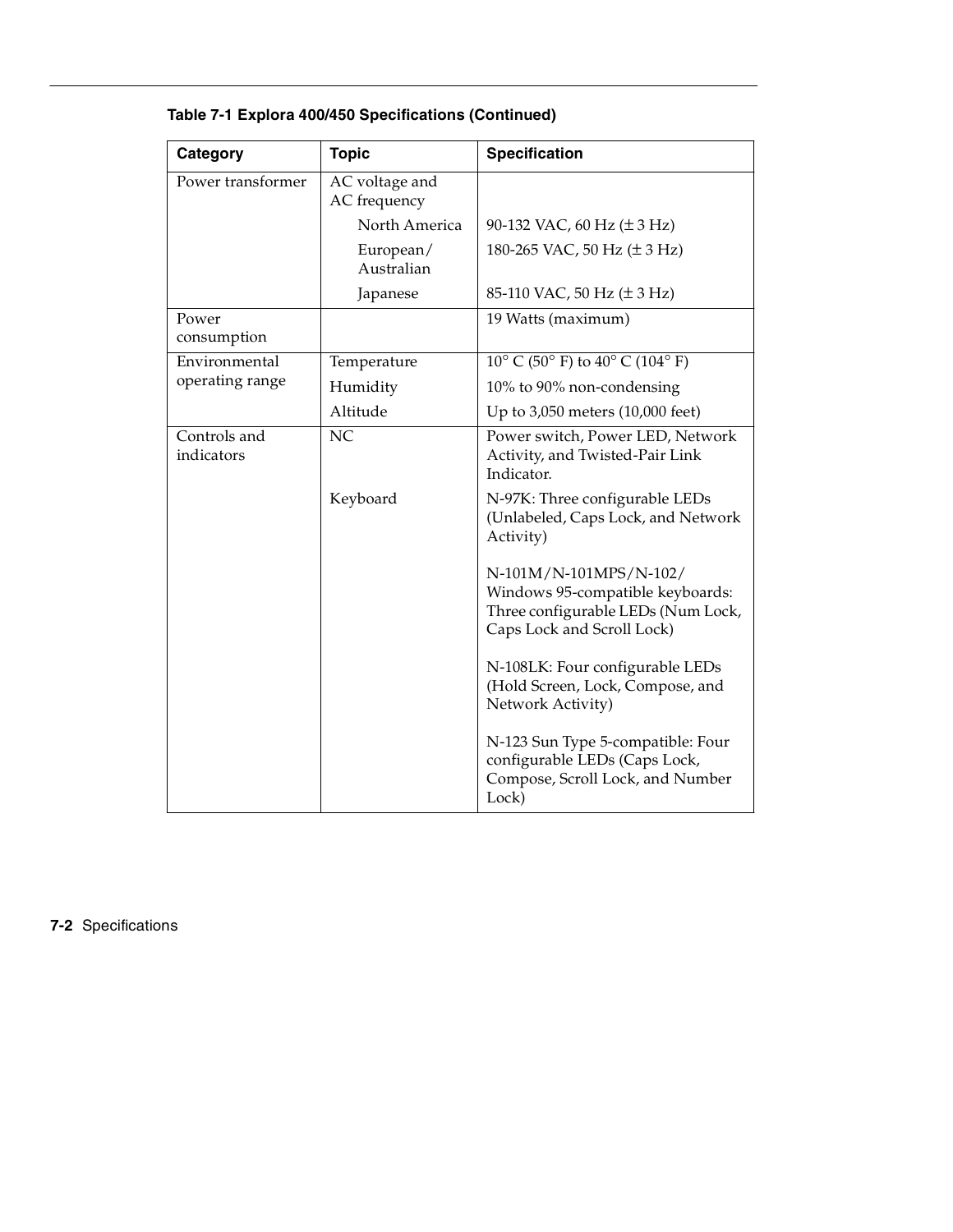**Table 7-1 Explora 400/450 Specifications (Continued)**

| Category | Topic | Specification |
|---|---|---|
| Power transformer | AC voltage and AC frequency | |
| | North America | 90-132 VAC, 60 Hz (± 3 Hz) |
| | European/ Australian | 180-265 VAC, 50 Hz (± 3 Hz) |
| | Japanese | 85-110 VAC, 50 Hz (± 3 Hz) |
| Power consumption | | 19 Watts (maximum) |
| Environmental operating range | Temperature | 10° C (50° F) to 40° C (104° F) |
| | Humidity | 10% to 90% non-condensing |
| | Altitude | Up to 3,050 meters (10,000 feet) |
| Controls and indicators | NC | Power switch, Power LED, Network Activity, and Twisted-Pair Link Indicator. |
| | Keyboard | N-97K: Three configurable LEDs (Unlabeled, Caps Lock, and Network Activity) |
| | | N-101M/N-101MPS/N-102/ Windows 95-compatible keyboards: Three configurable LEDs (Num Lock, Caps Lock and Scroll Lock) |
| | | N-108LK: Four configurable LEDs (Hold Screen, Lock, Compose, and Network Activity) |
| | | N-123 Sun Type 5-compatible: Four configurable LEDs (Caps Lock, Compose, Scroll Lock, and Number Lock) |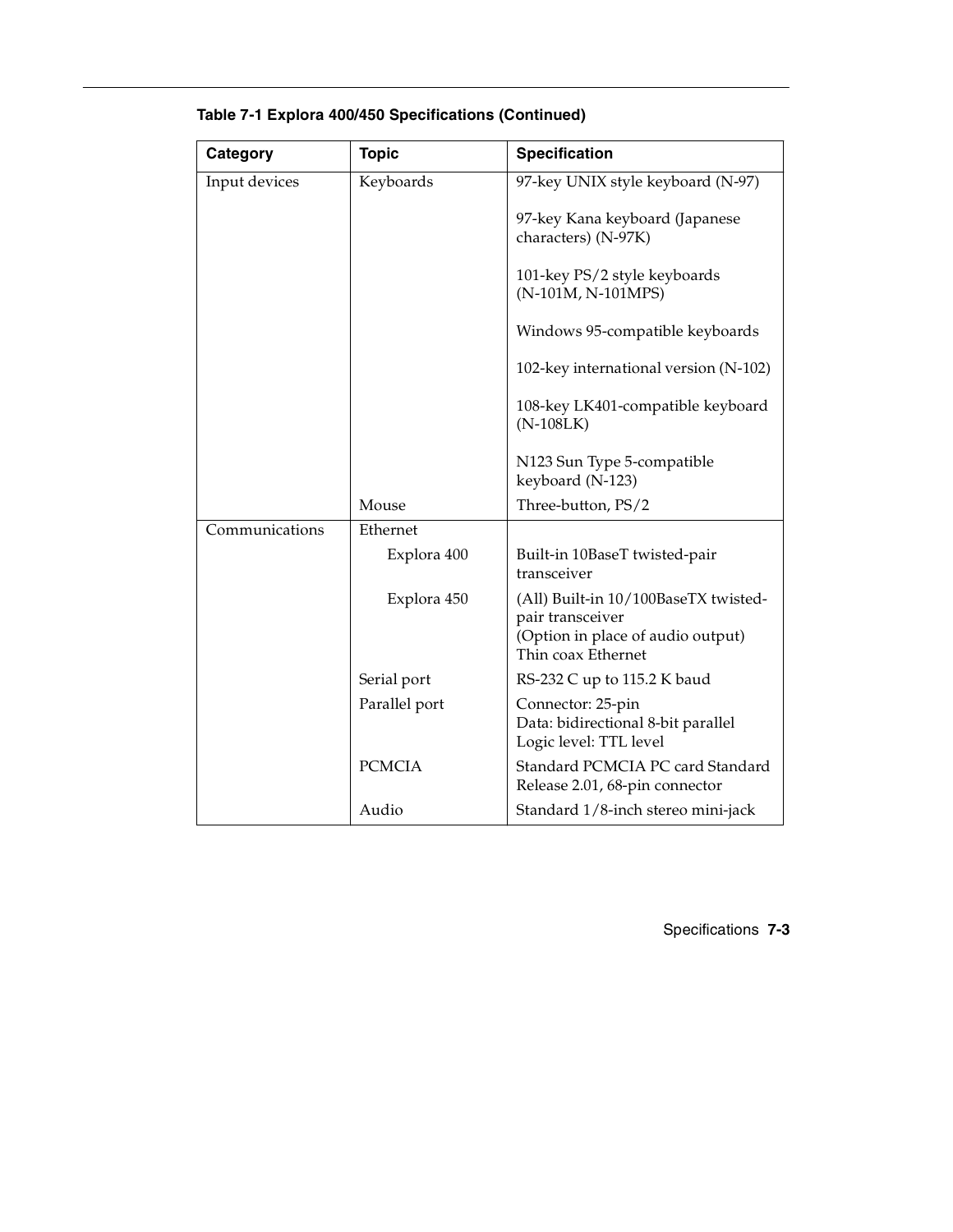**Table 7-1 Explora 400/450 Specifications (Continued)**

| Category | Topic | Specification |
|---|---|---|
| Input devices | Keyboards | 97-key UNIX style keyboard (N-97)<br><br>97-key Kana keyboard (Japanese characters) (N-97K)<br><br>101-key PS/2 style keyboards (N-101M, N-101MPS)<br><br>Windows 95-compatible keyboards<br><br>102-key international version (N-102)<br><br>108-key LK401-compatible keyboard (N-108LK)<br><br>N123 Sun Type 5-compatible keyboard (N-123) |
| | Mouse | Three-button, PS/2 |
| Communications | Ethernet | |
| | Explora 400 | Built-in 10BaseT twisted-pair transceiver |
| | Explora 450 | (All) Built-in 10/100BaseTX twisted-pair transceiver<br>(Option in place of audio output) Thin coax Ethernet |
| | Serial port | RS-232 C up to 115.2 K baud |
| | Parallel port | Connector: 25-pin<br>Data: bidirectional 8-bit parallel<br>Logic level: TTL level |
| | PCMCIA | Standard PCMCIA PC card Standard Release 2.01, 68-pin connector |
| | Audio | Standard 1/8-inch stereo mini-jack |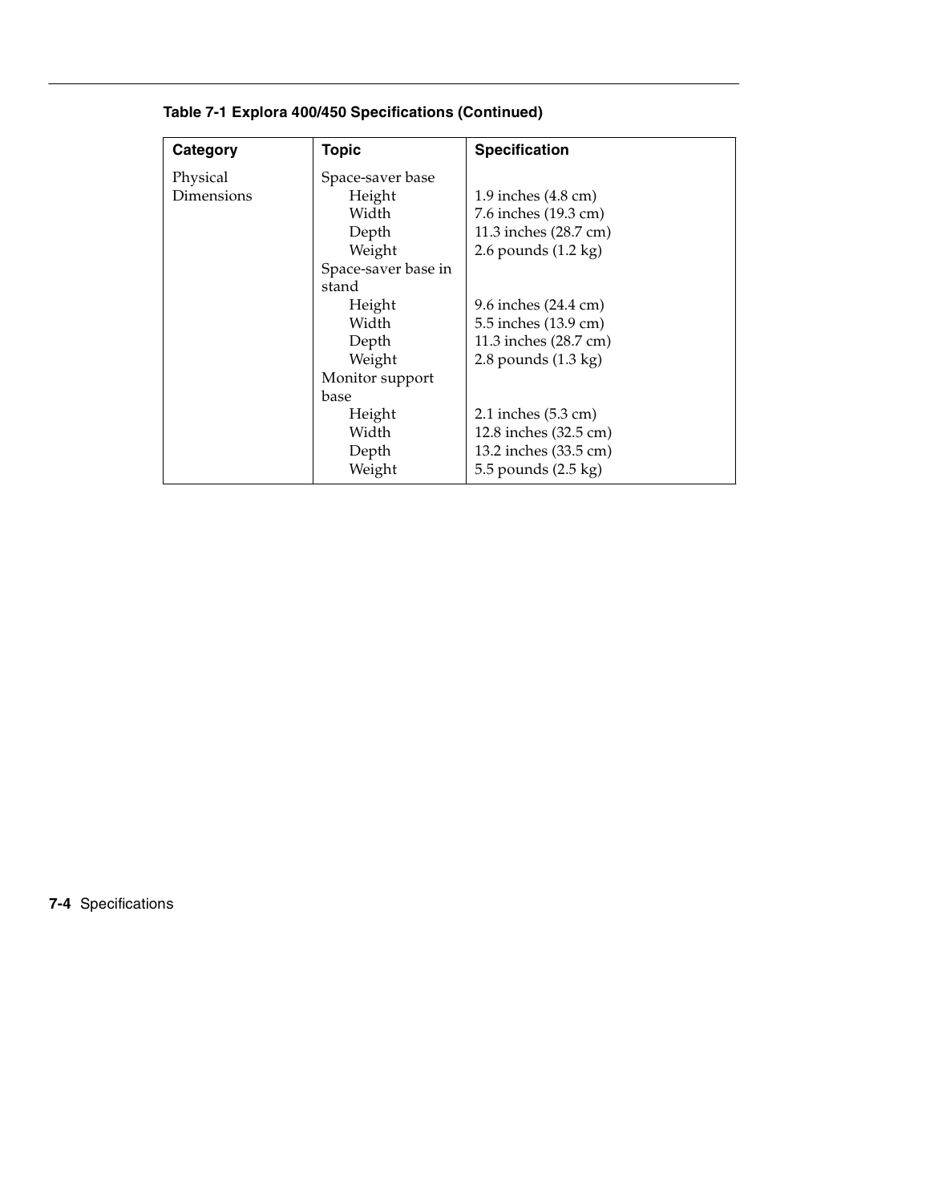**Table 7-1 Explora 400/450 Specifications (Continued)**

| Category | Topic | Specification |
|---|---|---|
| Physical Dimensions | Space-saver base | |
| | Height | 1.9 inches (4.8 cm) |
| | Width | 7.6 inches (19.3 cm) |
| | Depth | 11.3 inches (28.7 cm) |
| | Weight | 2.6 pounds (1.2 kg) |
| | Space-saver base in stand | |
| | Height | 9.6 inches (24.4 cm) |
| | Width | 5.5 inches (13.9 cm) |
| | Depth | 11.3 inches (28.7 cm) |
| | Weight | 2.8 pounds (1.3 kg) |
| | Monitor support base | |
| | Height | 2.1 inches (5.3 cm) |
| | Width | 12.8 inches (32.5 cm) |
| | Depth | 13.2 inches (33.5 cm) |
| | Weight | 5.5 pounds (2.5 kg) |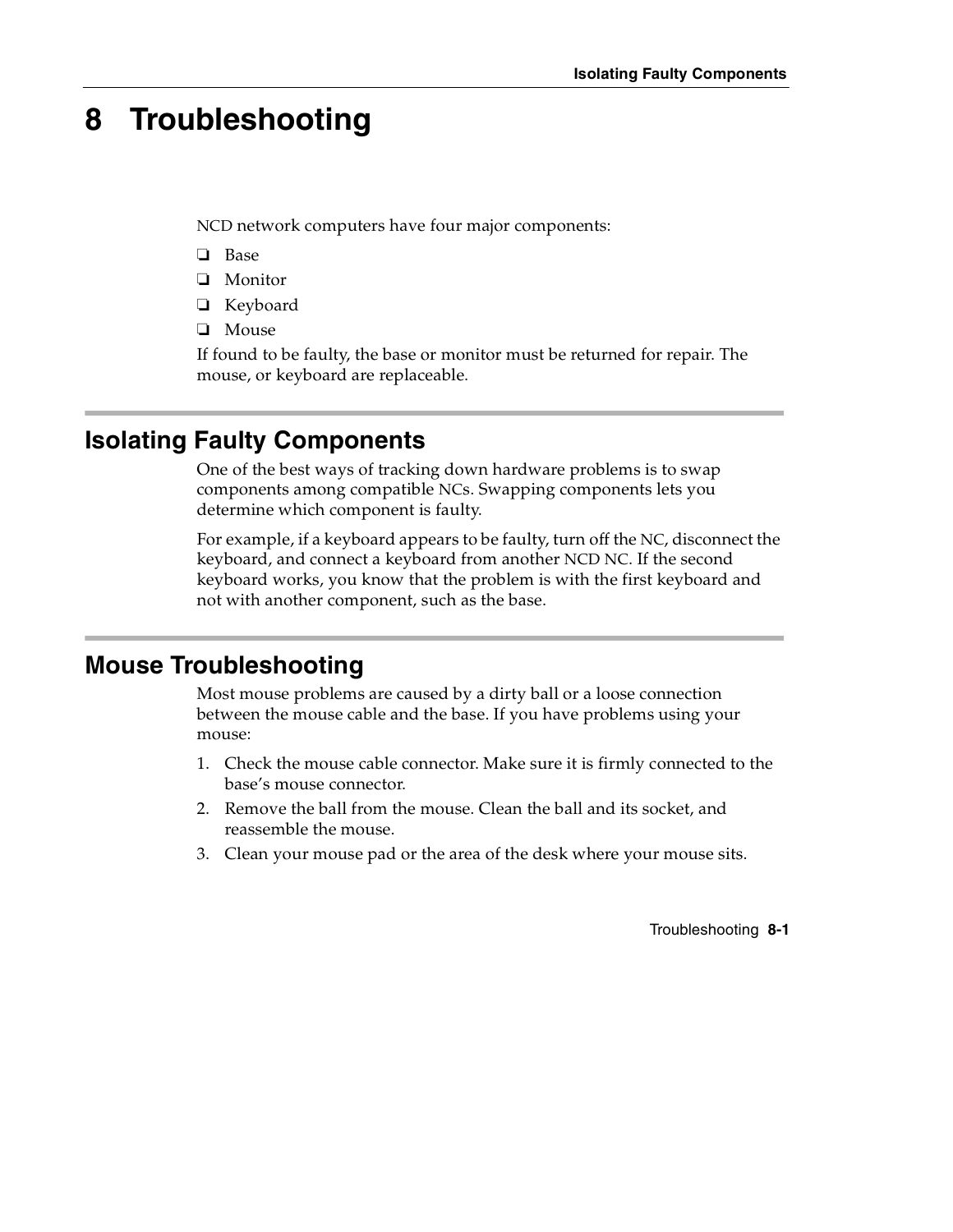# 8 Troubleshooting

NCD network computers have four major components:

- ❑ Base
- ❑ Monitor
- ❑ Keyboard
- ❑ Mouse

If found to be faulty, the base or monitor must be returned for repair. The mouse, or keyboard are replaceable.

## Isolating Faulty Components

One of the best ways of tracking down hardware problems is to swap components among compatible NCs. Swapping components lets you determine which component is faulty.

For example, if a keyboard appears to be faulty, turn off the NC, disconnect the keyboard, and connect a keyboard from another NCD NC. If the second keyboard works, you know that the problem is with the first keyboard and not with another component, such as the base.

## Mouse Troubleshooting

Most mouse problems are caused by a dirty ball or a loose connection between the mouse cable and the base. If you have problems using your mouse:

1. Check the mouse cable connector. Make sure it is firmly connected to the base's mouse connector.
2. Remove the ball from the mouse. Clean the ball and its socket, and reassemble the mouse.
3. Clean your mouse pad or the area of the desk where your mouse sits.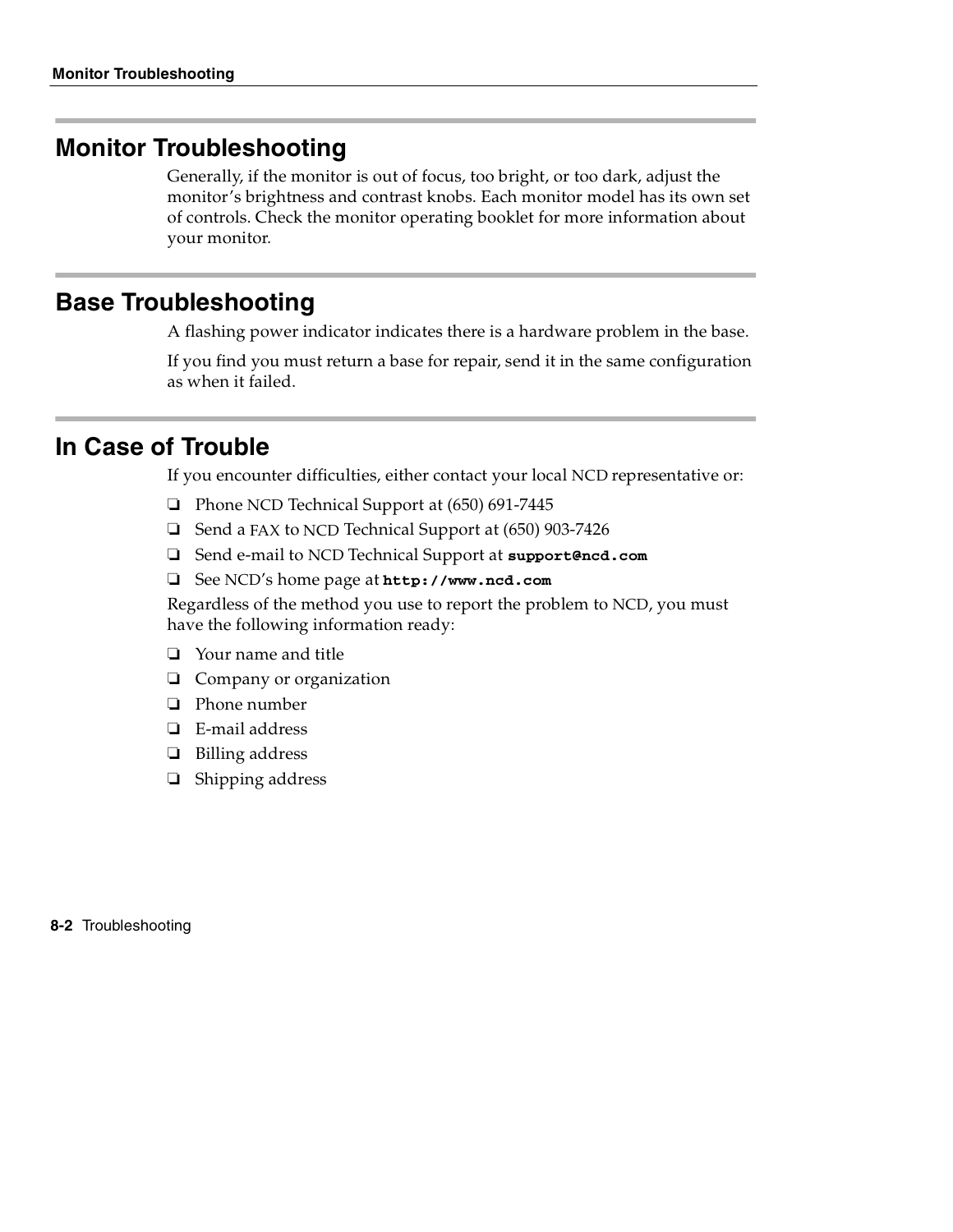## Monitor Troubleshooting

Generally, if the monitor is out of focus, too bright, or too dark, adjust the monitor's brightness and contrast knobs. Each monitor model has its own set of controls. Check the monitor operating booklet for more information about your monitor.

## Base Troubleshooting

A flashing power indicator indicates there is a hardware problem in the base.

If you find you must return a base for repair, send it in the same configuration as when it failed.

## In Case of Trouble

If you encounter difficulties, either contact your local NCD representative or:

- ❏ Phone NCD Technical Support at (650) 691-7445
- ❏ Send a FAX to NCD Technical Support at (650) 903-7426
- ❏ Send e-mail to NCD Technical Support at **`support@ncd.com`**
- ❏ See NCD's home page at **`http://www.ncd.com`**

Regardless of the method you use to report the problem to NCD, you must have the following information ready:

- ❏ Your name and title
- ❏ Company or organization
- ❏ Phone number
- ❏ E-mail address
- ❏ Billing address
- ❏ Shipping address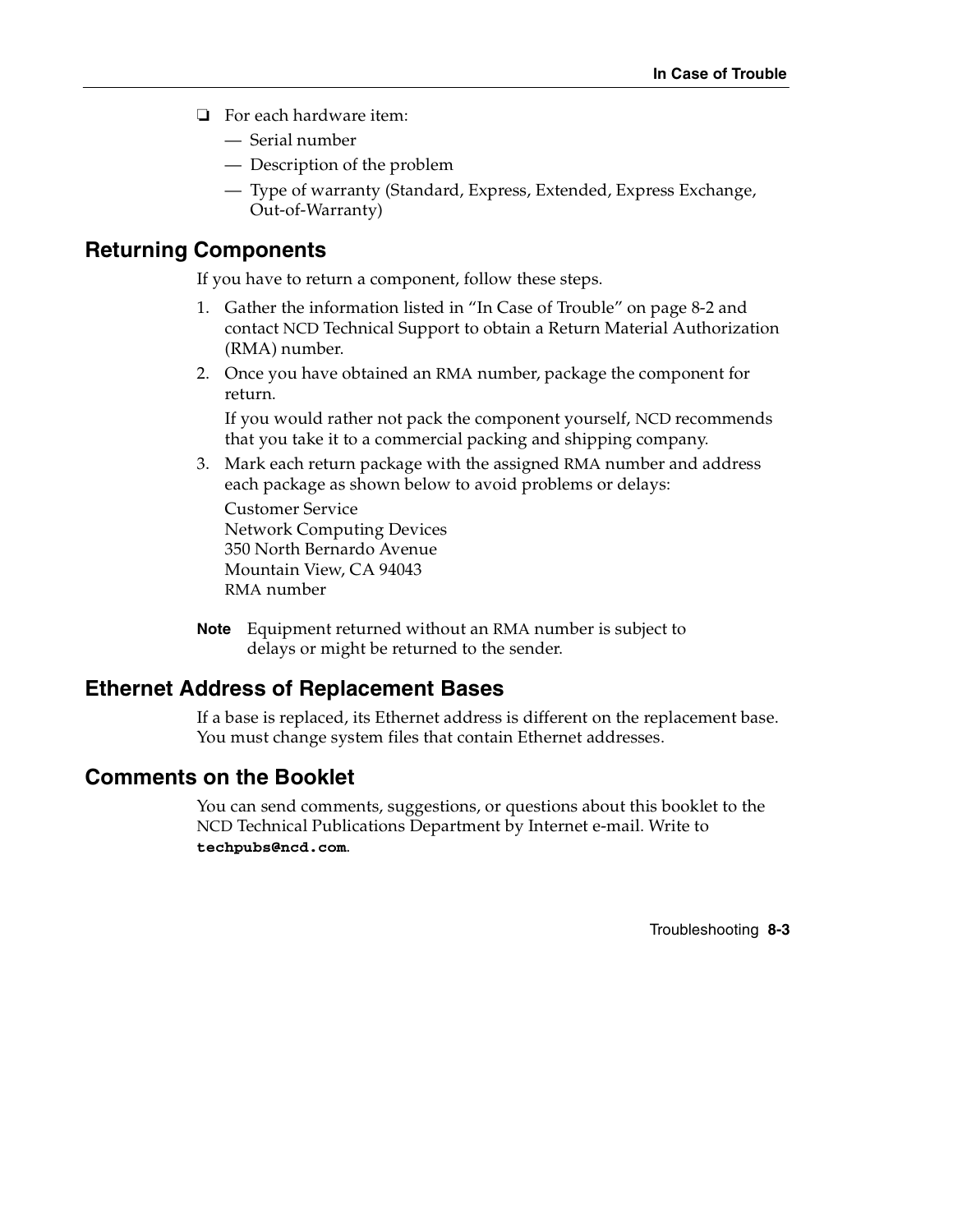- ❏ For each hardware item:
  - — Serial number
  - — Description of the problem
  - — Type of warranty (Standard, Express, Extended, Express Exchange, Out-of-Warranty)

## Returning Components

If you have to return a component, follow these steps.

1. Gather the information listed in "In Case of Trouble" on page 8-2 and contact NCD Technical Support to obtain a Return Material Authorization (RMA) number.
2. Once you have obtained an RMA number, package the component for return.

   If you would rather not pack the component yourself, NCD recommends that you take it to a commercial packing and shipping company.
3. Mark each return package with the assigned RMA number and address each package as shown below to avoid problems or delays:

   Customer Service
   Network Computing Devices
   350 North Bernardo Avenue
   Mountain View, CA 94043
   RMA number

**Note** Equipment returned without an RMA number is subject to delays or might be returned to the sender.

## Ethernet Address of Replacement Bases

If a base is replaced, its Ethernet address is different on the replacement base. You must change system files that contain Ethernet addresses.

## Comments on the Booklet

You can send comments, suggestions, or questions about this booklet to the NCD Technical Publications Department by Internet e-mail. Write to **techpubs@ncd.com**.